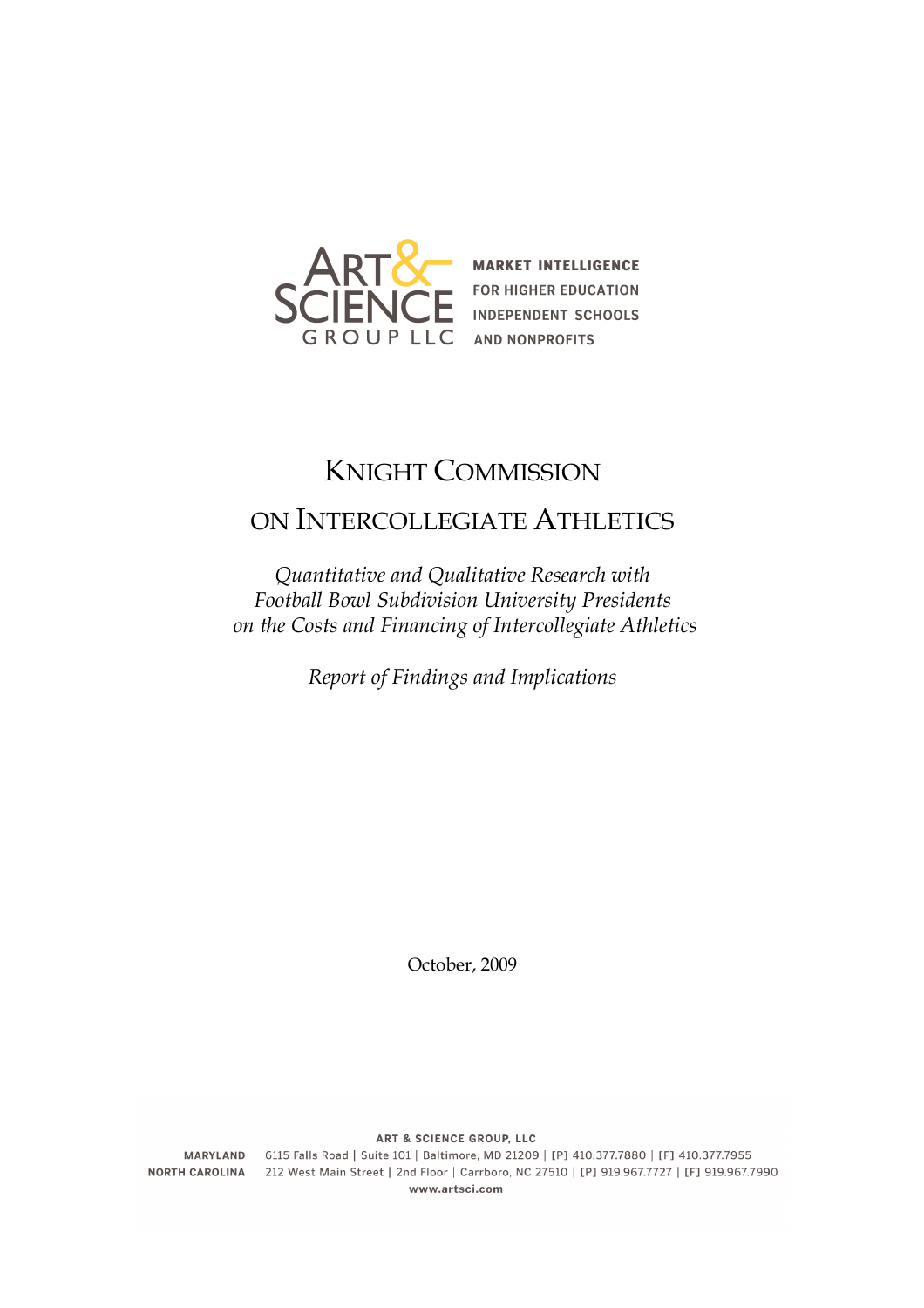ART & SCIENCE GROUP LLC

**MARKET INTELLIGENCE FOR HIGHER EDUCATION INDEPENDENT SCHOOLS AND NONPROFITS**

# KNIGHT COMMISSION ON INTERCOLLEGIATE ATHLETICS

*Quantitative and Qualitative Research with Football Bowl Subdivision University Presidents on the Costs and Financing of Intercollegiate Athletics*

*Report of Findings and Implications*

October, 2009

**ART & SCIENCE GROUP, LLC**

**MARYLAND** 6115 Falls Road | Suite 101 | Baltimore, MD 21209 | [P] 410.377.7880 | [F] 410.377.7955

**NORTH CAROLINA** 212 West Main Street | 2nd Floor | Carrboro, NC 27510 | [P] 919.967.7727 | [F] 919.967.7990

**www.artsci.com**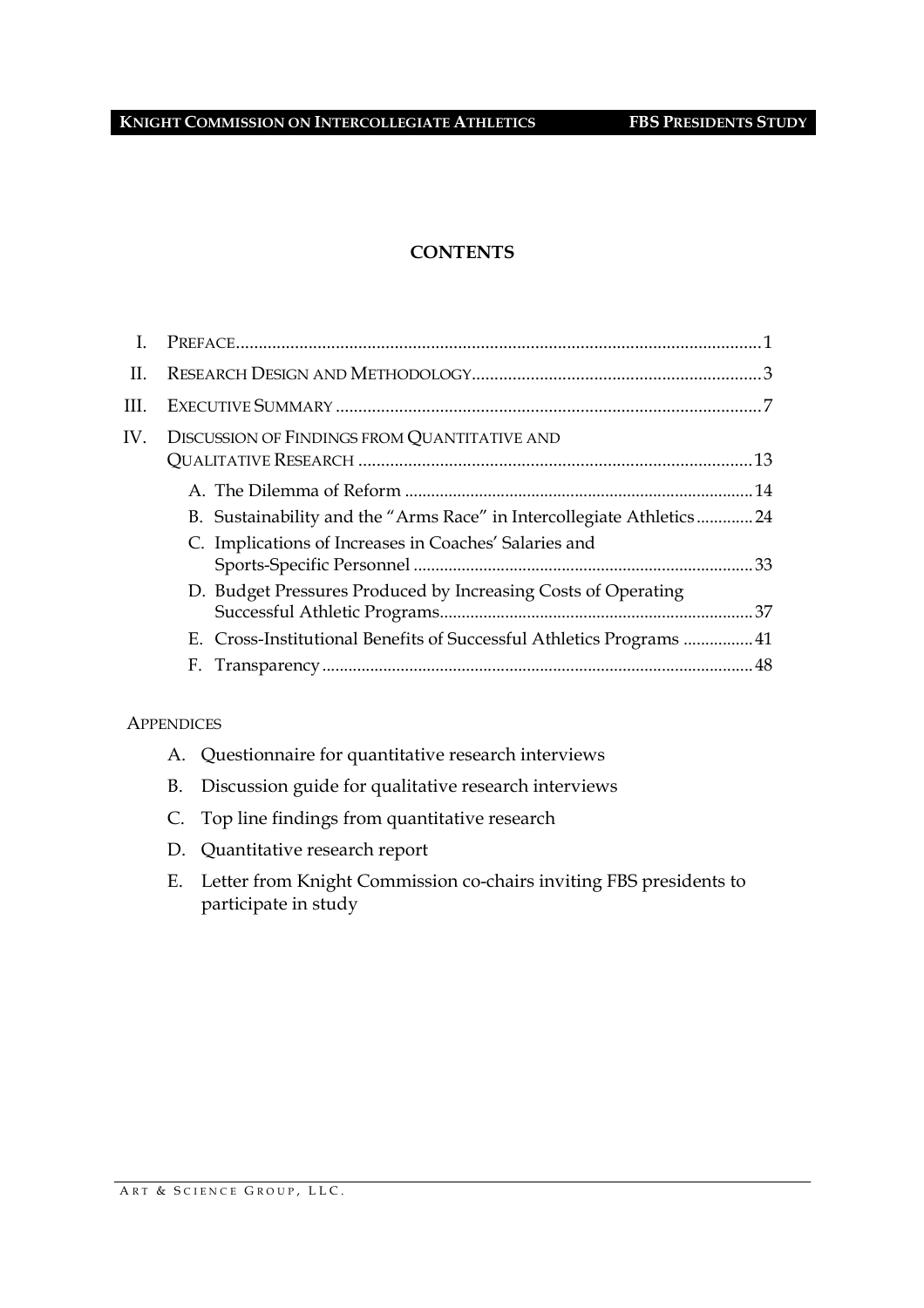# CONTENTS

I. PREFACE ... 1

II. RESEARCH DESIGN AND METHODOLOGY ... 3

III. EXECUTIVE SUMMARY ... 7

IV. DISCUSSION OF FINDINGS FROM QUANTITATIVE AND QUALITATIVE RESEARCH ... 13

- A. The Dilemma of Reform ... 14
- B. Sustainability and the "Arms Race" in Intercollegiate Athletics ... 24
- C. Implications of Increases in Coaches' Salaries and Sports-Specific Personnel ... 33
- D. Budget Pressures Produced by Increasing Costs of Operating Successful Athletic Programs ... 37
- E. Cross-Institutional Benefits of Successful Athletics Programs ... 41
- F. Transparency ... 48

APPENDICES

A. Questionnaire for quantitative research interviews

B. Discussion guide for qualitative research interviews

C. Top line findings from quantitative research

D. Quantitative research report

E. Letter from Knight Commission co-chairs inviting FBS presidents to participate in study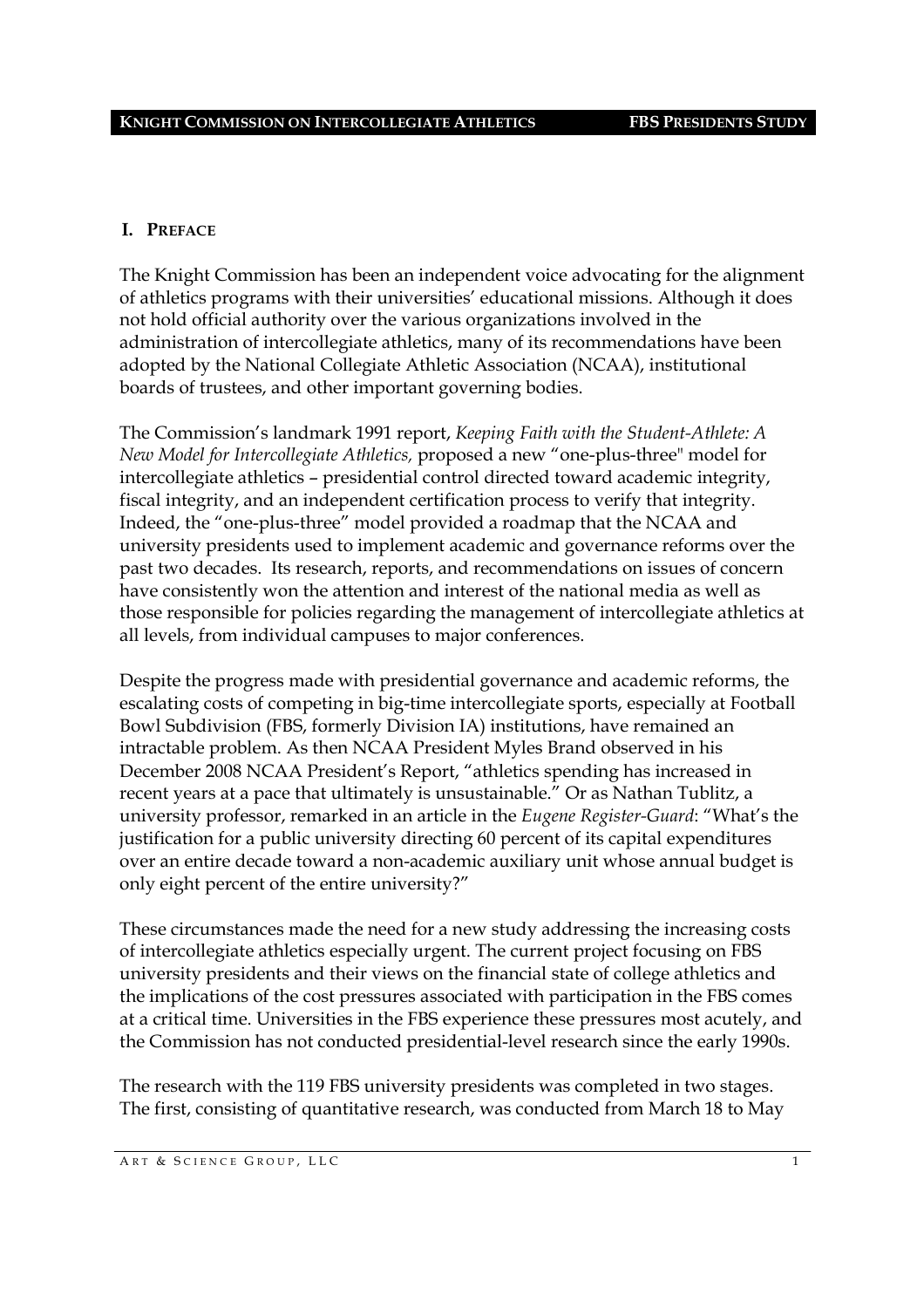## I. PREFACE

The Knight Commission has been an independent voice advocating for the alignment of athletics programs with their universities' educational missions. Although it does not hold official authority over the various organizations involved in the administration of intercollegiate athletics, many of its recommendations have been adopted by the National Collegiate Athletic Association (NCAA), institutional boards of trustees, and other important governing bodies.

The Commission's landmark 1991 report, *Keeping Faith with the Student-Athlete: A New Model for Intercollegiate Athletics,* proposed a new "one-plus-three" model for intercollegiate athletics – presidential control directed toward academic integrity, fiscal integrity, and an independent certification process to verify that integrity. Indeed, the "one-plus-three" model provided a roadmap that the NCAA and university presidents used to implement academic and governance reforms over the past two decades. Its research, reports, and recommendations on issues of concern have consistently won the attention and interest of the national media as well as those responsible for policies regarding the management of intercollegiate athletics at all levels, from individual campuses to major conferences.

Despite the progress made with presidential governance and academic reforms, the escalating costs of competing in big-time intercollegiate sports, especially at Football Bowl Subdivision (FBS, formerly Division IA) institutions, have remained an intractable problem. As then NCAA President Myles Brand observed in his December 2008 NCAA President's Report, "athletics spending has increased in recent years at a pace that ultimately is unsustainable." Or as Nathan Tublitz, a university professor, remarked in an article in the *Eugene Register-Guard*: "What's the justification for a public university directing 60 percent of its capital expenditures over an entire decade toward a non-academic auxiliary unit whose annual budget is only eight percent of the entire university?"

These circumstances made the need for a new study addressing the increasing costs of intercollegiate athletics especially urgent. The current project focusing on FBS university presidents and their views on the financial state of college athletics and the implications of the cost pressures associated with participation in the FBS comes at a critical time. Universities in the FBS experience these pressures most acutely, and the Commission has not conducted presidential-level research since the early 1990s.

The research with the 119 FBS university presidents was completed in two stages. The first, consisting of quantitative research, was conducted from March 18 to May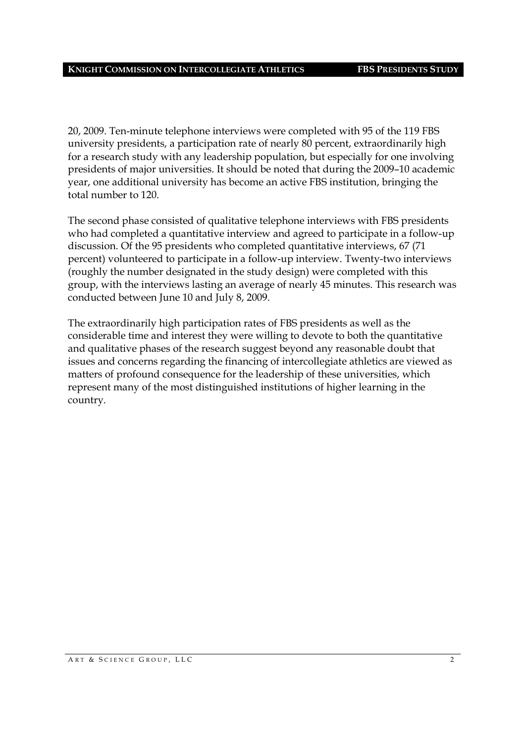20, 2009. Ten-minute telephone interviews were completed with 95 of the 119 FBS university presidents, a participation rate of nearly 80 percent, extraordinarily high for a research study with any leadership population, but especially for one involving presidents of major universities. It should be noted that during the 2009–10 academic year, one additional university has become an active FBS institution, bringing the total number to 120.

The second phase consisted of qualitative telephone interviews with FBS presidents who had completed a quantitative interview and agreed to participate in a follow-up discussion. Of the 95 presidents who completed quantitative interviews, 67 (71 percent) volunteered to participate in a follow-up interview. Twenty-two interviews (roughly the number designated in the study design) were completed with this group, with the interviews lasting an average of nearly 45 minutes. This research was conducted between June 10 and July 8, 2009.

The extraordinarily high participation rates of FBS presidents as well as the considerable time and interest they were willing to devote to both the quantitative and qualitative phases of the research suggest beyond any reasonable doubt that issues and concerns regarding the financing of intercollegiate athletics are viewed as matters of profound consequence for the leadership of these universities, which represent many of the most distinguished institutions of higher learning in the country.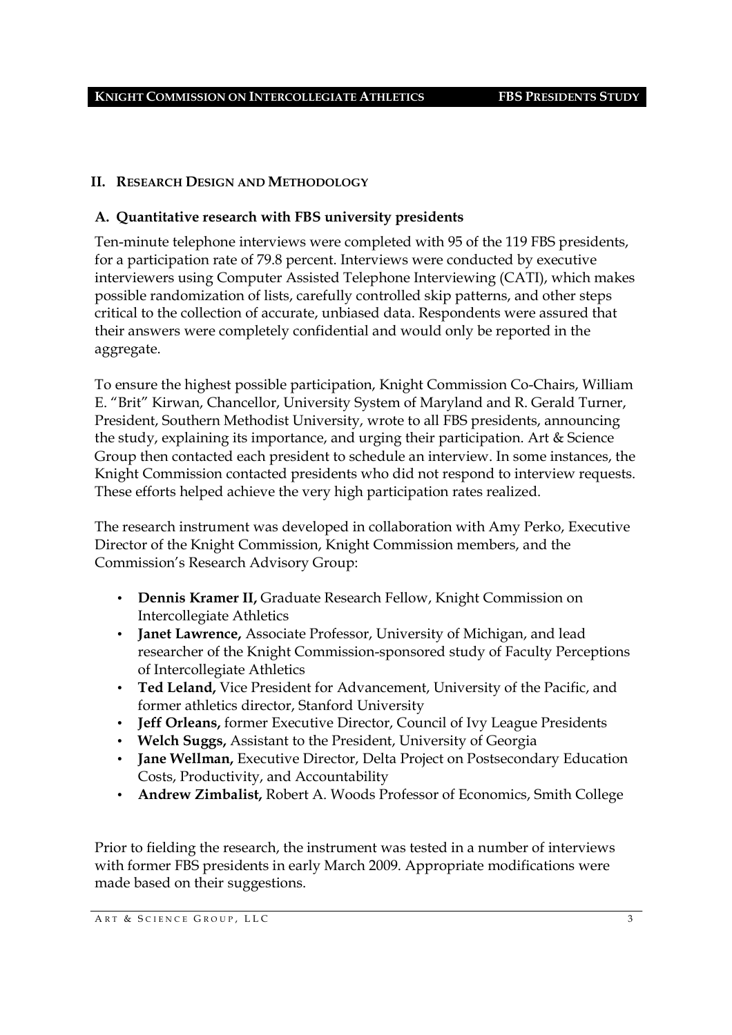## II. Research Design and Methodology

### A. Quantitative research with FBS university presidents

Ten-minute telephone interviews were completed with 95 of the 119 FBS presidents, for a participation rate of 79.8 percent. Interviews were conducted by executive interviewers using Computer Assisted Telephone Interviewing (CATI), which makes possible randomization of lists, carefully controlled skip patterns, and other steps critical to the collection of accurate, unbiased data. Respondents were assured that their answers were completely confidential and would only be reported in the aggregate.

To ensure the highest possible participation, Knight Commission Co-Chairs, William E. "Brit" Kirwan, Chancellor, University System of Maryland and R. Gerald Turner, President, Southern Methodist University, wrote to all FBS presidents, announcing the study, explaining its importance, and urging their participation. Art & Science Group then contacted each president to schedule an interview. In some instances, the Knight Commission contacted presidents who did not respond to interview requests. These efforts helped achieve the very high participation rates realized.

The research instrument was developed in collaboration with Amy Perko, Executive Director of the Knight Commission, Knight Commission members, and the Commission's Research Advisory Group:

- **Dennis Kramer II,** Graduate Research Fellow, Knight Commission on Intercollegiate Athletics
- **Janet Lawrence,** Associate Professor, University of Michigan, and lead researcher of the Knight Commission-sponsored study of Faculty Perceptions of Intercollegiate Athletics
- **Ted Leland,** Vice President for Advancement, University of the Pacific, and former athletics director, Stanford University
- **Jeff Orleans,** former Executive Director, Council of Ivy League Presidents
- **Welch Suggs,** Assistant to the President, University of Georgia
- **Jane Wellman,** Executive Director, Delta Project on Postsecondary Education Costs, Productivity, and Accountability
- **Andrew Zimbalist,** Robert A. Woods Professor of Economics, Smith College

Prior to fielding the research, the instrument was tested in a number of interviews with former FBS presidents in early March 2009. Appropriate modifications were made based on their suggestions.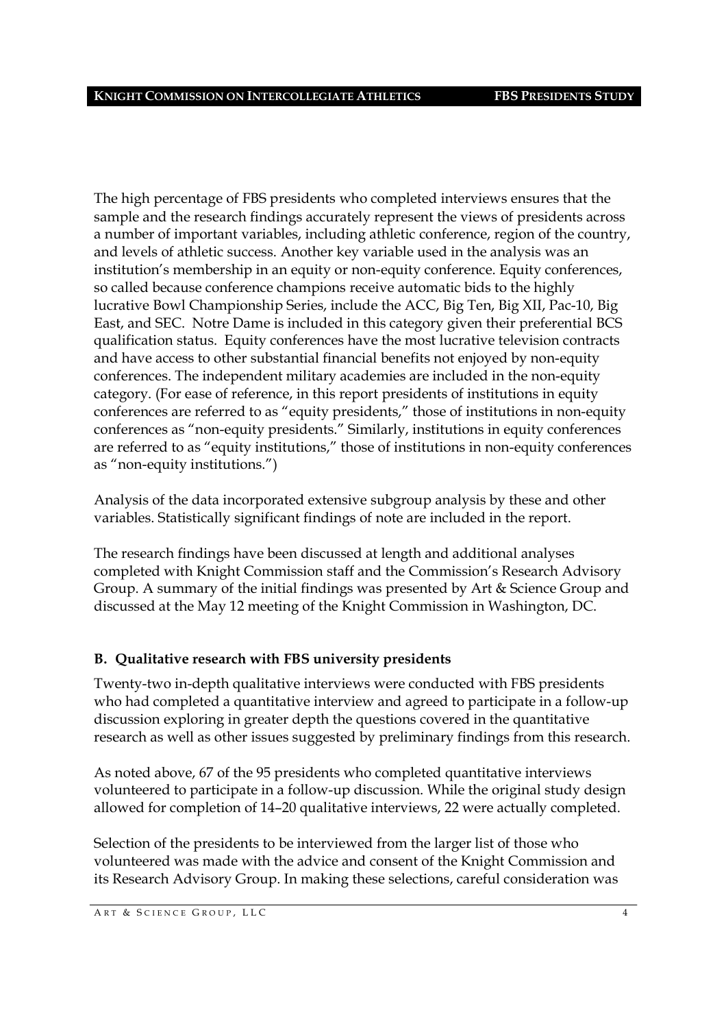The high percentage of FBS presidents who completed interviews ensures that the sample and the research findings accurately represent the views of presidents across a number of important variables, including athletic conference, region of the country, and levels of athletic success. Another key variable used in the analysis was an institution's membership in an equity or non-equity conference. Equity conferences, so called because conference champions receive automatic bids to the highly lucrative Bowl Championship Series, include the ACC, Big Ten, Big XII, Pac-10, Big East, and SEC. Notre Dame is included in this category given their preferential BCS qualification status. Equity conferences have the most lucrative television contracts and have access to other substantial financial benefits not enjoyed by non-equity conferences. The independent military academies are included in the non-equity category. (For ease of reference, in this report presidents of institutions in equity conferences are referred to as "equity presidents," those of institutions in non-equity conferences as "non-equity presidents." Similarly, institutions in equity conferences are referred to as "equity institutions," those of institutions in non-equity conferences as "non-equity institutions.")

Analysis of the data incorporated extensive subgroup analysis by these and other variables. Statistically significant findings of note are included in the report.

The research findings have been discussed at length and additional analyses completed with Knight Commission staff and the Commission's Research Advisory Group. A summary of the initial findings was presented by Art & Science Group and discussed at the May 12 meeting of the Knight Commission in Washington, DC.

**B. Qualitative research with FBS university presidents**

Twenty-two in-depth qualitative interviews were conducted with FBS presidents who had completed a quantitative interview and agreed to participate in a follow-up discussion exploring in greater depth the questions covered in the quantitative research as well as other issues suggested by preliminary findings from this research.

As noted above, 67 of the 95 presidents who completed quantitative interviews volunteered to participate in a follow-up discussion. While the original study design allowed for completion of 14–20 qualitative interviews, 22 were actually completed.

Selection of the presidents to be interviewed from the larger list of those who volunteered was made with the advice and consent of the Knight Commission and its Research Advisory Group. In making these selections, careful consideration was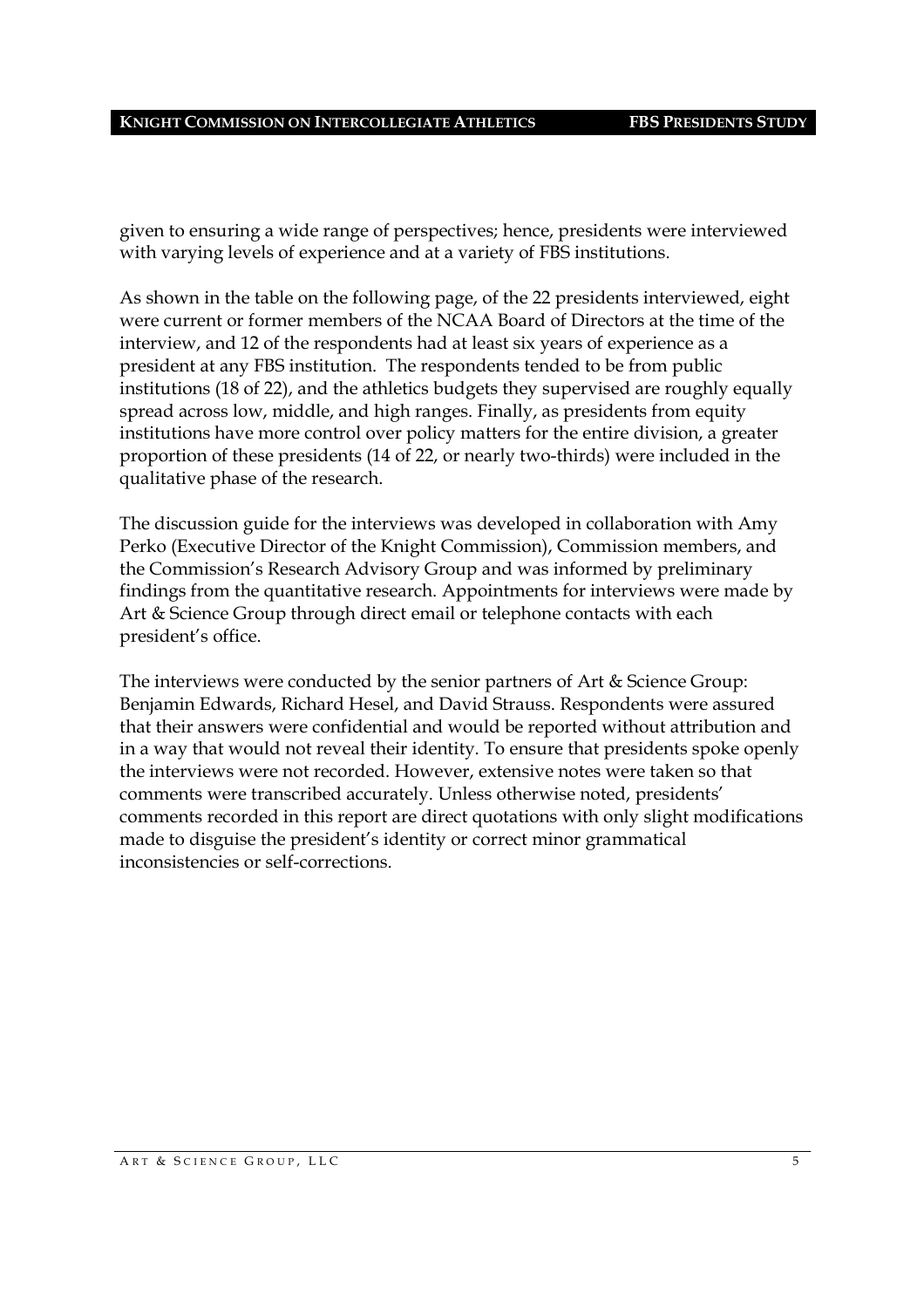given to ensuring a wide range of perspectives; hence, presidents were interviewed with varying levels of experience and at a variety of FBS institutions.

As shown in the table on the following page, of the 22 presidents interviewed, eight were current or former members of the NCAA Board of Directors at the time of the interview, and 12 of the respondents had at least six years of experience as a president at any FBS institution. The respondents tended to be from public institutions (18 of 22), and the athletics budgets they supervised are roughly equally spread across low, middle, and high ranges. Finally, as presidents from equity institutions have more control over policy matters for the entire division, a greater proportion of these presidents (14 of 22, or nearly two-thirds) were included in the qualitative phase of the research.

The discussion guide for the interviews was developed in collaboration with Amy Perko (Executive Director of the Knight Commission), Commission members, and the Commission's Research Advisory Group and was informed by preliminary findings from the quantitative research. Appointments for interviews were made by Art & Science Group through direct email or telephone contacts with each president's office.

The interviews were conducted by the senior partners of Art & Science Group: Benjamin Edwards, Richard Hesel, and David Strauss. Respondents were assured that their answers were confidential and would be reported without attribution and in a way that would not reveal their identity. To ensure that presidents spoke openly the interviews were not recorded. However, extensive notes were taken so that comments were transcribed accurately. Unless otherwise noted, presidents' comments recorded in this report are direct quotations with only slight modifications made to disguise the president's identity or correct minor grammatical inconsistencies or self-corrections.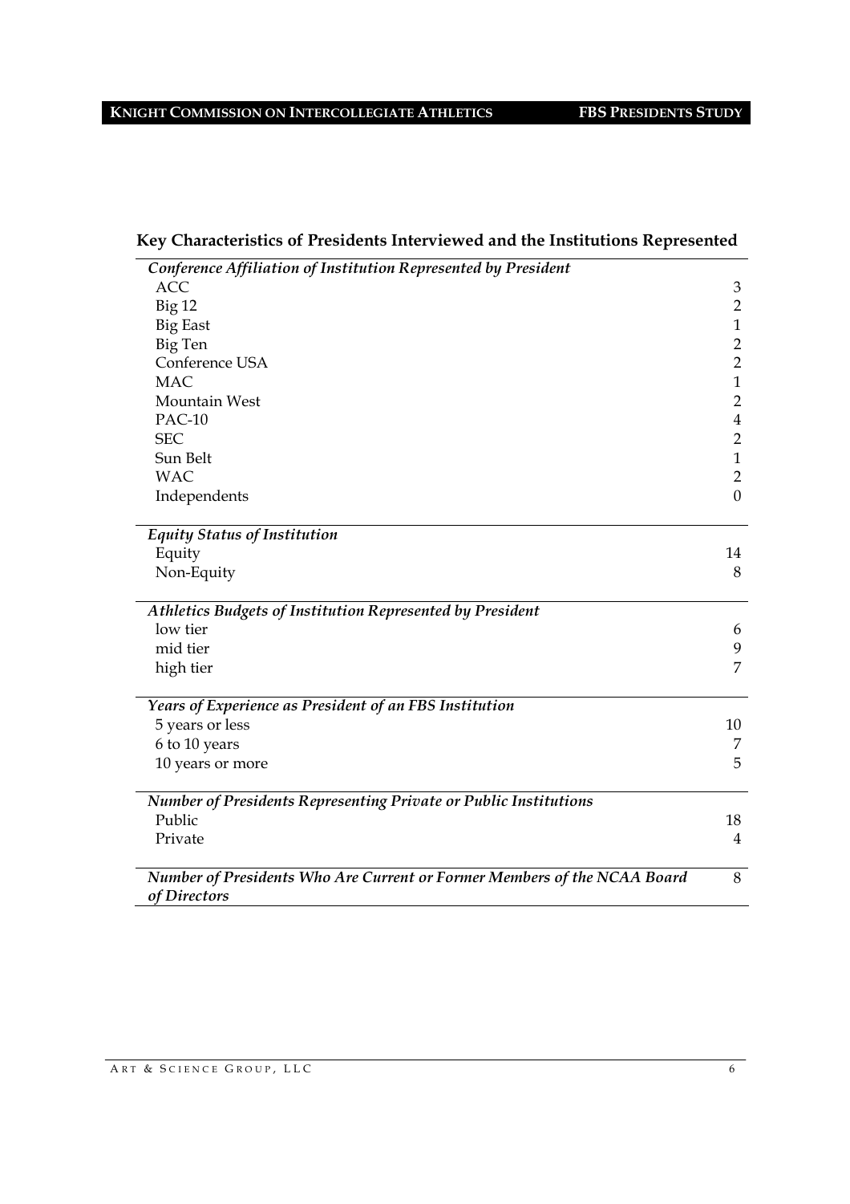## Key Characteristics of Presidents Interviewed and the Institutions Represented

| *Conference Affiliation of Institution Represented by President* | |
|---|---|
| ACC | 3 |
| Big 12 | 2 |
| Big East | 1 |
| Big Ten | 2 |
| Conference USA | 2 |
| MAC | 1 |
| Mountain West | 2 |
| PAC-10 | 4 |
| SEC | 2 |
| Sun Belt | 1 |
| WAC | 2 |
| Independents | 0 |
| ***Equity Status of Institution*** | |
| Equity | 14 |
| Non-Equity | 8 |
| ***Athletics Budgets of Institution Represented by President*** | |
| low tier | 6 |
| mid tier | 9 |
| high tier | 7 |
| ***Years of Experience as President of an FBS Institution*** | |
| 5 years or less | 10 |
| 6 to 10 years | 7 |
| 10 years or more | 5 |
| ***Number of Presidents Representing Private or Public Institutions*** | |
| Public | 18 |
| Private | 4 |
| ***Number of Presidents Who Are Current or Former Members of the NCAA Board of Directors*** | 8 |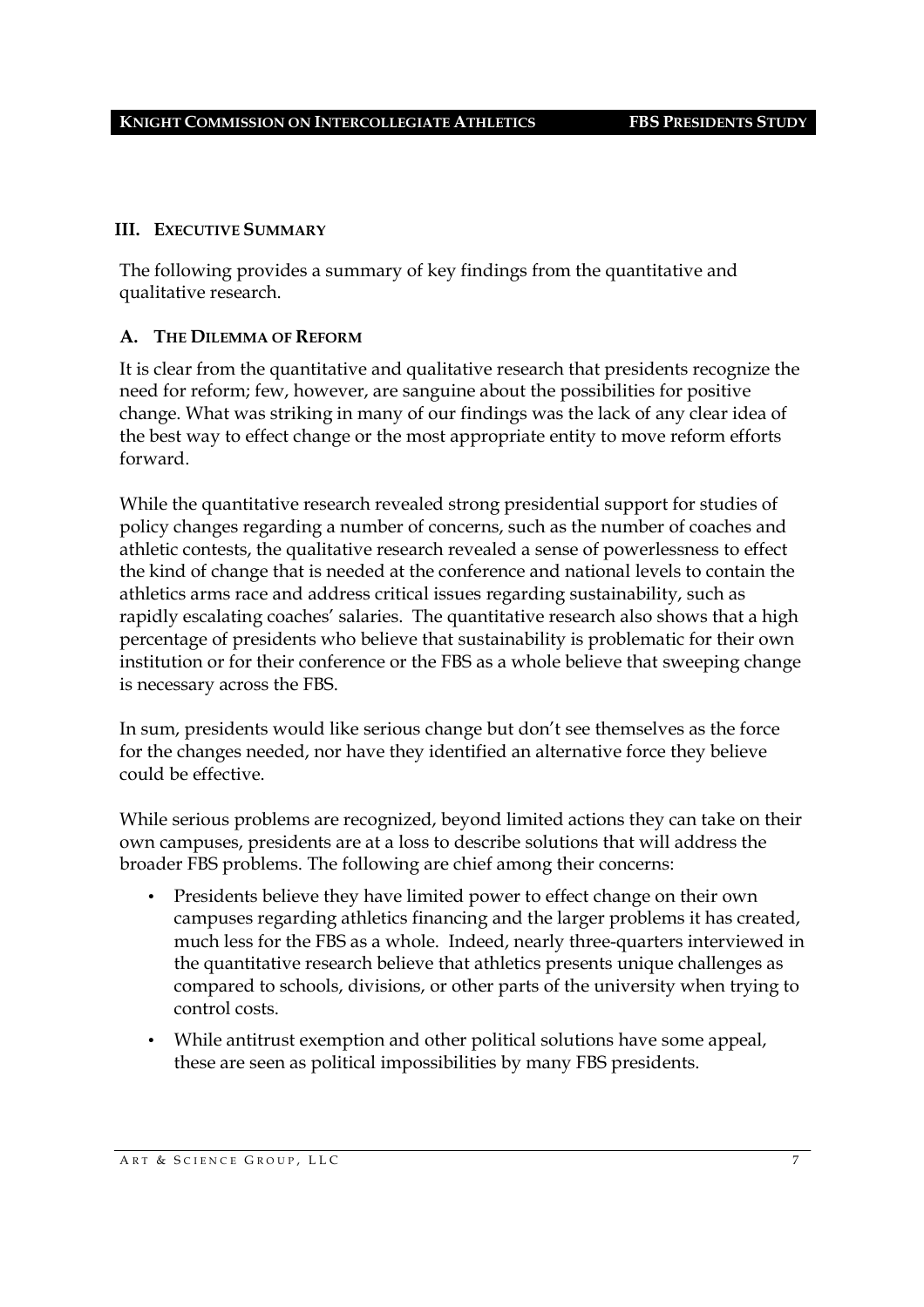## III. Executive Summary

The following provides a summary of key findings from the quantitative and qualitative research.

### A. The Dilemma of Reform

It is clear from the quantitative and qualitative research that presidents recognize the need for reform; few, however, are sanguine about the possibilities for positive change. What was striking in many of our findings was the lack of any clear idea of the best way to effect change or the most appropriate entity to move reform efforts forward.

While the quantitative research revealed strong presidential support for studies of policy changes regarding a number of concerns, such as the number of coaches and athletic contests, the qualitative research revealed a sense of powerlessness to effect the kind of change that is needed at the conference and national levels to contain the athletics arms race and address critical issues regarding sustainability, such as rapidly escalating coaches' salaries. The quantitative research also shows that a high percentage of presidents who believe that sustainability is problematic for their own institution or for their conference or the FBS as a whole believe that sweeping change is necessary across the FBS.

In sum, presidents would like serious change but don't see themselves as the force for the changes needed, nor have they identified an alternative force they believe could be effective.

While serious problems are recognized, beyond limited actions they can take on their own campuses, presidents are at a loss to describe solutions that will address the broader FBS problems. The following are chief among their concerns:

- Presidents believe they have limited power to effect change on their own campuses regarding athletics financing and the larger problems it has created, much less for the FBS as a whole. Indeed, nearly three-quarters interviewed in the quantitative research believe that athletics presents unique challenges as compared to schools, divisions, or other parts of the university when trying to control costs.
- While antitrust exemption and other political solutions have some appeal, these are seen as political impossibilities by many FBS presidents.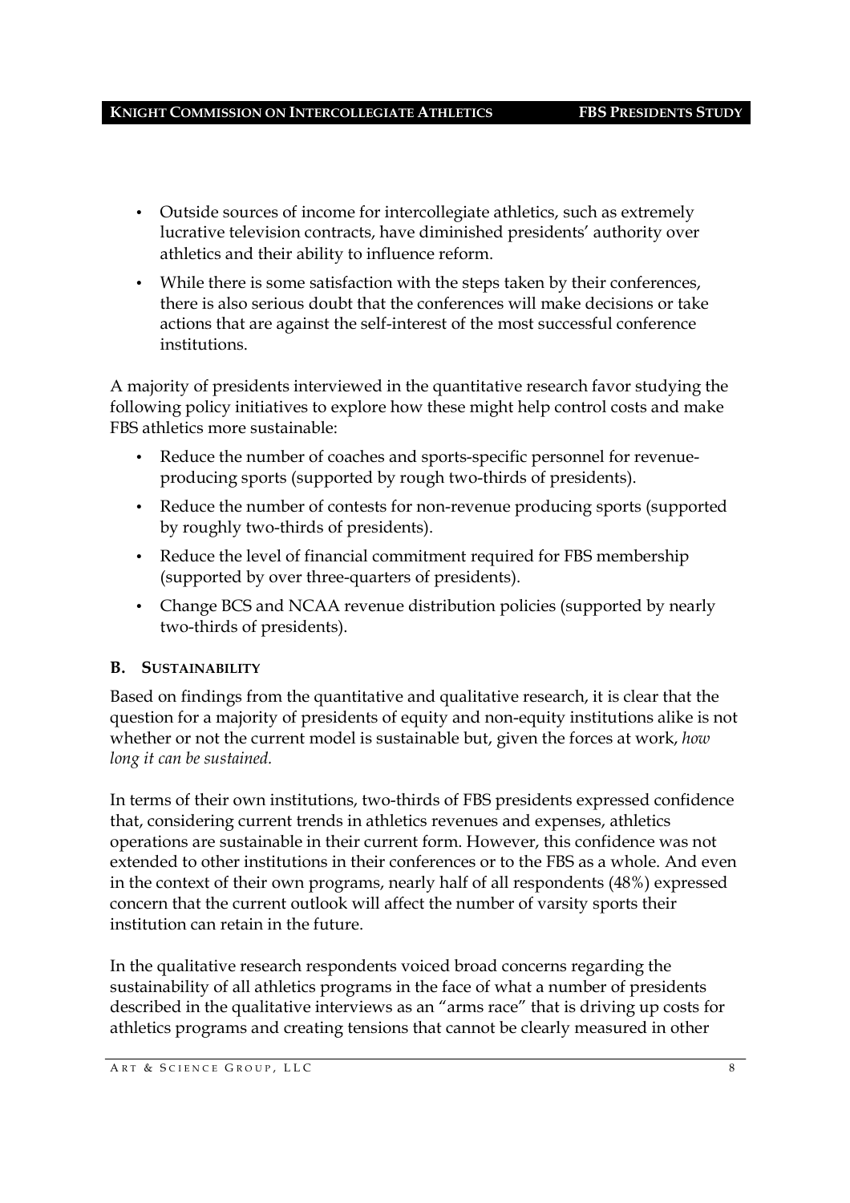- Outside sources of income for intercollegiate athletics, such as extremely lucrative television contracts, have diminished presidents' authority over athletics and their ability to influence reform.
- While there is some satisfaction with the steps taken by their conferences, there is also serious doubt that the conferences will make decisions or take actions that are against the self-interest of the most successful conference institutions.

A majority of presidents interviewed in the quantitative research favor studying the following policy initiatives to explore how these might help control costs and make FBS athletics more sustainable:

- Reduce the number of coaches and sports-specific personnel for revenue-producing sports (supported by rough two-thirds of presidents).
- Reduce the number of contests for non-revenue producing sports (supported by roughly two-thirds of presidents).
- Reduce the level of financial commitment required for FBS membership (supported by over three-quarters of presidents).
- Change BCS and NCAA revenue distribution policies (supported by nearly two-thirds of presidents).

### B. Sustainability

Based on findings from the quantitative and qualitative research, it is clear that the question for a majority of presidents of equity and non-equity institutions alike is not whether or not the current model is sustainable but, given the forces at work, *how long it can be sustained.*

In terms of their own institutions, two-thirds of FBS presidents expressed confidence that, considering current trends in athletics revenues and expenses, athletics operations are sustainable in their current form. However, this confidence was not extended to other institutions in their conferences or to the FBS as a whole. And even in the context of their own programs, nearly half of all respondents (48%) expressed concern that the current outlook will affect the number of varsity sports their institution can retain in the future.

In the qualitative research respondents voiced broad concerns regarding the sustainability of all athletics programs in the face of what a number of presidents described in the qualitative interviews as an "arms race" that is driving up costs for athletics programs and creating tensions that cannot be clearly measured in other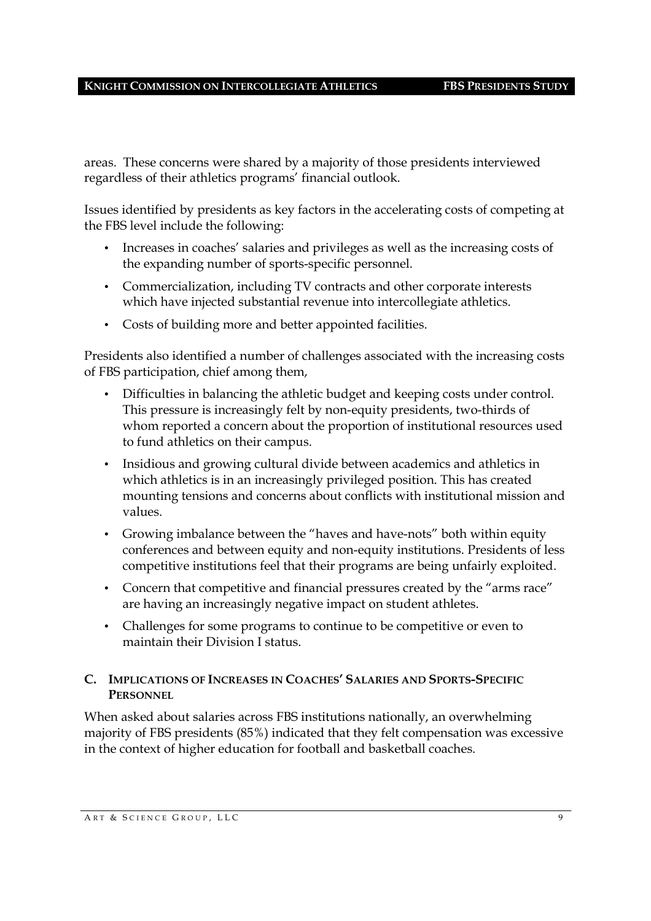areas. These concerns were shared by a majority of those presidents interviewed regardless of their athletics programs' financial outlook.

Issues identified by presidents as key factors in the accelerating costs of competing at the FBS level include the following:

- Increases in coaches' salaries and privileges as well as the increasing costs of the expanding number of sports-specific personnel.
- Commercialization, including TV contracts and other corporate interests which have injected substantial revenue into intercollegiate athletics.
- Costs of building more and better appointed facilities.

Presidents also identified a number of challenges associated with the increasing costs of FBS participation, chief among them,

- Difficulties in balancing the athletic budget and keeping costs under control. This pressure is increasingly felt by non-equity presidents, two-thirds of whom reported a concern about the proportion of institutional resources used to fund athletics on their campus.
- Insidious and growing cultural divide between academics and athletics in which athletics is in an increasingly privileged position. This has created mounting tensions and concerns about conflicts with institutional mission and values.
- Growing imbalance between the "haves and have-nots" both within equity conferences and between equity and non-equity institutions. Presidents of less competitive institutions feel that their programs are being unfairly exploited.
- Concern that competitive and financial pressures created by the "arms race" are having an increasingly negative impact on student athletes.
- Challenges for some programs to continue to be competitive or even to maintain their Division I status.

### C. Implications of Increases in Coaches' Salaries and Sports-Specific Personnel

When asked about salaries across FBS institutions nationally, an overwhelming majority of FBS presidents (85%) indicated that they felt compensation was excessive in the context of higher education for football and basketball coaches.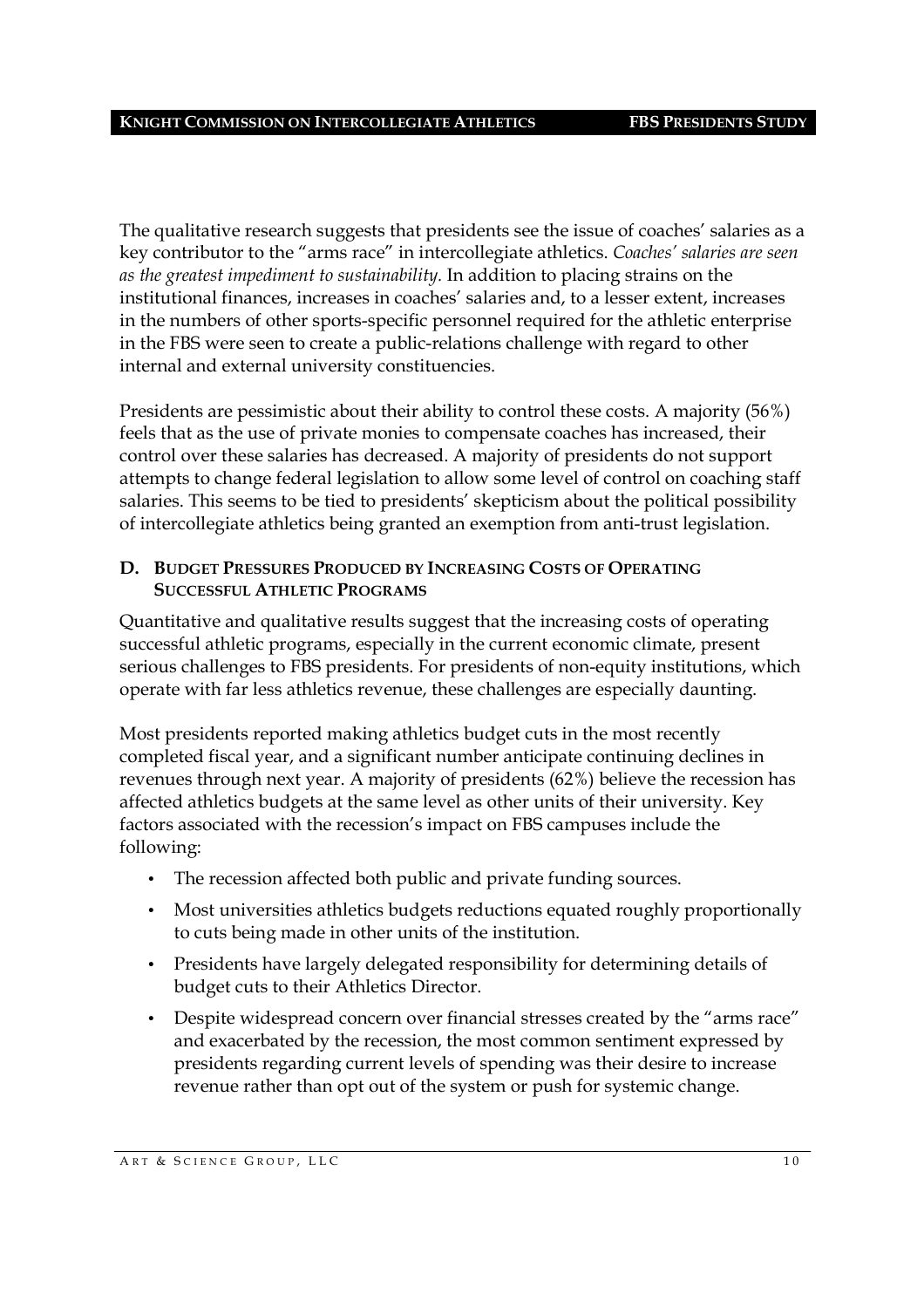The qualitative research suggests that presidents see the issue of coaches' salaries as a key contributor to the "arms race" in intercollegiate athletics. *Coaches' salaries are seen as the greatest impediment to sustainability.* In addition to placing strains on the institutional finances, increases in coaches' salaries and, to a lesser extent, increases in the numbers of other sports-specific personnel required for the athletic enterprise in the FBS were seen to create a public-relations challenge with regard to other internal and external university constituencies.

Presidents are pessimistic about their ability to control these costs. A majority (56%) feels that as the use of private monies to compensate coaches has increased, their control over these salaries has decreased. A majority of presidents do not support attempts to change federal legislation to allow some level of control on coaching staff salaries. This seems to be tied to presidents' skepticism about the political possibility of intercollegiate athletics being granted an exemption from anti-trust legislation.

### D. Budget Pressures Produced by Increasing Costs of Operating Successful Athletic Programs

Quantitative and qualitative results suggest that the increasing costs of operating successful athletic programs, especially in the current economic climate, present serious challenges to FBS presidents. For presidents of non-equity institutions, which operate with far less athletics revenue, these challenges are especially daunting.

Most presidents reported making athletics budget cuts in the most recently completed fiscal year, and a significant number anticipate continuing declines in revenues through next year. A majority of presidents (62%) believe the recession has affected athletics budgets at the same level as other units of their university. Key factors associated with the recession's impact on FBS campuses include the following:

- The recession affected both public and private funding sources.
- Most universities athletics budgets reductions equated roughly proportionally to cuts being made in other units of the institution.
- Presidents have largely delegated responsibility for determining details of budget cuts to their Athletics Director.
- Despite widespread concern over financial stresses created by the "arms race" and exacerbated by the recession, the most common sentiment expressed by presidents regarding current levels of spending was their desire to increase revenue rather than opt out of the system or push for systemic change.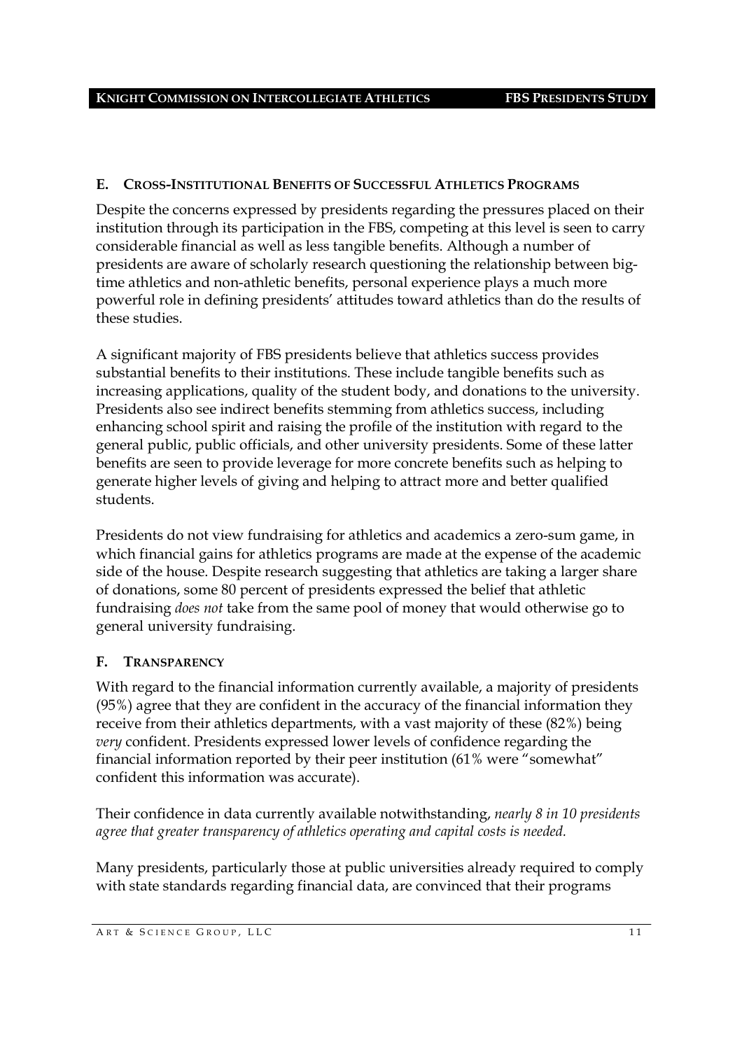## E. Cross-Institutional Benefits of Successful Athletics Programs

Despite the concerns expressed by presidents regarding the pressures placed on their institution through its participation in the FBS, competing at this level is seen to carry considerable financial as well as less tangible benefits. Although a number of presidents are aware of scholarly research questioning the relationship between big-time athletics and non-athletic benefits, personal experience plays a much more powerful role in defining presidents' attitudes toward athletics than do the results of these studies.

A significant majority of FBS presidents believe that athletics success provides substantial benefits to their institutions. These include tangible benefits such as increasing applications, quality of the student body, and donations to the university. Presidents also see indirect benefits stemming from athletics success, including enhancing school spirit and raising the profile of the institution with regard to the general public, public officials, and other university presidents. Some of these latter benefits are seen to provide leverage for more concrete benefits such as helping to generate higher levels of giving and helping to attract more and better qualified students.

Presidents do not view fundraising for athletics and academics a zero-sum game, in which financial gains for athletics programs are made at the expense of the academic side of the house. Despite research suggesting that athletics are taking a larger share of donations, some 80 percent of presidents expressed the belief that athletic fundraising *does not* take from the same pool of money that would otherwise go to general university fundraising.

## F. Transparency

With regard to the financial information currently available, a majority of presidents (95%) agree that they are confident in the accuracy of the financial information they receive from their athletics departments, with a vast majority of these (82%) being *very* confident. Presidents expressed lower levels of confidence regarding the financial information reported by their peer institution (61% were "somewhat" confident this information was accurate).

Their confidence in data currently available notwithstanding, *nearly 8 in 10 presidents agree that greater transparency of athletics operating and capital costs is needed.*

Many presidents, particularly those at public universities already required to comply with state standards regarding financial data, are convinced that their programs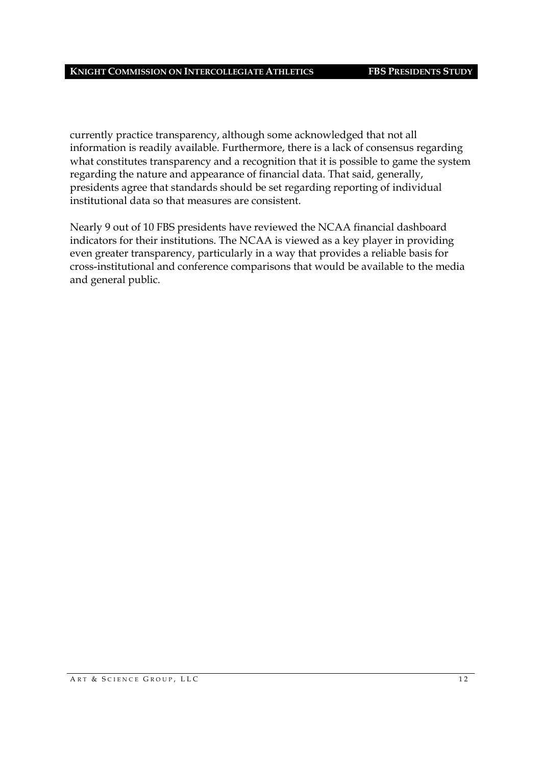currently practice transparency, although some acknowledged that not all information is readily available. Furthermore, there is a lack of consensus regarding what constitutes transparency and a recognition that it is possible to game the system regarding the nature and appearance of financial data. That said, generally, presidents agree that standards should be set regarding reporting of individual institutional data so that measures are consistent.

Nearly 9 out of 10 FBS presidents have reviewed the NCAA financial dashboard indicators for their institutions. The NCAA is viewed as a key player in providing even greater transparency, particularly in a way that provides a reliable basis for cross-institutional and conference comparisons that would be available to the media and general public.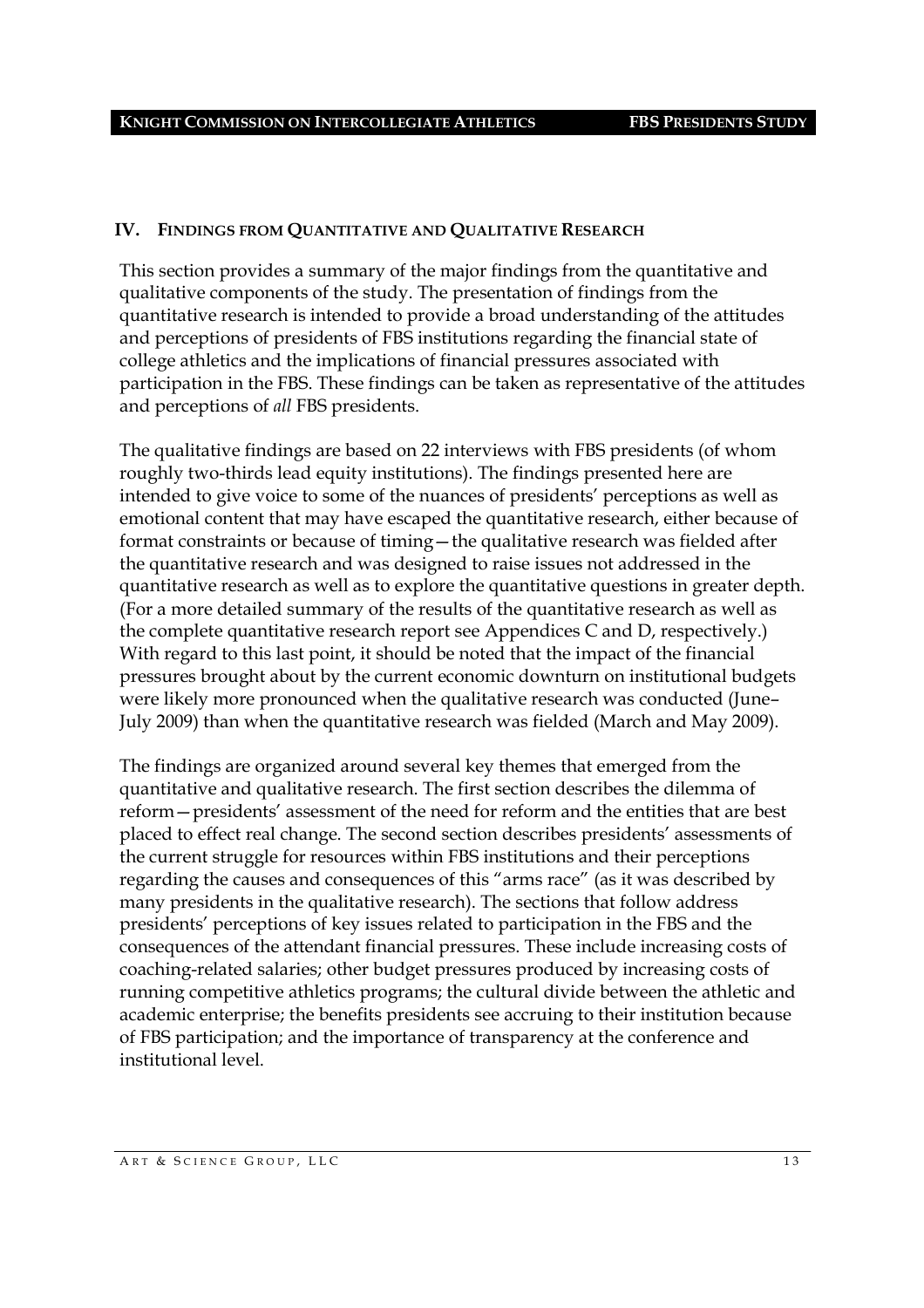## IV. Findings from Quantitative and Qualitative Research

This section provides a summary of the major findings from the quantitative and qualitative components of the study. The presentation of findings from the quantitative research is intended to provide a broad understanding of the attitudes and perceptions of presidents of FBS institutions regarding the financial state of college athletics and the implications of financial pressures associated with participation in the FBS. These findings can be taken as representative of the attitudes and perceptions of *all* FBS presidents.

The qualitative findings are based on 22 interviews with FBS presidents (of whom roughly two-thirds lead equity institutions). The findings presented here are intended to give voice to some of the nuances of presidents' perceptions as well as emotional content that may have escaped the quantitative research, either because of format constraints or because of timing—the qualitative research was fielded after the quantitative research and was designed to raise issues not addressed in the quantitative research as well as to explore the quantitative questions in greater depth. (For a more detailed summary of the results of the quantitative research as well as the complete quantitative research report see Appendices C and D, respectively.) With regard to this last point, it should be noted that the impact of the financial pressures brought about by the current economic downturn on institutional budgets were likely more pronounced when the qualitative research was conducted (June–July 2009) than when the quantitative research was fielded (March and May 2009).

The findings are organized around several key themes that emerged from the quantitative and qualitative research. The first section describes the dilemma of reform—presidents' assessment of the need for reform and the entities that are best placed to effect real change. The second section describes presidents' assessments of the current struggle for resources within FBS institutions and their perceptions regarding the causes and consequences of this "arms race" (as it was described by many presidents in the qualitative research). The sections that follow address presidents' perceptions of key issues related to participation in the FBS and the consequences of the attendant financial pressures. These include increasing costs of coaching-related salaries; other budget pressures produced by increasing costs of running competitive athletics programs; the cultural divide between the athletic and academic enterprise; the benefits presidents see accruing to their institution because of FBS participation; and the importance of transparency at the conference and institutional level.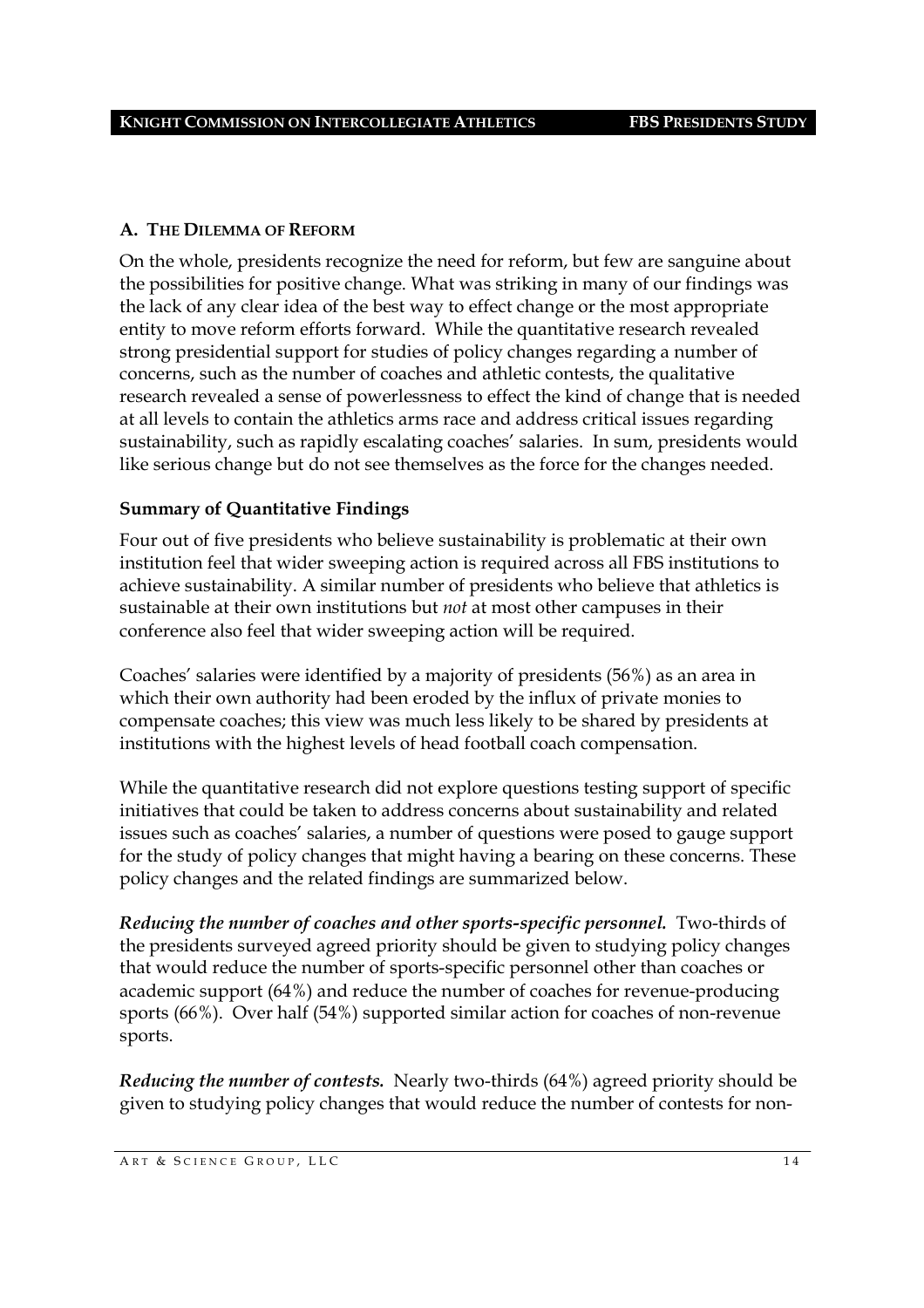### A. The Dilemma of Reform

On the whole, presidents recognize the need for reform, but few are sanguine about the possibilities for positive change. What was striking in many of our findings was the lack of any clear idea of the best way to effect change or the most appropriate entity to move reform efforts forward. While the quantitative research revealed strong presidential support for studies of policy changes regarding a number of concerns, such as the number of coaches and athletic contests, the qualitative research revealed a sense of powerlessness to effect the kind of change that is needed at all levels to contain the athletics arms race and address critical issues regarding sustainability, such as rapidly escalating coaches' salaries. In sum, presidents would like serious change but do not see themselves as the force for the changes needed.

#### Summary of Quantitative Findings

Four out of five presidents who believe sustainability is problematic at their own institution feel that wider sweeping action is required across all FBS institutions to achieve sustainability. A similar number of presidents who believe that athletics is sustainable at their own institutions but *not* at most other campuses in their conference also feel that wider sweeping action will be required.

Coaches' salaries were identified by a majority of presidents (56%) as an area in which their own authority had been eroded by the influx of private monies to compensate coaches; this view was much less likely to be shared by presidents at institutions with the highest levels of head football coach compensation.

While the quantitative research did not explore questions testing support of specific initiatives that could be taken to address concerns about sustainability and related issues such as coaches' salaries, a number of questions were posed to gauge support for the study of policy changes that might having a bearing on these concerns. These policy changes and the related findings are summarized below.

***Reducing the number of coaches and other sports-specific personnel.*** Two-thirds of the presidents surveyed agreed priority should be given to studying policy changes that would reduce the number of sports-specific personnel other than coaches or academic support (64%) and reduce the number of coaches for revenue-producing sports (66%). Over half (54%) supported similar action for coaches of non-revenue sports.

***Reducing the number of contests.*** Nearly two-thirds (64%) agreed priority should be given to studying policy changes that would reduce the number of contests for non-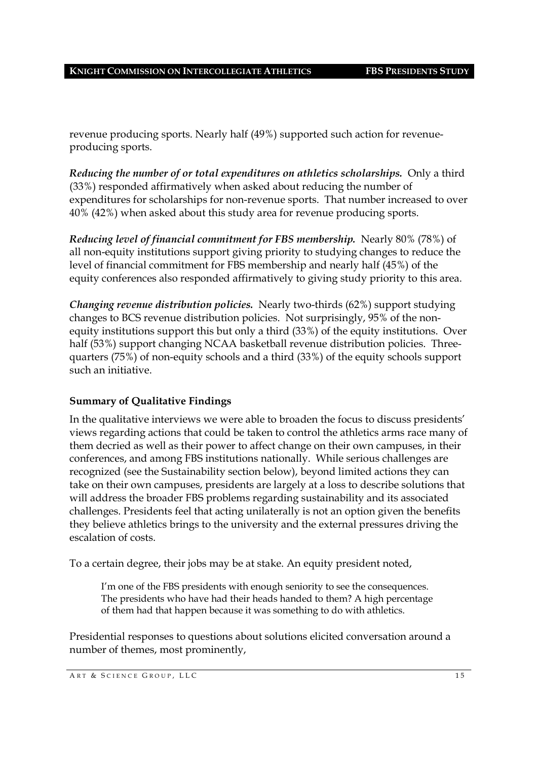revenue producing sports. Nearly half (49%) supported such action for revenue-producing sports.

***Reducing the number of or total expenditures on athletics scholarships.*** Only a third (33%) responded affirmatively when asked about reducing the number of expenditures for scholarships for non-revenue sports. That number increased to over 40% (42%) when asked about this study area for revenue producing sports.

***Reducing level of financial commitment for FBS membership.*** Nearly 80% (78%) of all non-equity institutions support giving priority to studying changes to reduce the level of financial commitment for FBS membership and nearly half (45%) of the equity conferences also responded affirmatively to giving study priority to this area.

***Changing revenue distribution policies.*** Nearly two-thirds (62%) support studying changes to BCS revenue distribution policies. Not surprisingly, 95% of the non-equity institutions support this but only a third (33%) of the equity institutions. Over half (53%) support changing NCAA basketball revenue distribution policies. Three-quarters (75%) of non-equity schools and a third (33%) of the equity schools support such an initiative.

### Summary of Qualitative Findings

In the qualitative interviews we were able to broaden the focus to discuss presidents' views regarding actions that could be taken to control the athletics arms race many of them decried as well as their power to affect change on their own campuses, in their conferences, and among FBS institutions nationally. While serious challenges are recognized (see the Sustainability section below), beyond limited actions they can take on their own campuses, presidents are largely at a loss to describe solutions that will address the broader FBS problems regarding sustainability and its associated challenges. Presidents feel that acting unilaterally is not an option given the benefits they believe athletics brings to the university and the external pressures driving the escalation of costs.

To a certain degree, their jobs may be at stake. An equity president noted,

> I'm one of the FBS presidents with enough seniority to see the consequences. The presidents who have had their heads handed to them? A high percentage of them had that happen because it was something to do with athletics.

Presidential responses to questions about solutions elicited conversation around a number of themes, most prominently,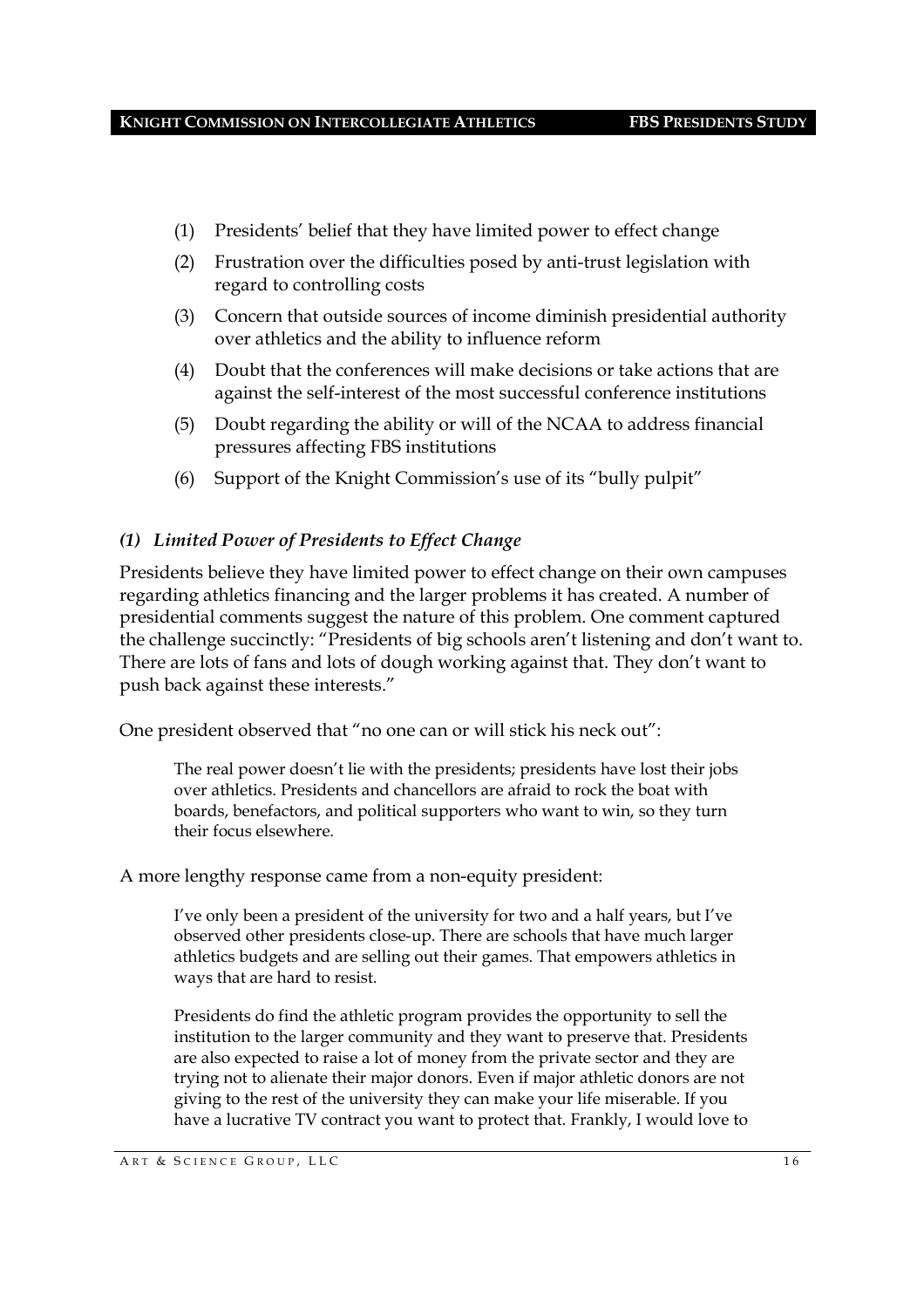(1) Presidents' belief that they have limited power to effect change

(2) Frustration over the difficulties posed by anti-trust legislation with regard to controlling costs

(3) Concern that outside sources of income diminish presidential authority over athletics and the ability to influence reform

(4) Doubt that the conferences will make decisions or take actions that are against the self-interest of the most successful conference institutions

(5) Doubt regarding the ability or will of the NCAA to address financial pressures affecting FBS institutions

(6) Support of the Knight Commission's use of its "bully pulpit"

### *(1) Limited Power of Presidents to Effect Change*

Presidents believe they have limited power to effect change on their own campuses regarding athletics financing and the larger problems it has created. A number of presidential comments suggest the nature of this problem. One comment captured the challenge succinctly: "Presidents of big schools aren't listening and don't want to. There are lots of fans and lots of dough working against that. They don't want to push back against these interests."

One president observed that "no one can or will stick his neck out":

> The real power doesn't lie with the presidents; presidents have lost their jobs over athletics. Presidents and chancellors are afraid to rock the boat with boards, benefactors, and political supporters who want to win, so they turn their focus elsewhere.

A more lengthy response came from a non-equity president:

> I've only been a president of the university for two and a half years, but I've observed other presidents close-up. There are schools that have much larger athletics budgets and are selling out their games. That empowers athletics in ways that are hard to resist.
>
> Presidents do find the athletic program provides the opportunity to sell the institution to the larger community and they want to preserve that. Presidents are also expected to raise a lot of money from the private sector and they are trying not to alienate their major donors. Even if major athletic donors are not giving to the rest of the university they can make your life miserable. If you have a lucrative TV contract you want to protect that. Frankly, I would love to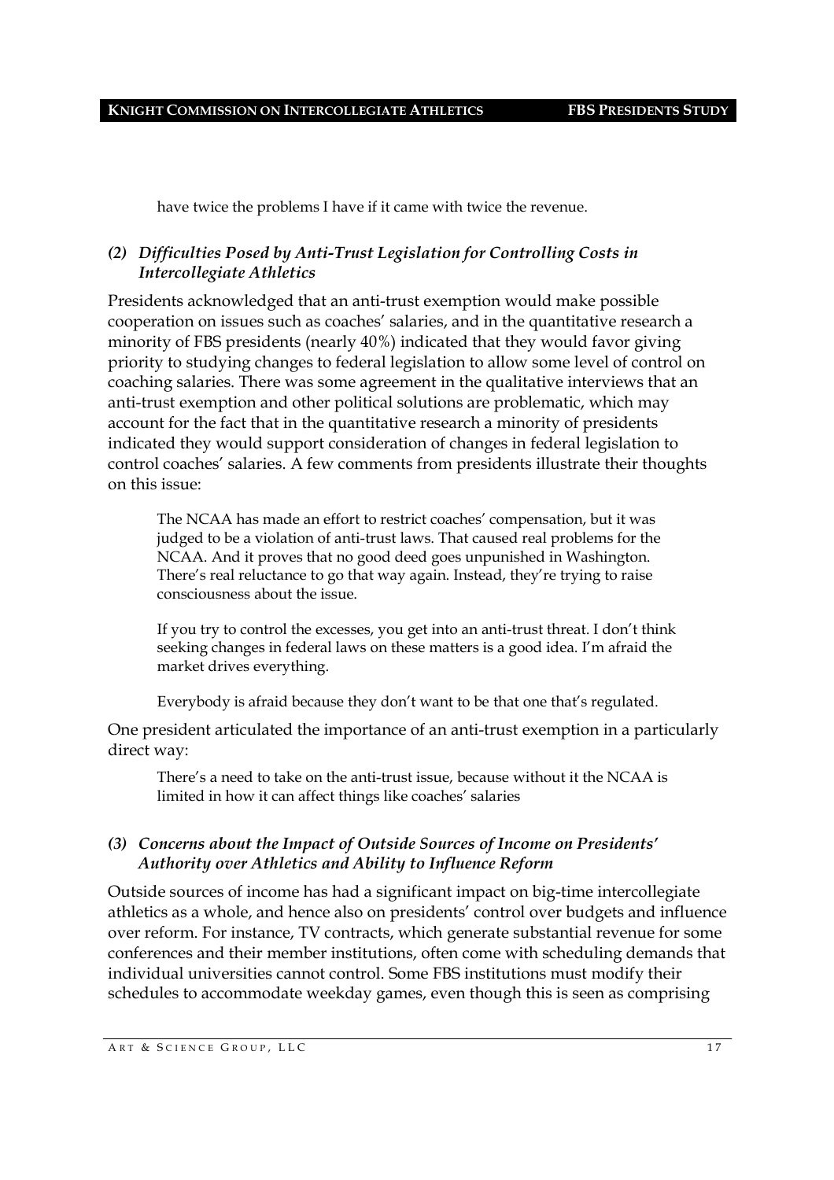have twice the problems I have if it came with twice the revenue.

### *(2) Difficulties Posed by Anti-Trust Legislation for Controlling Costs in Intercollegiate Athletics*

Presidents acknowledged that an anti-trust exemption would make possible cooperation on issues such as coaches' salaries, and in the quantitative research a minority of FBS presidents (nearly 40%) indicated that they would favor giving priority to studying changes to federal legislation to allow some level of control on coaching salaries. There was some agreement in the qualitative interviews that an anti-trust exemption and other political solutions are problematic, which may account for the fact that in the quantitative research a minority of presidents indicated they would support consideration of changes in federal legislation to control coaches' salaries. A few comments from presidents illustrate their thoughts on this issue:

> The NCAA has made an effort to restrict coaches' compensation, but it was judged to be a violation of anti-trust laws. That caused real problems for the NCAA. And it proves that no good deed goes unpunished in Washington. There's real reluctance to go that way again. Instead, they're trying to raise consciousness about the issue.

> If you try to control the excesses, you get into an anti-trust threat. I don't think seeking changes in federal laws on these matters is a good idea. I'm afraid the market drives everything.

> Everybody is afraid because they don't want to be that one that's regulated.

One president articulated the importance of an anti-trust exemption in a particularly direct way:

> There's a need to take on the anti-trust issue, because without it the NCAA is limited in how it can affect things like coaches' salaries

### *(3) Concerns about the Impact of Outside Sources of Income on Presidents' Authority over Athletics and Ability to Influence Reform*

Outside sources of income has had a significant impact on big-time intercollegiate athletics as a whole, and hence also on presidents' control over budgets and influence over reform. For instance, TV contracts, which generate substantial revenue for some conferences and their member institutions, often come with scheduling demands that individual universities cannot control. Some FBS institutions must modify their schedules to accommodate weekday games, even though this is seen as comprising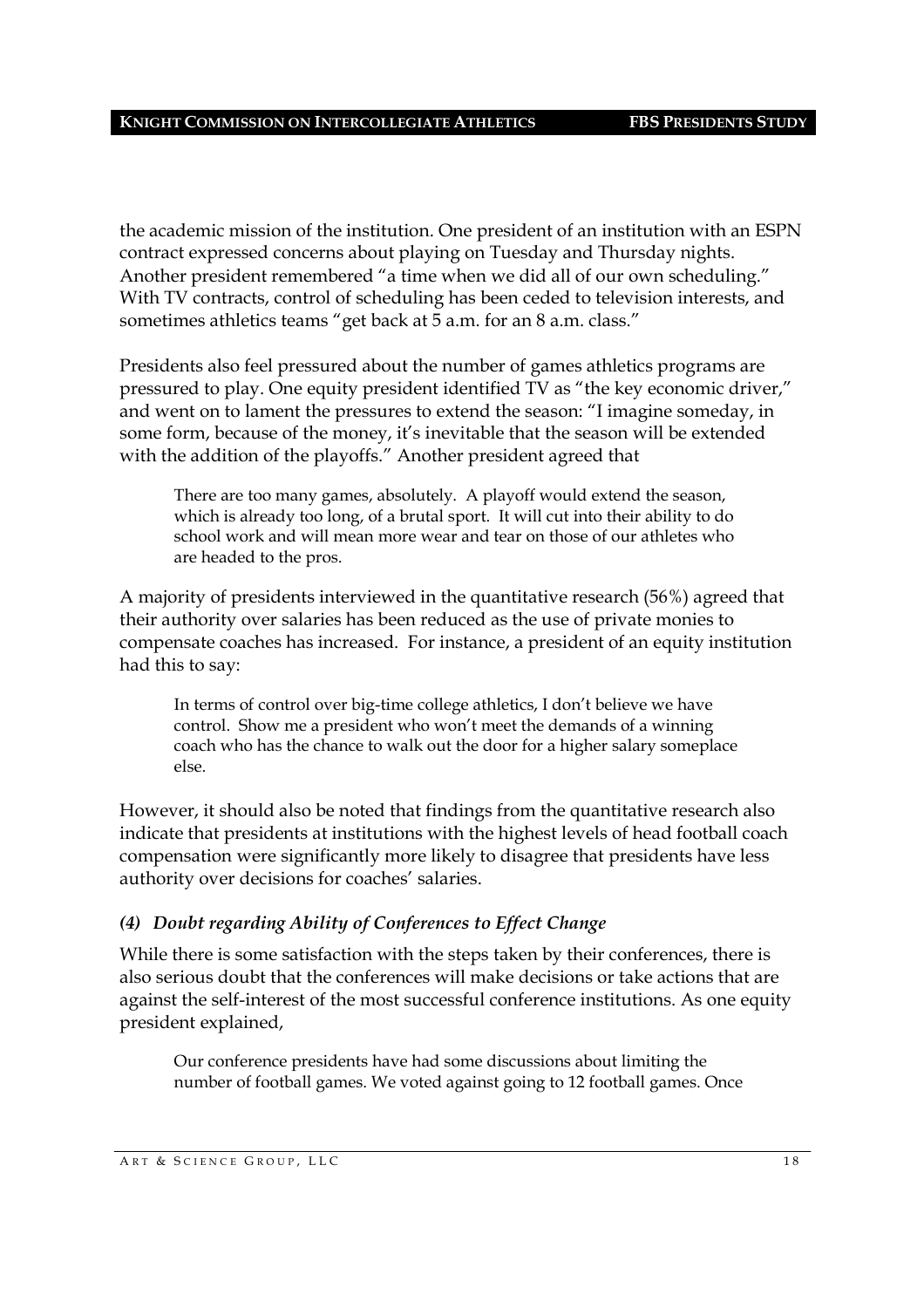the academic mission of the institution. One president of an institution with an ESPN contract expressed concerns about playing on Tuesday and Thursday nights. Another president remembered "a time when we did all of our own scheduling." With TV contracts, control of scheduling has been ceded to television interests, and sometimes athletics teams "get back at 5 a.m. for an 8 a.m. class."

Presidents also feel pressured about the number of games athletics programs are pressured to play. One equity president identified TV as "the key economic driver," and went on to lament the pressures to extend the season: "I imagine someday, in some form, because of the money, it's inevitable that the season will be extended with the addition of the playoffs." Another president agreed that

> There are too many games, absolutely. A playoff would extend the season, which is already too long, of a brutal sport. It will cut into their ability to do school work and will mean more wear and tear on those of our athletes who are headed to the pros.

A majority of presidents interviewed in the quantitative research (56%) agreed that their authority over salaries has been reduced as the use of private monies to compensate coaches has increased. For instance, a president of an equity institution had this to say:

> In terms of control over big-time college athletics, I don't believe we have control. Show me a president who won't meet the demands of a winning coach who has the chance to walk out the door for a higher salary someplace else.

However, it should also be noted that findings from the quantitative research also indicate that presidents at institutions with the highest levels of head football coach compensation were significantly more likely to disagree that presidents have less authority over decisions for coaches' salaries.

### *(4) Doubt regarding Ability of Conferences to Effect Change*

While there is some satisfaction with the steps taken by their conferences, there is also serious doubt that the conferences will make decisions or take actions that are against the self-interest of the most successful conference institutions. As one equity president explained,

> Our conference presidents have had some discussions about limiting the number of football games. We voted against going to 12 football games. Once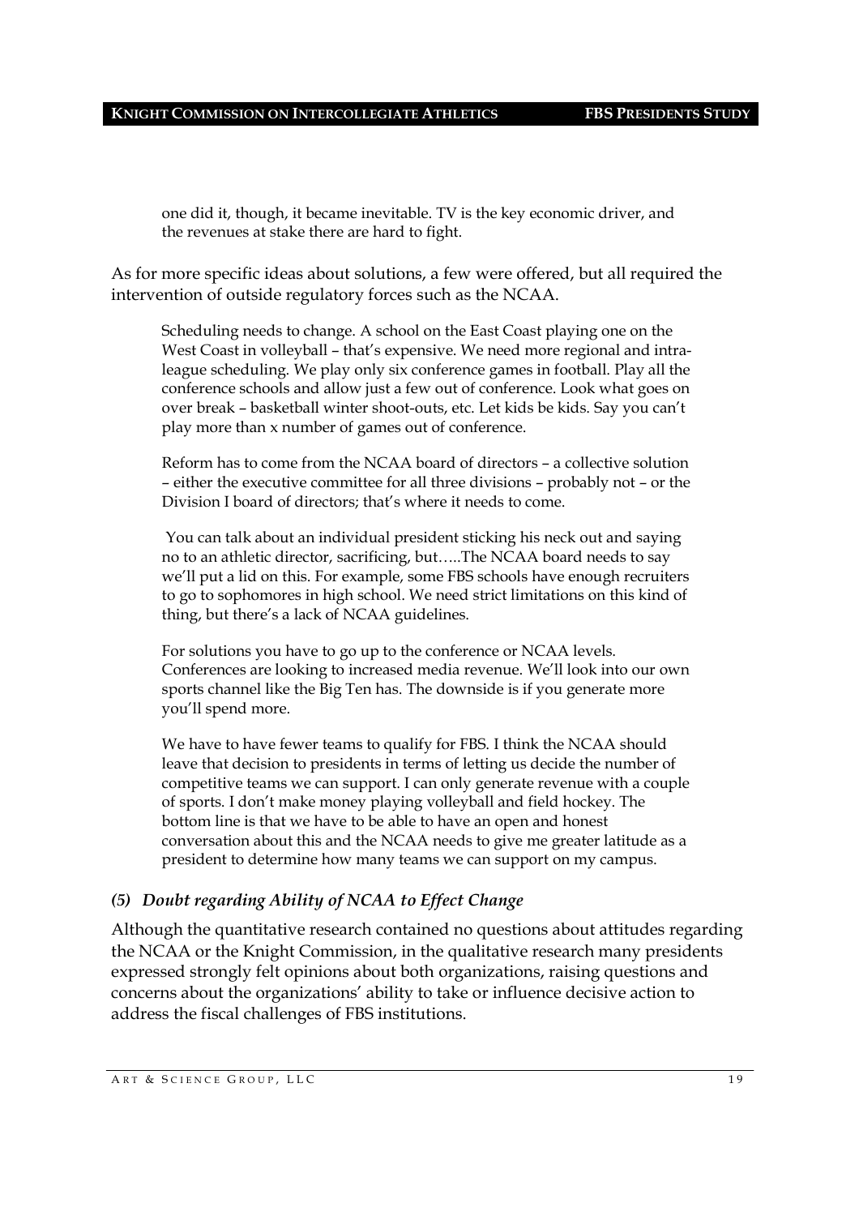> one did it, though, it became inevitable. TV is the key economic driver, and the revenues at stake there are hard to fight.

As for more specific ideas about solutions, a few were offered, but all required the intervention of outside regulatory forces such as the NCAA.

> Scheduling needs to change. A school on the East Coast playing one on the West Coast in volleyball – that's expensive. We need more regional and intra-league scheduling. We play only six conference games in football. Play all the conference schools and allow just a few out of conference. Look what goes on over break – basketball winter shoot-outs, etc. Let kids be kids. Say you can't play more than x number of games out of conference.

> Reform has to come from the NCAA board of directors – a collective solution – either the executive committee for all three divisions – probably not – or the Division I board of directors; that's where it needs to come.

> You can talk about an individual president sticking his neck out and saying no to an athletic director, sacrificing, but…..The NCAA board needs to say we'll put a lid on this. For example, some FBS schools have enough recruiters to go to sophomores in high school. We need strict limitations on this kind of thing, but there's a lack of NCAA guidelines.

> For solutions you have to go up to the conference or NCAA levels. Conferences are looking to increased media revenue. We'll look into our own sports channel like the Big Ten has. The downside is if you generate more you'll spend more.

> We have to have fewer teams to qualify for FBS. I think the NCAA should leave that decision to presidents in terms of letting us decide the number of competitive teams we can support. I can only generate revenue with a couple of sports. I don't make money playing volleyball and field hockey. The bottom line is that we have to be able to have an open and honest conversation about this and the NCAA needs to give me greater latitude as a president to determine how many teams we can support on my campus.

### *(5) Doubt regarding Ability of NCAA to Effect Change*

Although the quantitative research contained no questions about attitudes regarding the NCAA or the Knight Commission, in the qualitative research many presidents expressed strongly felt opinions about both organizations, raising questions and concerns about the organizations' ability to take or influence decisive action to address the fiscal challenges of FBS institutions.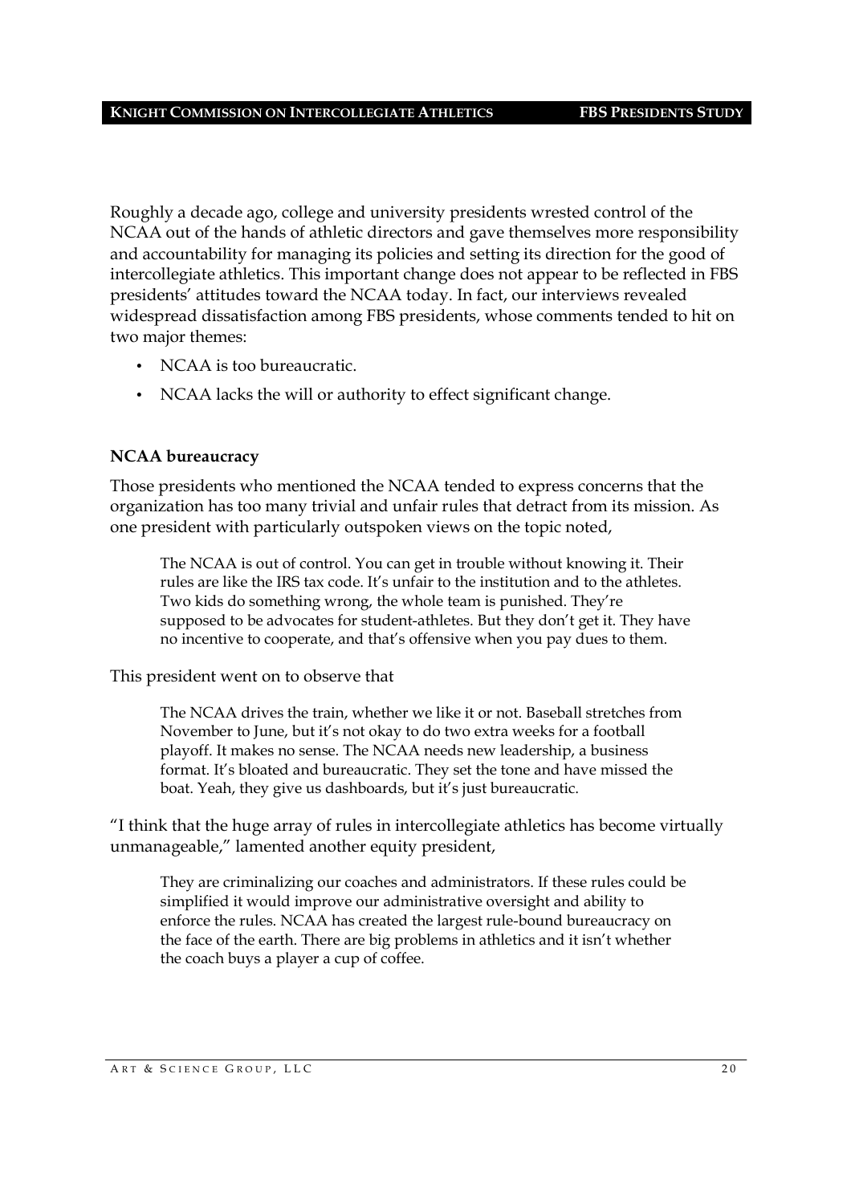Roughly a decade ago, college and university presidents wrested control of the NCAA out of the hands of athletic directors and gave themselves more responsibility and accountability for managing its policies and setting its direction for the good of intercollegiate athletics. This important change does not appear to be reflected in FBS presidents' attitudes toward the NCAA today. In fact, our interviews revealed widespread dissatisfaction among FBS presidents, whose comments tended to hit on two major themes:

- NCAA is too bureaucratic.
- NCAA lacks the will or authority to effect significant change.

**NCAA bureaucracy**

Those presidents who mentioned the NCAA tended to express concerns that the organization has too many trivial and unfair rules that detract from its mission. As one president with particularly outspoken views on the topic noted,

> The NCAA is out of control. You can get in trouble without knowing it. Their rules are like the IRS tax code. It's unfair to the institution and to the athletes. Two kids do something wrong, the whole team is punished. They're supposed to be advocates for student-athletes. But they don't get it. They have no incentive to cooperate, and that's offensive when you pay dues to them.

This president went on to observe that

> The NCAA drives the train, whether we like it or not. Baseball stretches from November to June, but it's not okay to do two extra weeks for a football playoff. It makes no sense. The NCAA needs new leadership, a business format. It's bloated and bureaucratic. They set the tone and have missed the boat. Yeah, they give us dashboards, but it's just bureaucratic.

"I think that the huge array of rules in intercollegiate athletics has become virtually unmanageable," lamented another equity president,

> They are criminalizing our coaches and administrators. If these rules could be simplified it would improve our administrative oversight and ability to enforce the rules. NCAA has created the largest rule-bound bureaucracy on the face of the earth. There are big problems in athletics and it isn't whether the coach buys a player a cup of coffee.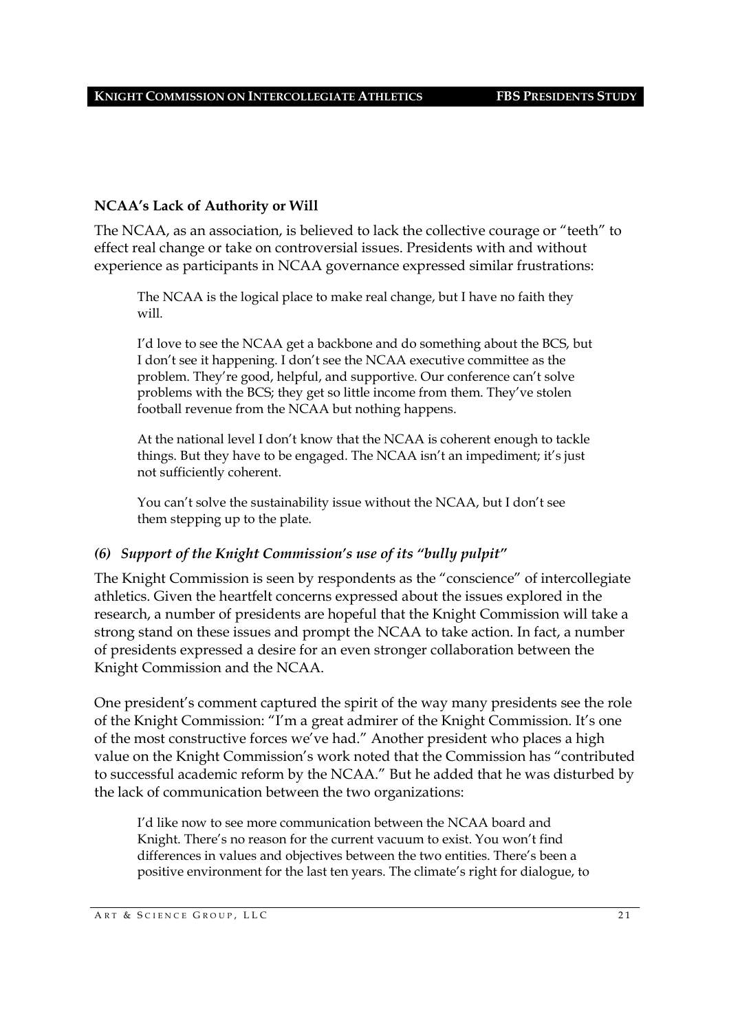### NCAA's Lack of Authority or Will

The NCAA, as an association, is believed to lack the collective courage or "teeth" to effect real change or take on controversial issues. Presidents with and without experience as participants in NCAA governance expressed similar frustrations:

> The NCAA is the logical place to make real change, but I have no faith they will.
>
> I'd love to see the NCAA get a backbone and do something about the BCS, but I don't see it happening. I don't see the NCAA executive committee as the problem. They're good, helpful, and supportive. Our conference can't solve problems with the BCS; they get so little income from them. They've stolen football revenue from the NCAA but nothing happens.
>
> At the national level I don't know that the NCAA is coherent enough to tackle things. But they have to be engaged. The NCAA isn't an impediment; it's just not sufficiently coherent.
>
> You can't solve the sustainability issue without the NCAA, but I don't see them stepping up to the plate.

### *(6) Support of the Knight Commission's use of its "bully pulpit"*

The Knight Commission is seen by respondents as the "conscience" of intercollegiate athletics. Given the heartfelt concerns expressed about the issues explored in the research, a number of presidents are hopeful that the Knight Commission will take a strong stand on these issues and prompt the NCAA to take action. In fact, a number of presidents expressed a desire for an even stronger collaboration between the Knight Commission and the NCAA.

One president's comment captured the spirit of the way many presidents see the role of the Knight Commission: "I'm a great admirer of the Knight Commission. It's one of the most constructive forces we've had." Another president who places a high value on the Knight Commission's work noted that the Commission has "contributed to successful academic reform by the NCAA." But he added that he was disturbed by the lack of communication between the two organizations:

> I'd like now to see more communication between the NCAA board and Knight. There's no reason for the current vacuum to exist. You won't find differences in values and objectives between the two entities. There's been a positive environment for the last ten years. The climate's right for dialogue, to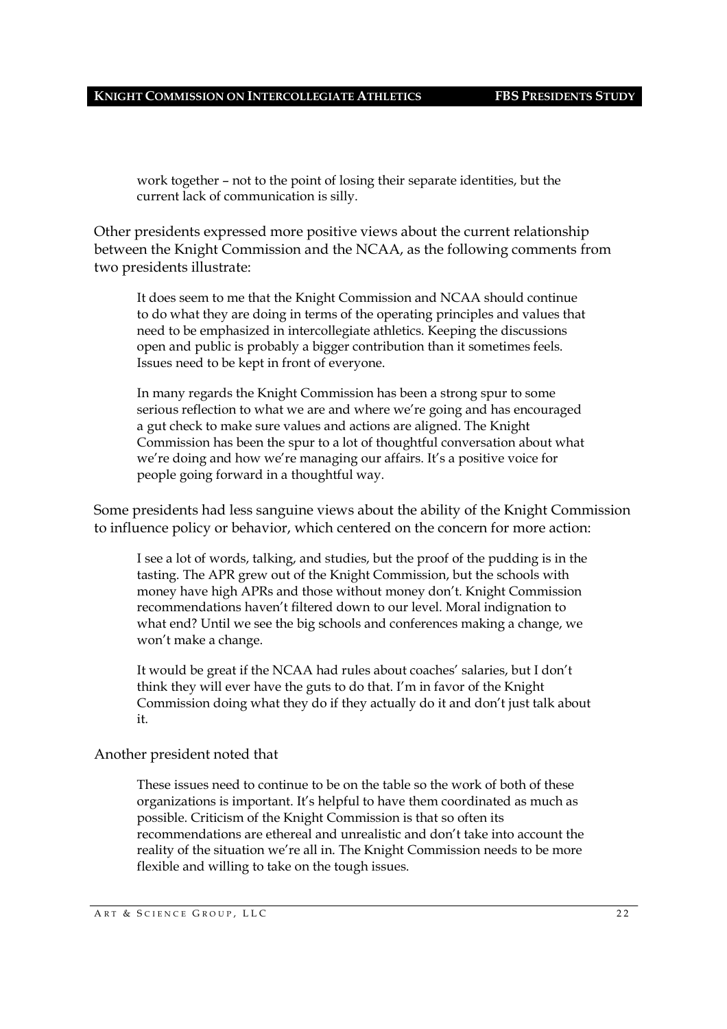> work together – not to the point of losing their separate identities, but the current lack of communication is silly.

Other presidents expressed more positive views about the current relationship between the Knight Commission and the NCAA, as the following comments from two presidents illustrate:

> It does seem to me that the Knight Commission and NCAA should continue to do what they are doing in terms of the operating principles and values that need to be emphasized in intercollegiate athletics. Keeping the discussions open and public is probably a bigger contribution than it sometimes feels. Issues need to be kept in front of everyone.

> In many regards the Knight Commission has been a strong spur to some serious reflection to what we are and where we're going and has encouraged a gut check to make sure values and actions are aligned. The Knight Commission has been the spur to a lot of thoughtful conversation about what we're doing and how we're managing our affairs. It's a positive voice for people going forward in a thoughtful way.

Some presidents had less sanguine views about the ability of the Knight Commission to influence policy or behavior, which centered on the concern for more action:

> I see a lot of words, talking, and studies, but the proof of the pudding is in the tasting. The APR grew out of the Knight Commission, but the schools with money have high APRs and those without money don't. Knight Commission recommendations haven't filtered down to our level. Moral indignation to what end? Until we see the big schools and conferences making a change, we won't make a change.

> It would be great if the NCAA had rules about coaches' salaries, but I don't think they will ever have the guts to do that. I'm in favor of the Knight Commission doing what they do if they actually do it and don't just talk about it.

Another president noted that

> These issues need to continue to be on the table so the work of both of these organizations is important. It's helpful to have them coordinated as much as possible. Criticism of the Knight Commission is that so often its recommendations are ethereal and unrealistic and don't take into account the reality of the situation we're all in. The Knight Commission needs to be more flexible and willing to take on the tough issues.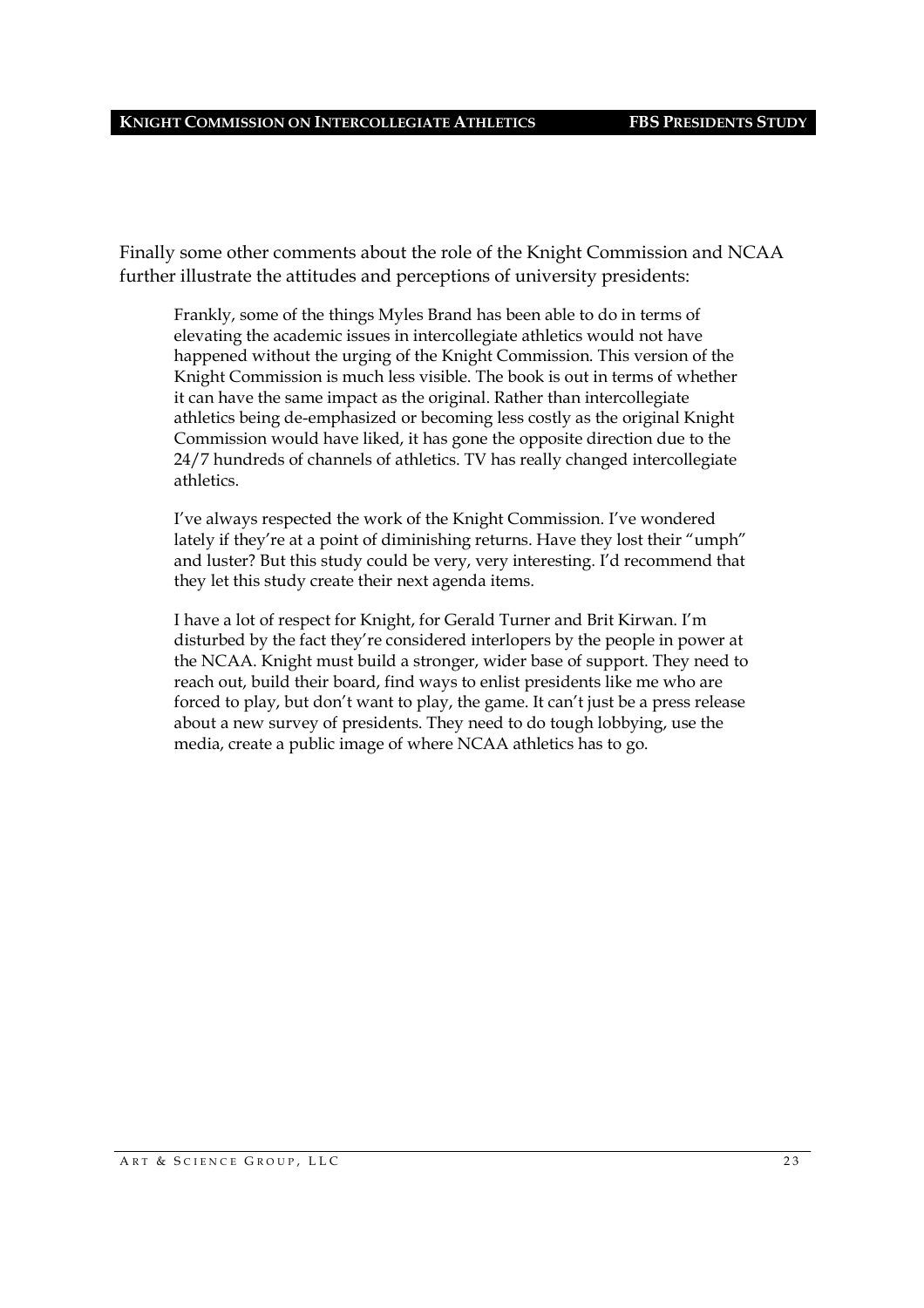Finally some other comments about the role of the Knight Commission and NCAA further illustrate the attitudes and perceptions of university presidents:

> Frankly, some of the things Myles Brand has been able to do in terms of elevating the academic issues in intercollegiate athletics would not have happened without the urging of the Knight Commission. This version of the Knight Commission is much less visible. The book is out in terms of whether it can have the same impact as the original. Rather than intercollegiate athletics being de-emphasized or becoming less costly as the original Knight Commission would have liked, it has gone the opposite direction due to the 24/7 hundreds of channels of athletics. TV has really changed intercollegiate athletics.
>
> I've always respected the work of the Knight Commission. I've wondered lately if they're at a point of diminishing returns. Have they lost their "umph" and luster? But this study could be very, very interesting. I'd recommend that they let this study create their next agenda items.
>
> I have a lot of respect for Knight, for Gerald Turner and Brit Kirwan. I'm disturbed by the fact they're considered interlopers by the people in power at the NCAA. Knight must build a stronger, wider base of support. They need to reach out, build their board, find ways to enlist presidents like me who are forced to play, but don't want to play, the game. It can't just be a press release about a new survey of presidents. They need to do tough lobbying, use the media, create a public image of where NCAA athletics has to go.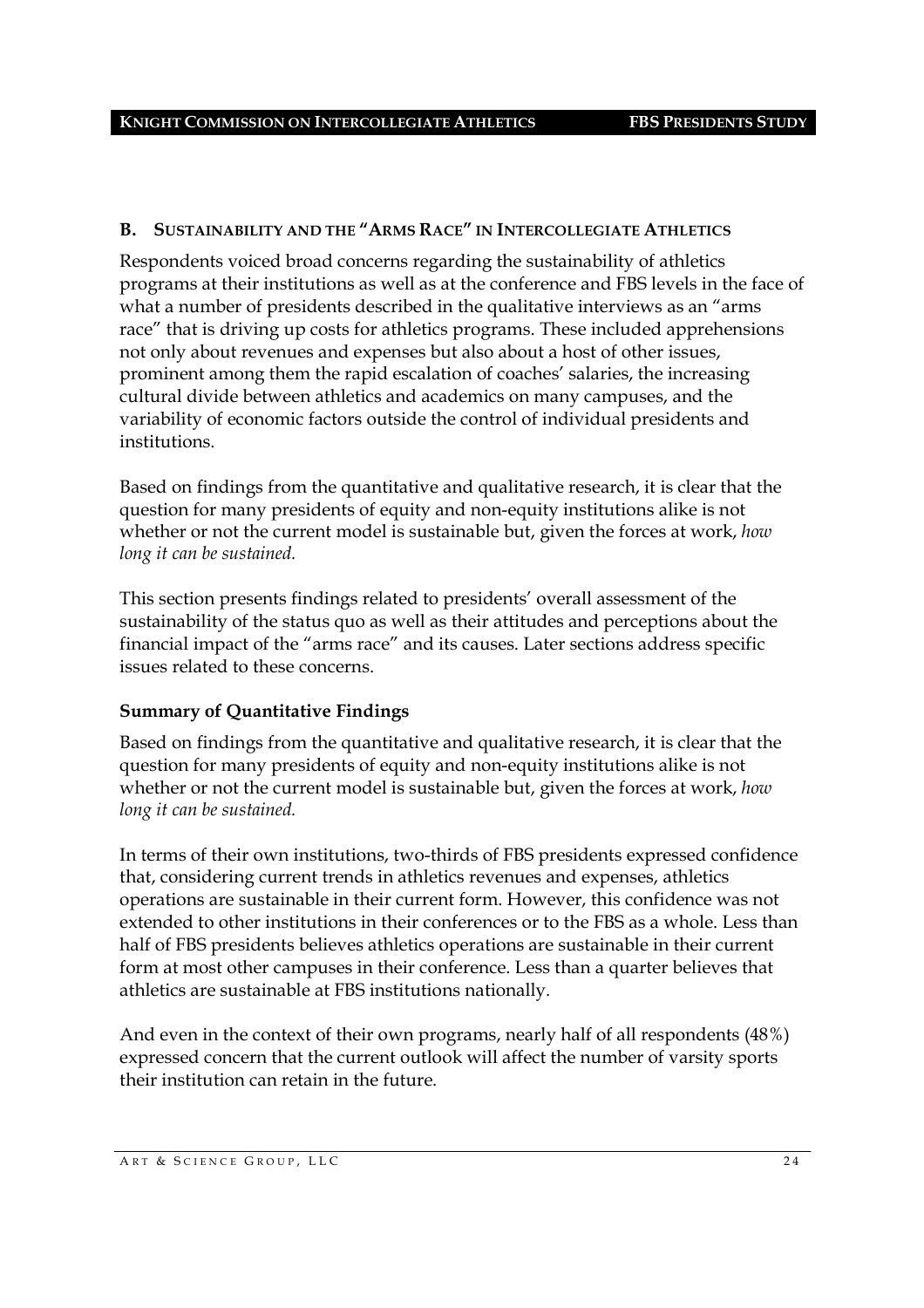## B. Sustainability and the "Arms Race" in Intercollegiate Athletics

Respondents voiced broad concerns regarding the sustainability of athletics programs at their institutions as well as at the conference and FBS levels in the face of what a number of presidents described in the qualitative interviews as an "arms race" that is driving up costs for athletics programs. These included apprehensions not only about revenues and expenses but also about a host of other issues, prominent among them the rapid escalation of coaches' salaries, the increasing cultural divide between athletics and academics on many campuses, and the variability of economic factors outside the control of individual presidents and institutions.

Based on findings from the quantitative and qualitative research, it is clear that the question for many presidents of equity and non-equity institutions alike is not whether or not the current model is sustainable but, given the forces at work, *how long it can be sustained.*

This section presents findings related to presidents' overall assessment of the sustainability of the status quo as well as their attitudes and perceptions about the financial impact of the "arms race" and its causes. Later sections address specific issues related to these concerns.

### Summary of Quantitative Findings

Based on findings from the quantitative and qualitative research, it is clear that the question for many presidents of equity and non-equity institutions alike is not whether or not the current model is sustainable but, given the forces at work, *how long it can be sustained.*

In terms of their own institutions, two-thirds of FBS presidents expressed confidence that, considering current trends in athletics revenues and expenses, athletics operations are sustainable in their current form. However, this confidence was not extended to other institutions in their conferences or to the FBS as a whole. Less than half of FBS presidents believes athletics operations are sustainable in their current form at most other campuses in their conference. Less than a quarter believes that athletics are sustainable at FBS institutions nationally.

And even in the context of their own programs, nearly half of all respondents (48%) expressed concern that the current outlook will affect the number of varsity sports their institution can retain in the future.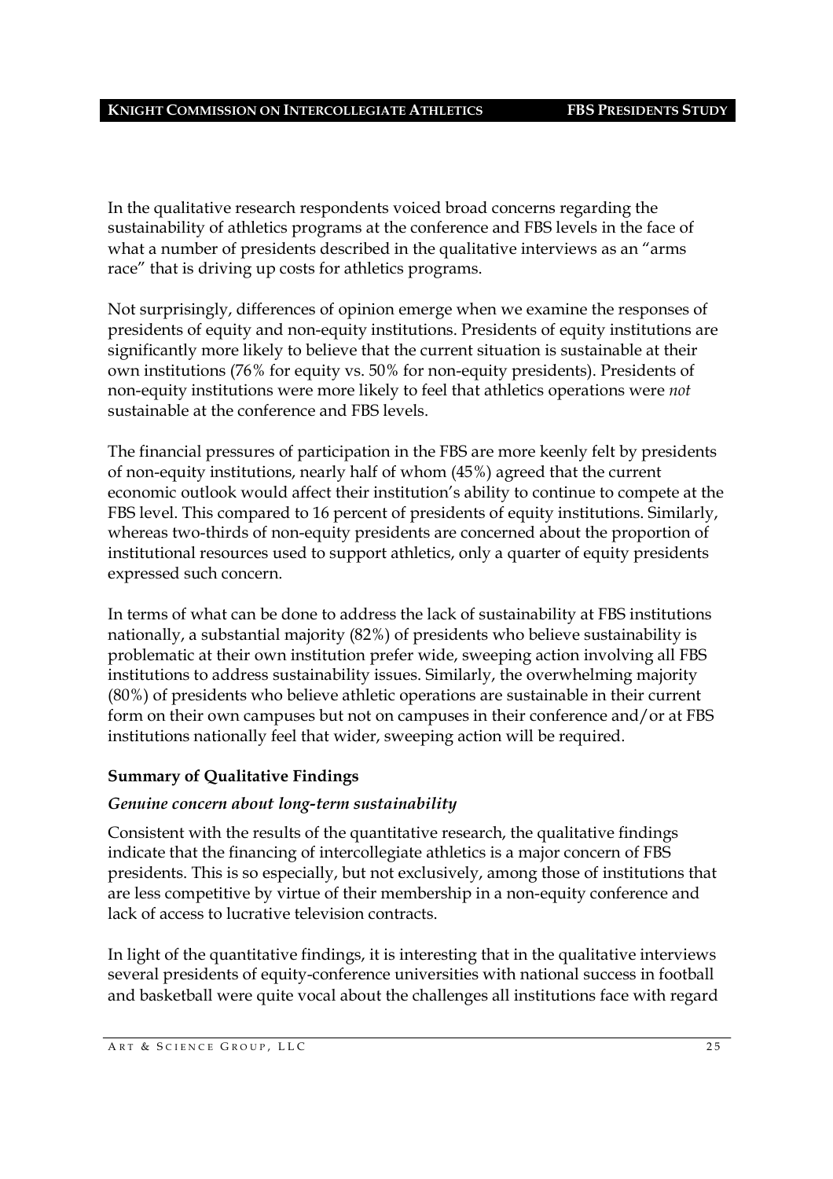In the qualitative research respondents voiced broad concerns regarding the sustainability of athletics programs at the conference and FBS levels in the face of what a number of presidents described in the qualitative interviews as an "arms race" that is driving up costs for athletics programs.

Not surprisingly, differences of opinion emerge when we examine the responses of presidents of equity and non-equity institutions. Presidents of equity institutions are significantly more likely to believe that the current situation is sustainable at their own institutions (76% for equity vs. 50% for non-equity presidents). Presidents of non-equity institutions were more likely to feel that athletics operations were *not* sustainable at the conference and FBS levels.

The financial pressures of participation in the FBS are more keenly felt by presidents of non-equity institutions, nearly half of whom (45%) agreed that the current economic outlook would affect their institution's ability to continue to compete at the FBS level. This compared to 16 percent of presidents of equity institutions. Similarly, whereas two-thirds of non-equity presidents are concerned about the proportion of institutional resources used to support athletics, only a quarter of equity presidents expressed such concern.

In terms of what can be done to address the lack of sustainability at FBS institutions nationally, a substantial majority (82%) of presidents who believe sustainability is problematic at their own institution prefer wide, sweeping action involving all FBS institutions to address sustainability issues. Similarly, the overwhelming majority (80%) of presidents who believe athletic operations are sustainable in their current form on their own campuses but not on campuses in their conference and/or at FBS institutions nationally feel that wider, sweeping action will be required.

### Summary of Qualitative Findings

#### *Genuine concern about long-term sustainability*

Consistent with the results of the quantitative research, the qualitative findings indicate that the financing of intercollegiate athletics is a major concern of FBS presidents. This is so especially, but not exclusively, among those of institutions that are less competitive by virtue of their membership in a non-equity conference and lack of access to lucrative television contracts.

In light of the quantitative findings, it is interesting that in the qualitative interviews several presidents of equity-conference universities with national success in football and basketball were quite vocal about the challenges all institutions face with regard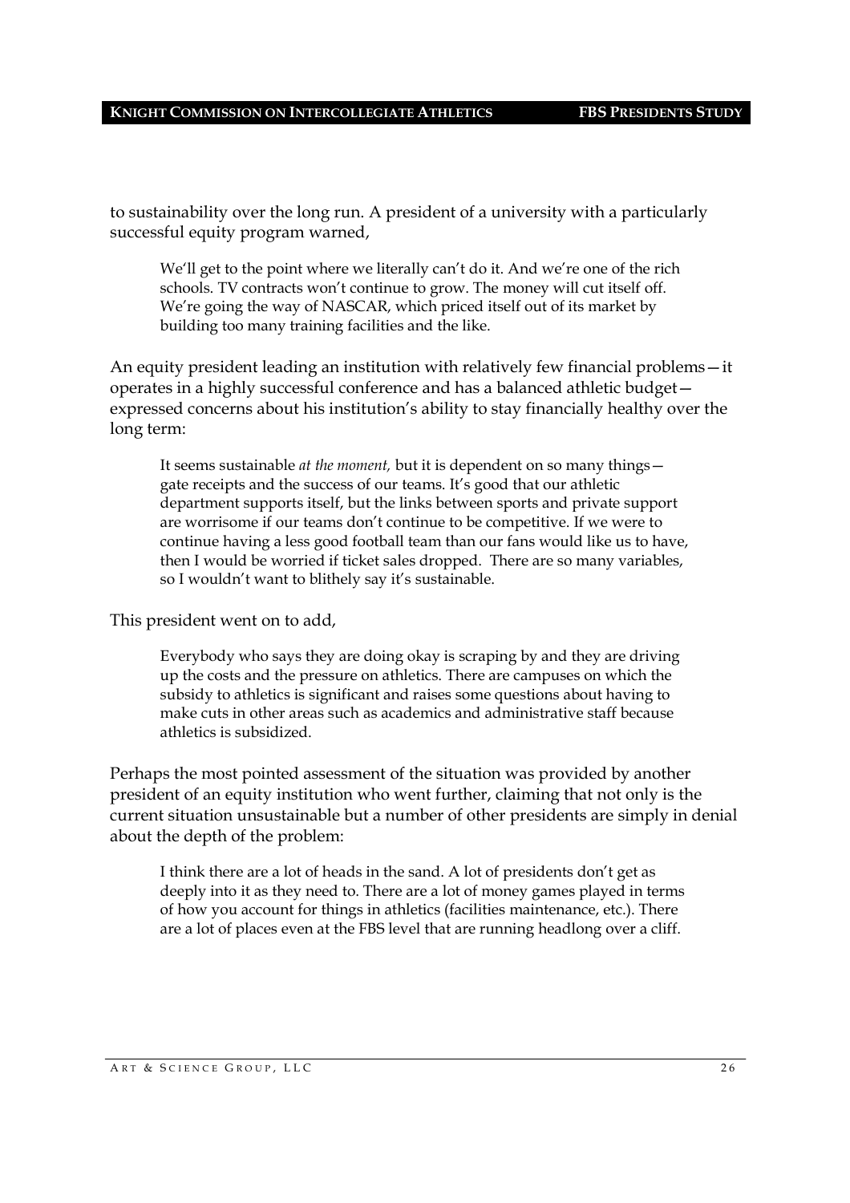to sustainability over the long run. A president of a university with a particularly successful equity program warned,

> We'll get to the point where we literally can't do it. And we're one of the rich schools. TV contracts won't continue to grow. The money will cut itself off. We're going the way of NASCAR, which priced itself out of its market by building too many training facilities and the like.

An equity president leading an institution with relatively few financial problems—it operates in a highly successful conference and has a balanced athletic budget—expressed concerns about his institution's ability to stay financially healthy over the long term:

> It seems sustainable *at the moment,* but it is dependent on so many things—gate receipts and the success of our teams. It's good that our athletic department supports itself, but the links between sports and private support are worrisome if our teams don't continue to be competitive. If we were to continue having a less good football team than our fans would like us to have, then I would be worried if ticket sales dropped. There are so many variables, so I wouldn't want to blithely say it's sustainable.

This president went on to add,

> Everybody who says they are doing okay is scraping by and they are driving up the costs and the pressure on athletics. There are campuses on which the subsidy to athletics is significant and raises some questions about having to make cuts in other areas such as academics and administrative staff because athletics is subsidized.

Perhaps the most pointed assessment of the situation was provided by another president of an equity institution who went further, claiming that not only is the current situation unsustainable but a number of other presidents are simply in denial about the depth of the problem:

> I think there are a lot of heads in the sand. A lot of presidents don't get as deeply into it as they need to. There are a lot of money games played in terms of how you account for things in athletics (facilities maintenance, etc.). There are a lot of places even at the FBS level that are running headlong over a cliff.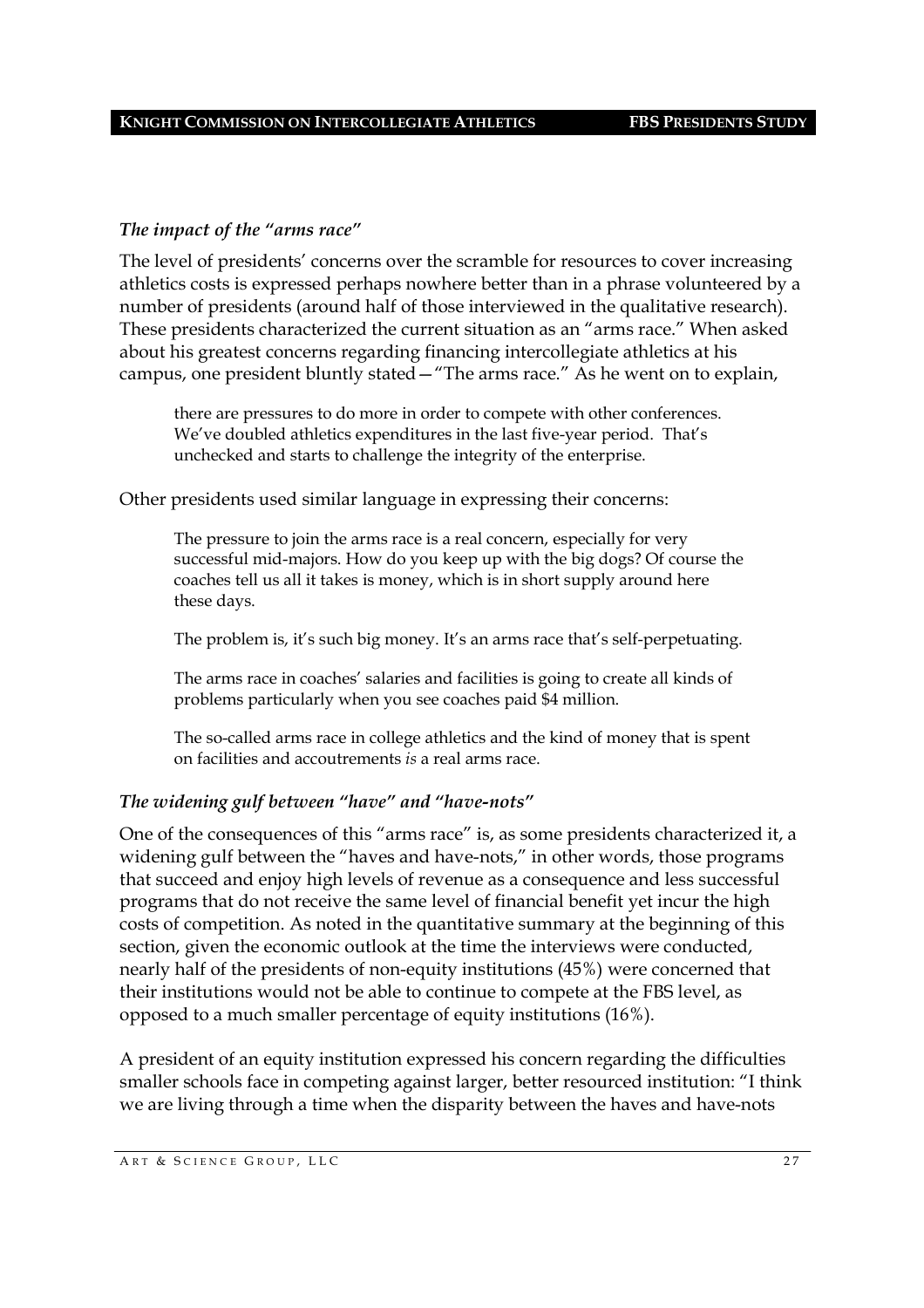### *The impact of the "arms race"*

The level of presidents' concerns over the scramble for resources to cover increasing athletics costs is expressed perhaps nowhere better than in a phrase volunteered by a number of presidents (around half of those interviewed in the qualitative research). These presidents characterized the current situation as an "arms race." When asked about his greatest concerns regarding financing intercollegiate athletics at his campus, one president bluntly stated—"The arms race." As he went on to explain,

> there are pressures to do more in order to compete with other conferences. We've doubled athletics expenditures in the last five-year period. That's unchecked and starts to challenge the integrity of the enterprise.

Other presidents used similar language in expressing their concerns:

> The pressure to join the arms race is a real concern, especially for very successful mid-majors. How do you keep up with the big dogs? Of course the coaches tell us all it takes is money, which is in short supply around here these days.
>
> The problem is, it's such big money. It's an arms race that's self-perpetuating.
>
> The arms race in coaches' salaries and facilities is going to create all kinds of problems particularly when you see coaches paid $4 million.
>
> The so-called arms race in college athletics and the kind of money that is spent on facilities and accoutrements *is* a real arms race.

### *The widening gulf between "have" and "have-nots"*

One of the consequences of this "arms race" is, as some presidents characterized it, a widening gulf between the "haves and have-nots," in other words, those programs that succeed and enjoy high levels of revenue as a consequence and less successful programs that do not receive the same level of financial benefit yet incur the high costs of competition. As noted in the quantitative summary at the beginning of this section, given the economic outlook at the time the interviews were conducted, nearly half of the presidents of non-equity institutions (45%) were concerned that their institutions would not be able to continue to compete at the FBS level, as opposed to a much smaller percentage of equity institutions (16%).

A president of an equity institution expressed his concern regarding the difficulties smaller schools face in competing against larger, better resourced institution: "I think we are living through a time when the disparity between the haves and have-nots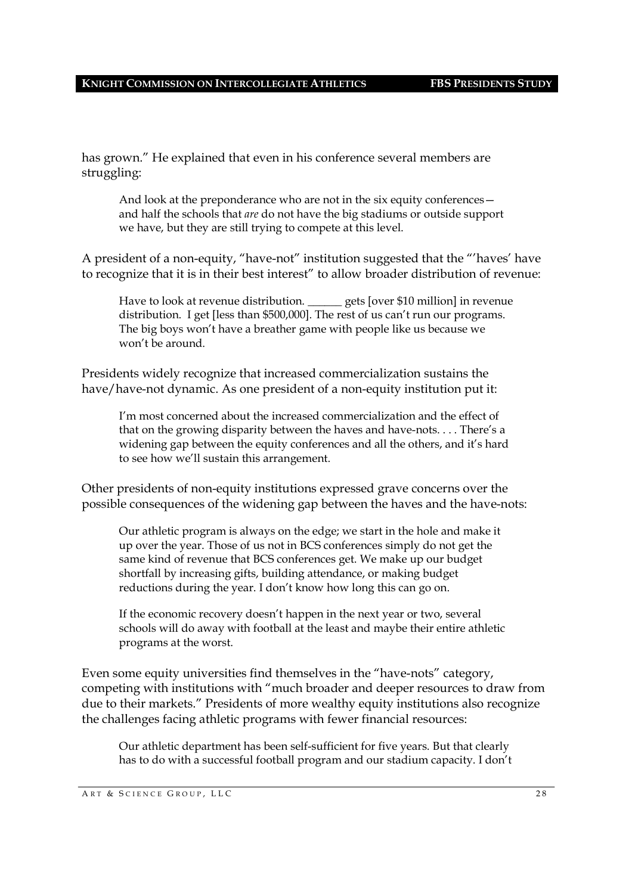has grown." He explained that even in his conference several members are struggling:

> And look at the preponderance who are not in the six equity conferences—and half the schools that *are* do not have the big stadiums or outside support we have, but they are still trying to compete at this level.

A president of a non-equity, "have-not" institution suggested that the "'haves' have to recognize that it is in their best interest" to allow broader distribution of revenue:

> Have to look at revenue distribution. ______ gets [over $10 million] in revenue distribution. I get [less than $500,000]. The rest of us can't run our programs. The big boys won't have a breather game with people like us because we won't be around.

Presidents widely recognize that increased commercialization sustains the have/have-not dynamic. As one president of a non-equity institution put it:

> I'm most concerned about the increased commercialization and the effect of that on the growing disparity between the haves and have-nots. . . . There's a widening gap between the equity conferences and all the others, and it's hard to see how we'll sustain this arrangement.

Other presidents of non-equity institutions expressed grave concerns over the possible consequences of the widening gap between the haves and the have-nots:

> Our athletic program is always on the edge; we start in the hole and make it up over the year. Those of us not in BCS conferences simply do not get the same kind of revenue that BCS conferences get. We make up our budget shortfall by increasing gifts, building attendance, or making budget reductions during the year. I don't know how long this can go on.

> If the economic recovery doesn't happen in the next year or two, several schools will do away with football at the least and maybe their entire athletic programs at the worst.

Even some equity universities find themselves in the "have-nots" category, competing with institutions with "much broader and deeper resources to draw from due to their markets." Presidents of more wealthy equity institutions also recognize the challenges facing athletic programs with fewer financial resources:

> Our athletic department has been self-sufficient for five years. But that clearly has to do with a successful football program and our stadium capacity. I don't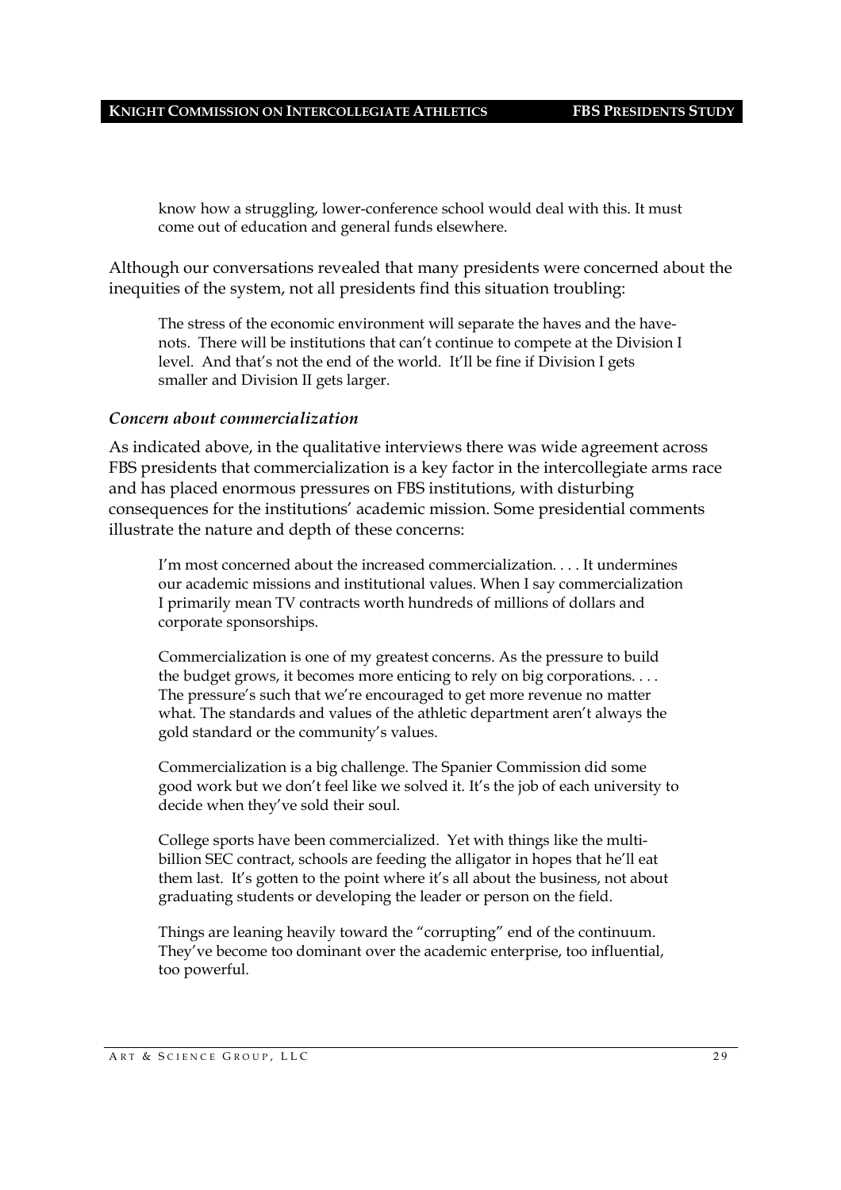> know how a struggling, lower-conference school would deal with this. It must come out of education and general funds elsewhere.

Although our conversations revealed that many presidents were concerned about the inequities of the system, not all presidents find this situation troubling:

> The stress of the economic environment will separate the haves and the have-nots. There will be institutions that can't continue to compete at the Division I level. And that's not the end of the world. It'll be fine if Division I gets smaller and Division II gets larger.

### *Concern about commercialization*

As indicated above, in the qualitative interviews there was wide agreement across FBS presidents that commercialization is a key factor in the intercollegiate arms race and has placed enormous pressures on FBS institutions, with disturbing consequences for the institutions' academic mission. Some presidential comments illustrate the nature and depth of these concerns:

> I'm most concerned about the increased commercialization. . . . It undermines our academic missions and institutional values. When I say commercialization I primarily mean TV contracts worth hundreds of millions of dollars and corporate sponsorships.

> Commercialization is one of my greatest concerns. As the pressure to build the budget grows, it becomes more enticing to rely on big corporations. . . . The pressure's such that we're encouraged to get more revenue no matter what. The standards and values of the athletic department aren't always the gold standard or the community's values.

> Commercialization is a big challenge. The Spanier Commission did some good work but we don't feel like we solved it. It's the job of each university to decide when they've sold their soul.

> College sports have been commercialized. Yet with things like the multi-billion SEC contract, schools are feeding the alligator in hopes that he'll eat them last. It's gotten to the point where it's all about the business, not about graduating students or developing the leader or person on the field.

> Things are leaning heavily toward the "corrupting" end of the continuum. They've become too dominant over the academic enterprise, too influential, too powerful.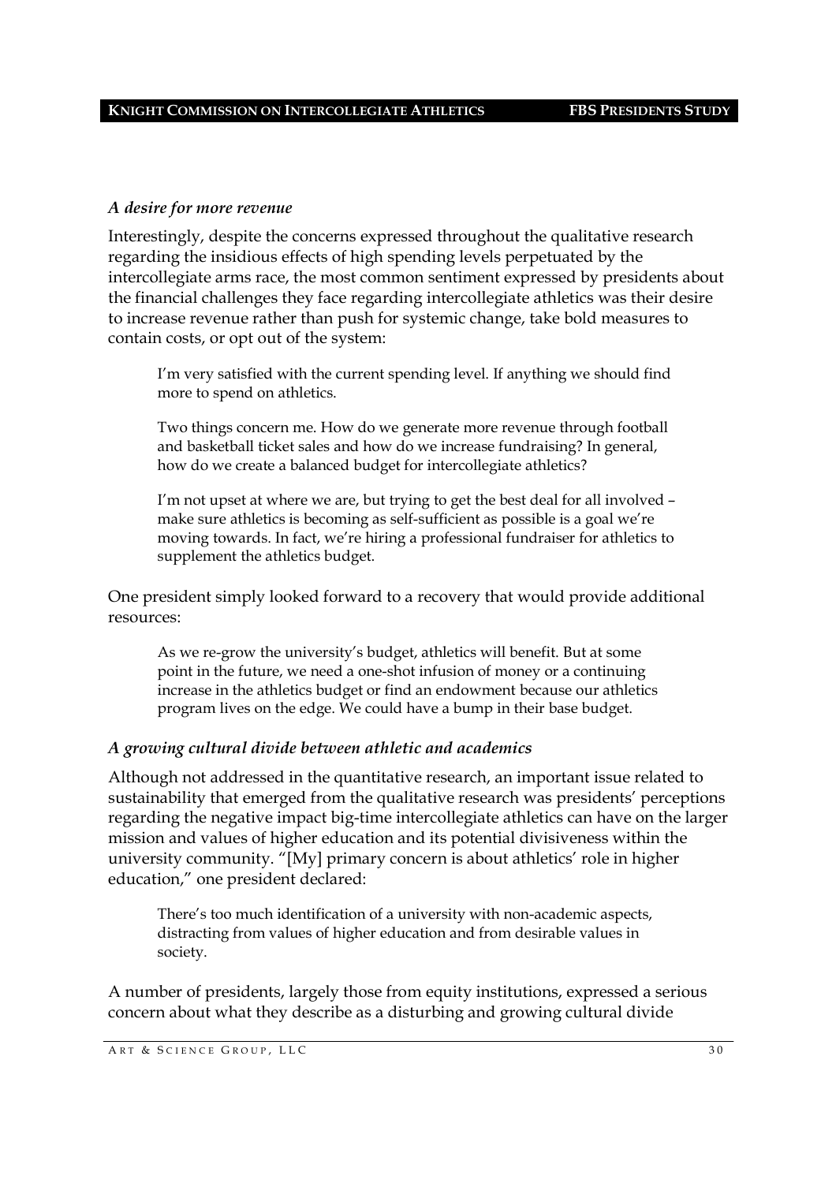### *A desire for more revenue*

Interestingly, despite the concerns expressed throughout the qualitative research regarding the insidious effects of high spending levels perpetuated by the intercollegiate arms race, the most common sentiment expressed by presidents about the financial challenges they face regarding intercollegiate athletics was their desire to increase revenue rather than push for systemic change, take bold measures to contain costs, or opt out of the system:

> I'm very satisfied with the current spending level. If anything we should find more to spend on athletics.

> Two things concern me. How do we generate more revenue through football and basketball ticket sales and how do we increase fundraising? In general, how do we create a balanced budget for intercollegiate athletics?

> I'm not upset at where we are, but trying to get the best deal for all involved – make sure athletics is becoming as self-sufficient as possible is a goal we're moving towards. In fact, we're hiring a professional fundraiser for athletics to supplement the athletics budget.

One president simply looked forward to a recovery that would provide additional resources:

> As we re-grow the university's budget, athletics will benefit. But at some point in the future, we need a one-shot infusion of money or a continuing increase in the athletics budget or find an endowment because our athletics program lives on the edge. We could have a bump in their base budget.

### *A growing cultural divide between athletic and academics*

Although not addressed in the quantitative research, an important issue related to sustainability that emerged from the qualitative research was presidents' perceptions regarding the negative impact big-time intercollegiate athletics can have on the larger mission and values of higher education and its potential divisiveness within the university community. "[My] primary concern is about athletics' role in higher education," one president declared:

> There's too much identification of a university with non-academic aspects, distracting from values of higher education and from desirable values in society.

A number of presidents, largely those from equity institutions, expressed a serious concern about what they describe as a disturbing and growing cultural divide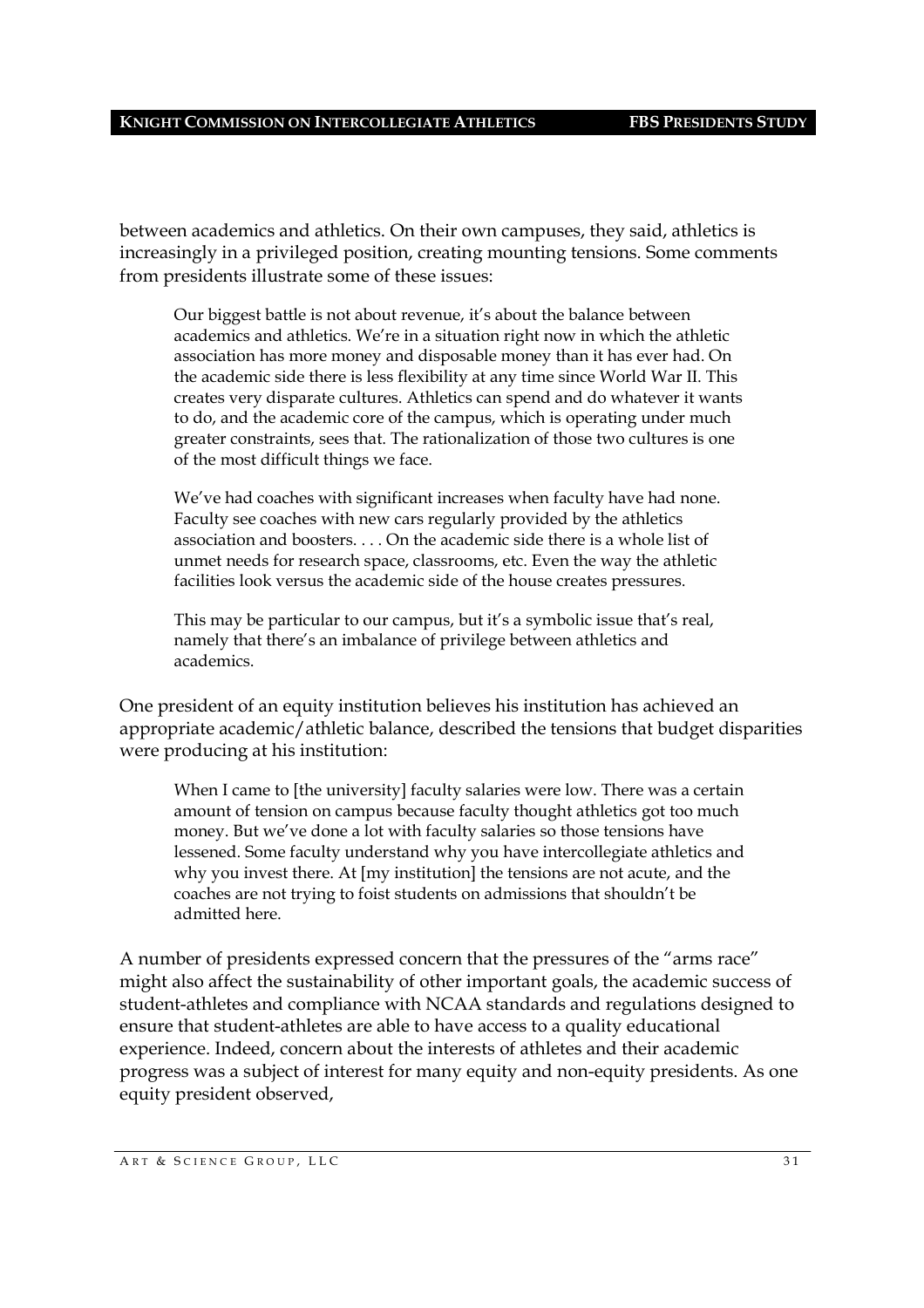between academics and athletics. On their own campuses, they said, athletics is increasingly in a privileged position, creating mounting tensions. Some comments from presidents illustrate some of these issues:

> Our biggest battle is not about revenue, it's about the balance between academics and athletics. We're in a situation right now in which the athletic association has more money and disposable money than it has ever had. On the academic side there is less flexibility at any time since World War II. This creates very disparate cultures. Athletics can spend and do whatever it wants to do, and the academic core of the campus, which is operating under much greater constraints, sees that. The rationalization of those two cultures is one of the most difficult things we face.
>
> We've had coaches with significant increases when faculty have had none. Faculty see coaches with new cars regularly provided by the athletics association and boosters. . . . On the academic side there is a whole list of unmet needs for research space, classrooms, etc. Even the way the athletic facilities look versus the academic side of the house creates pressures.
>
> This may be particular to our campus, but it's a symbolic issue that's real, namely that there's an imbalance of privilege between athletics and academics.

One president of an equity institution believes his institution has achieved an appropriate academic/athletic balance, described the tensions that budget disparities were producing at his institution:

> When I came to [the university] faculty salaries were low. There was a certain amount of tension on campus because faculty thought athletics got too much money. But we've done a lot with faculty salaries so those tensions have lessened. Some faculty understand why you have intercollegiate athletics and why you invest there. At [my institution] the tensions are not acute, and the coaches are not trying to foist students on admissions that shouldn't be admitted here.

A number of presidents expressed concern that the pressures of the "arms race" might also affect the sustainability of other important goals, the academic success of student-athletes and compliance with NCAA standards and regulations designed to ensure that student-athletes are able to have access to a quality educational experience. Indeed, concern about the interests of athletes and their academic progress was a subject of interest for many equity and non-equity presidents. As one equity president observed,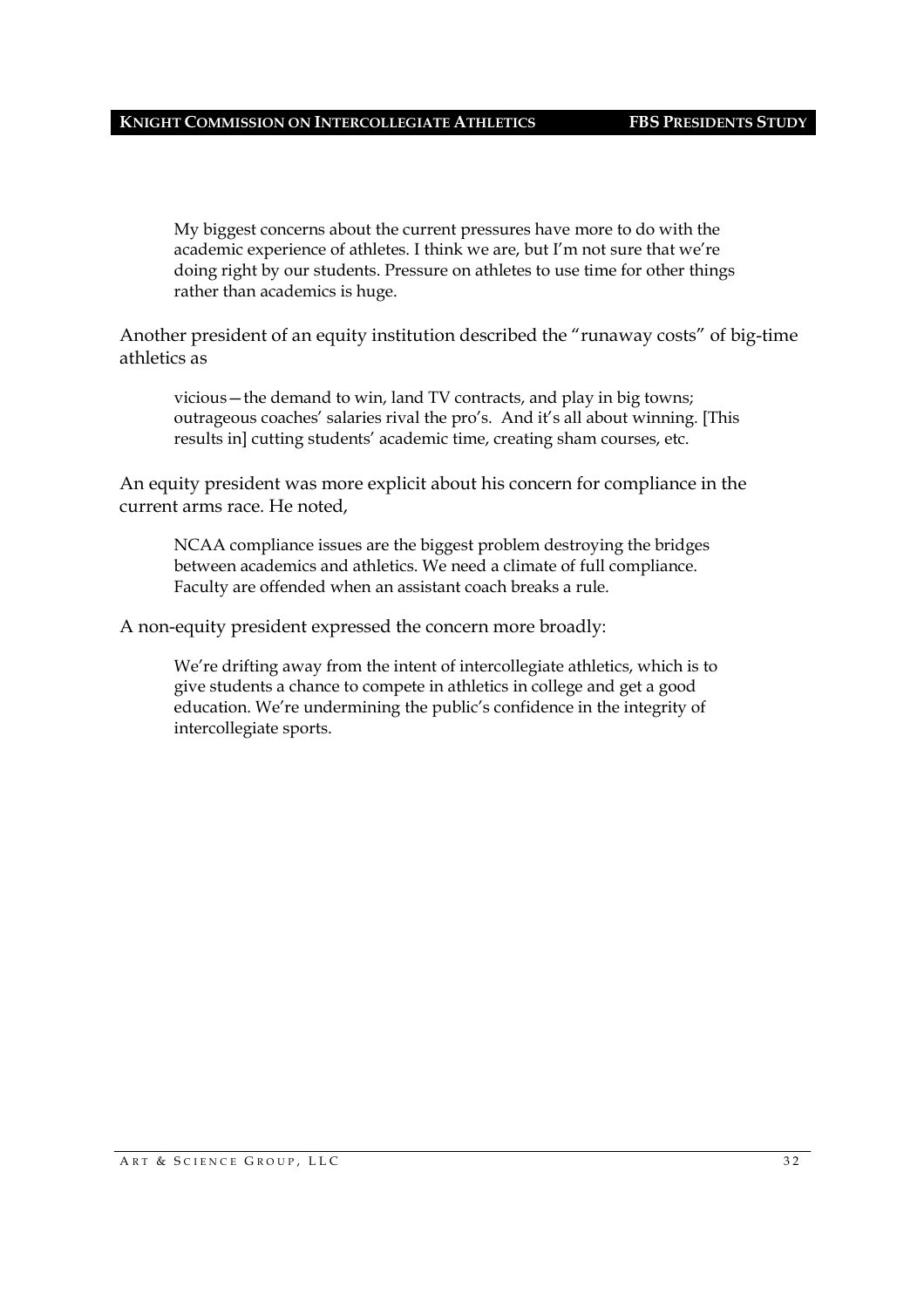> My biggest concerns about the current pressures have more to do with the academic experience of athletes. I think we are, but I'm not sure that we're doing right by our students. Pressure on athletes to use time for other things rather than academics is huge.

Another president of an equity institution described the "runaway costs" of big-time athletics as

> vicious—the demand to win, land TV contracts, and play in big towns; outrageous coaches' salaries rival the pro's. And it's all about winning. [This results in] cutting students' academic time, creating sham courses, etc.

An equity president was more explicit about his concern for compliance in the current arms race. He noted,

> NCAA compliance issues are the biggest problem destroying the bridges between academics and athletics. We need a climate of full compliance. Faculty are offended when an assistant coach breaks a rule.

A non-equity president expressed the concern more broadly:

> We're drifting away from the intent of intercollegiate athletics, which is to give students a chance to compete in athletics in college and get a good education. We're undermining the public's confidence in the integrity of intercollegiate sports.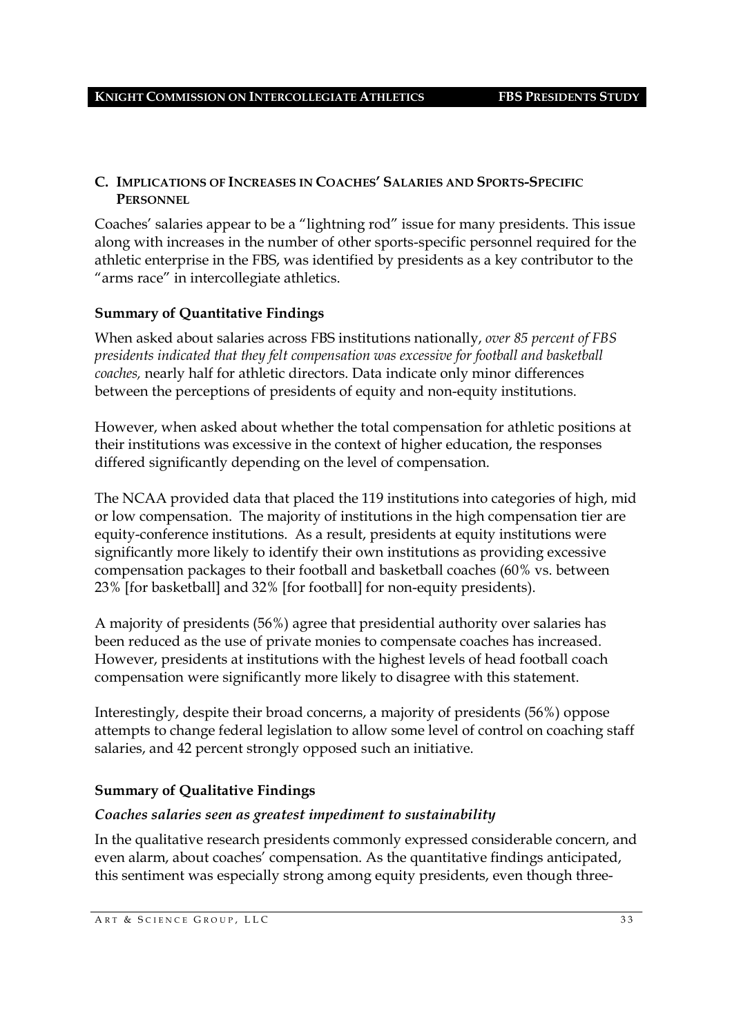## C. Implications of Increases in Coaches' Salaries and Sports-Specific Personnel

Coaches' salaries appear to be a "lightning rod" issue for many presidents. This issue along with increases in the number of other sports-specific personnel required for the athletic enterprise in the FBS, was identified by presidents as a key contributor to the "arms race" in intercollegiate athletics.

### Summary of Quantitative Findings

When asked about salaries across FBS institutions nationally, *over 85 percent of FBS presidents indicated that they felt compensation was excessive for football and basketball coaches,* nearly half for athletic directors. Data indicate only minor differences between the perceptions of presidents of equity and non-equity institutions.

However, when asked about whether the total compensation for athletic positions at their institutions was excessive in the context of higher education, the responses differed significantly depending on the level of compensation.

The NCAA provided data that placed the 119 institutions into categories of high, mid or low compensation. The majority of institutions in the high compensation tier are equity-conference institutions. As a result, presidents at equity institutions were significantly more likely to identify their own institutions as providing excessive compensation packages to their football and basketball coaches (60% vs. between 23% [for basketball] and 32% [for football] for non-equity presidents).

A majority of presidents (56%) agree that presidential authority over salaries has been reduced as the use of private monies to compensate coaches has increased. However, presidents at institutions with the highest levels of head football coach compensation were significantly more likely to disagree with this statement.

Interestingly, despite their broad concerns, a majority of presidents (56%) oppose attempts to change federal legislation to allow some level of control on coaching staff salaries, and 42 percent strongly opposed such an initiative.

### Summary of Qualitative Findings

#### *Coaches salaries seen as greatest impediment to sustainability*

In the qualitative research presidents commonly expressed considerable concern, and even alarm, about coaches' compensation. As the quantitative findings anticipated, this sentiment was especially strong among equity presidents, even though three-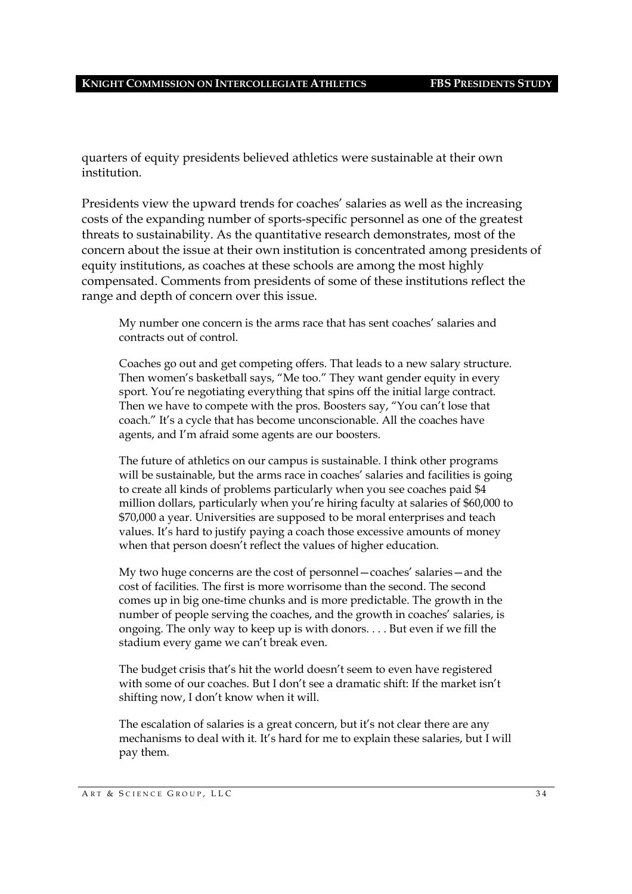quarters of equity presidents believed athletics were sustainable at their own institution.

Presidents view the upward trends for coaches' salaries as well as the increasing costs of the expanding number of sports-specific personnel as one of the greatest threats to sustainability. As the quantitative research demonstrates, most of the concern about the issue at their own institution is concentrated among presidents of equity institutions, as coaches at these schools are among the most highly compensated. Comments from presidents of some of these institutions reflect the range and depth of concern over this issue.

> My number one concern is the arms race that has sent coaches' salaries and contracts out of control.
>
> Coaches go out and get competing offers. That leads to a new salary structure. Then women's basketball says, "Me too." They want gender equity in every sport. You're negotiating everything that spins off the initial large contract. Then we have to compete with the pros. Boosters say, "You can't lose that coach." It's a cycle that has become unconscionable. All the coaches have agents, and I'm afraid some agents are our boosters.
>
> The future of athletics on our campus is sustainable. I think other programs will be sustainable, but the arms race in coaches' salaries and facilities is going to create all kinds of problems particularly when you see coaches paid $4 million dollars, particularly when you're hiring faculty at salaries of $60,000 to $70,000 a year. Universities are supposed to be moral enterprises and teach values. It's hard to justify paying a coach those excessive amounts of money when that person doesn't reflect the values of higher education.
>
> My two huge concerns are the cost of personnel—coaches' salaries—and the cost of facilities. The first is more worrisome than the second. The second comes up in big one-time chunks and is more predictable. The growth in the number of people serving the coaches, and the growth in coaches' salaries, is ongoing. The only way to keep up is with donors. . . . But even if we fill the stadium every game we can't break even.
>
> The budget crisis that's hit the world doesn't seem to even have registered with some of our coaches. But I don't see a dramatic shift: If the market isn't shifting now, I don't know when it will.
>
> The escalation of salaries is a great concern, but it's not clear there are any mechanisms to deal with it. It's hard for me to explain these salaries, but I will pay them.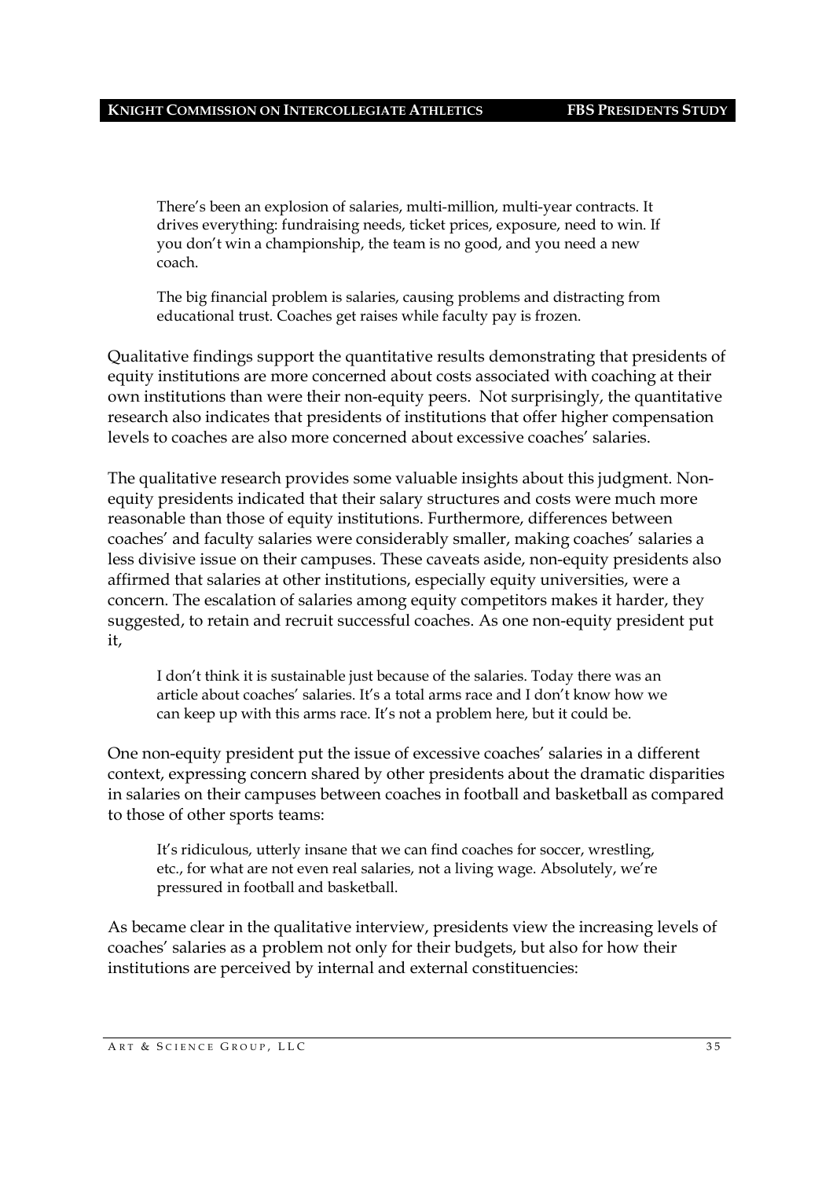> There's been an explosion of salaries, multi-million, multi-year contracts. It drives everything: fundraising needs, ticket prices, exposure, need to win. If you don't win a championship, the team is no good, and you need a new coach.

> The big financial problem is salaries, causing problems and distracting from educational trust. Coaches get raises while faculty pay is frozen.

Qualitative findings support the quantitative results demonstrating that presidents of equity institutions are more concerned about costs associated with coaching at their own institutions than were their non-equity peers. Not surprisingly, the quantitative research also indicates that presidents of institutions that offer higher compensation levels to coaches are also more concerned about excessive coaches' salaries.

The qualitative research provides some valuable insights about this judgment. Non-equity presidents indicated that their salary structures and costs were much more reasonable than those of equity institutions. Furthermore, differences between coaches' and faculty salaries were considerably smaller, making coaches' salaries a less divisive issue on their campuses. These caveats aside, non-equity presidents also affirmed that salaries at other institutions, especially equity universities, were a concern. The escalation of salaries among equity competitors makes it harder, they suggested, to retain and recruit successful coaches. As one non-equity president put it,

> I don't think it is sustainable just because of the salaries. Today there was an article about coaches' salaries. It's a total arms race and I don't know how we can keep up with this arms race. It's not a problem here, but it could be.

One non-equity president put the issue of excessive coaches' salaries in a different context, expressing concern shared by other presidents about the dramatic disparities in salaries on their campuses between coaches in football and basketball as compared to those of other sports teams:

> It's ridiculous, utterly insane that we can find coaches for soccer, wrestling, etc., for what are not even real salaries, not a living wage. Absolutely, we're pressured in football and basketball.

As became clear in the qualitative interview, presidents view the increasing levels of coaches' salaries as a problem not only for their budgets, but also for how their institutions are perceived by internal and external constituencies: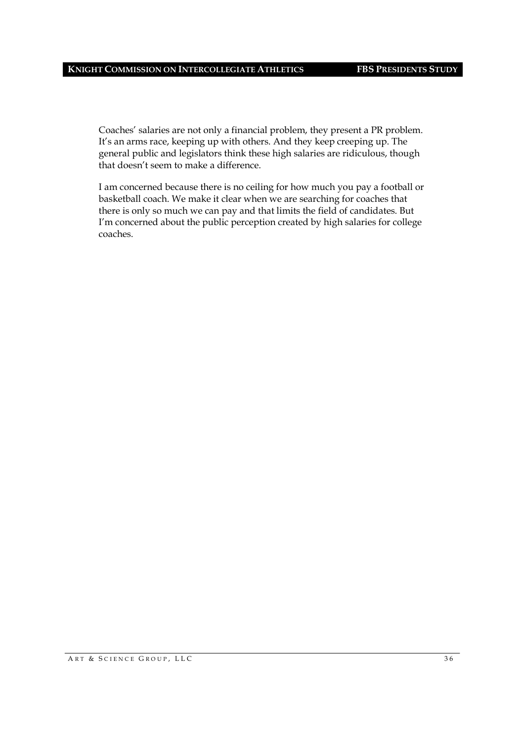Coaches' salaries are not only a financial problem, they present a PR problem. It's an arms race, keeping up with others. And they keep creeping up. The general public and legislators think these high salaries are ridiculous, though that doesn't seem to make a difference.

I am concerned because there is no ceiling for how much you pay a football or basketball coach. We make it clear when we are searching for coaches that there is only so much we can pay and that limits the field of candidates. But I'm concerned about the public perception created by high salaries for college coaches.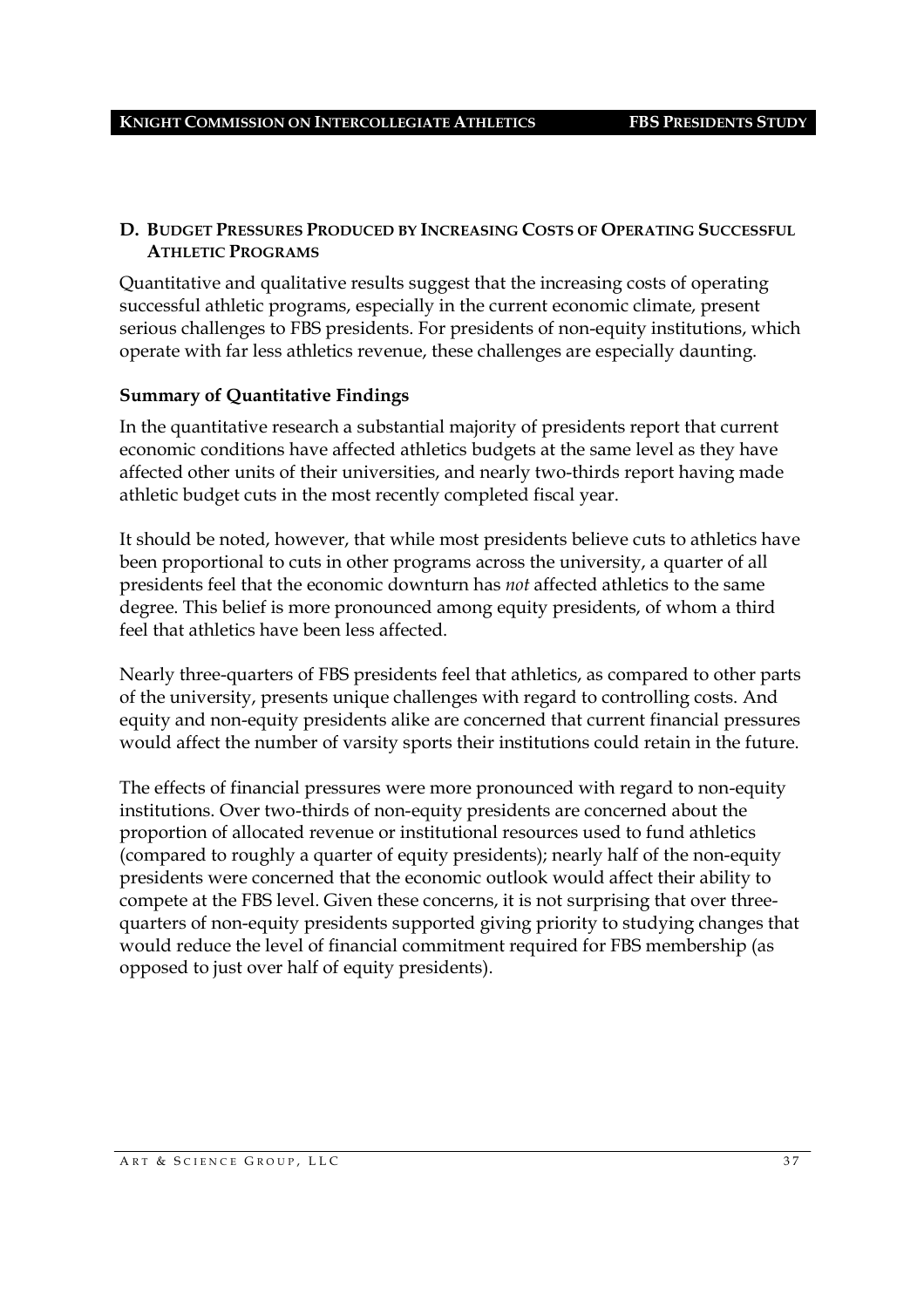## D. Budget Pressures Produced by Increasing Costs of Operating Successful Athletic Programs

Quantitative and qualitative results suggest that the increasing costs of operating successful athletic programs, especially in the current economic climate, present serious challenges to FBS presidents. For presidents of non-equity institutions, which operate with far less athletics revenue, these challenges are especially daunting.

### Summary of Quantitative Findings

In the quantitative research a substantial majority of presidents report that current economic conditions have affected athletics budgets at the same level as they have affected other units of their universities, and nearly two-thirds report having made athletic budget cuts in the most recently completed fiscal year.

It should be noted, however, that while most presidents believe cuts to athletics have been proportional to cuts in other programs across the university, a quarter of all presidents feel that the economic downturn has *not* affected athletics to the same degree. This belief is more pronounced among equity presidents, of whom a third feel that athletics have been less affected.

Nearly three-quarters of FBS presidents feel that athletics, as compared to other parts of the university, presents unique challenges with regard to controlling costs. And equity and non-equity presidents alike are concerned that current financial pressures would affect the number of varsity sports their institutions could retain in the future.

The effects of financial pressures were more pronounced with regard to non-equity institutions. Over two-thirds of non-equity presidents are concerned about the proportion of allocated revenue or institutional resources used to fund athletics (compared to roughly a quarter of equity presidents); nearly half of the non-equity presidents were concerned that the economic outlook would affect their ability to compete at the FBS level. Given these concerns, it is not surprising that over three-quarters of non-equity presidents supported giving priority to studying changes that would reduce the level of financial commitment required for FBS membership (as opposed to just over half of equity presidents).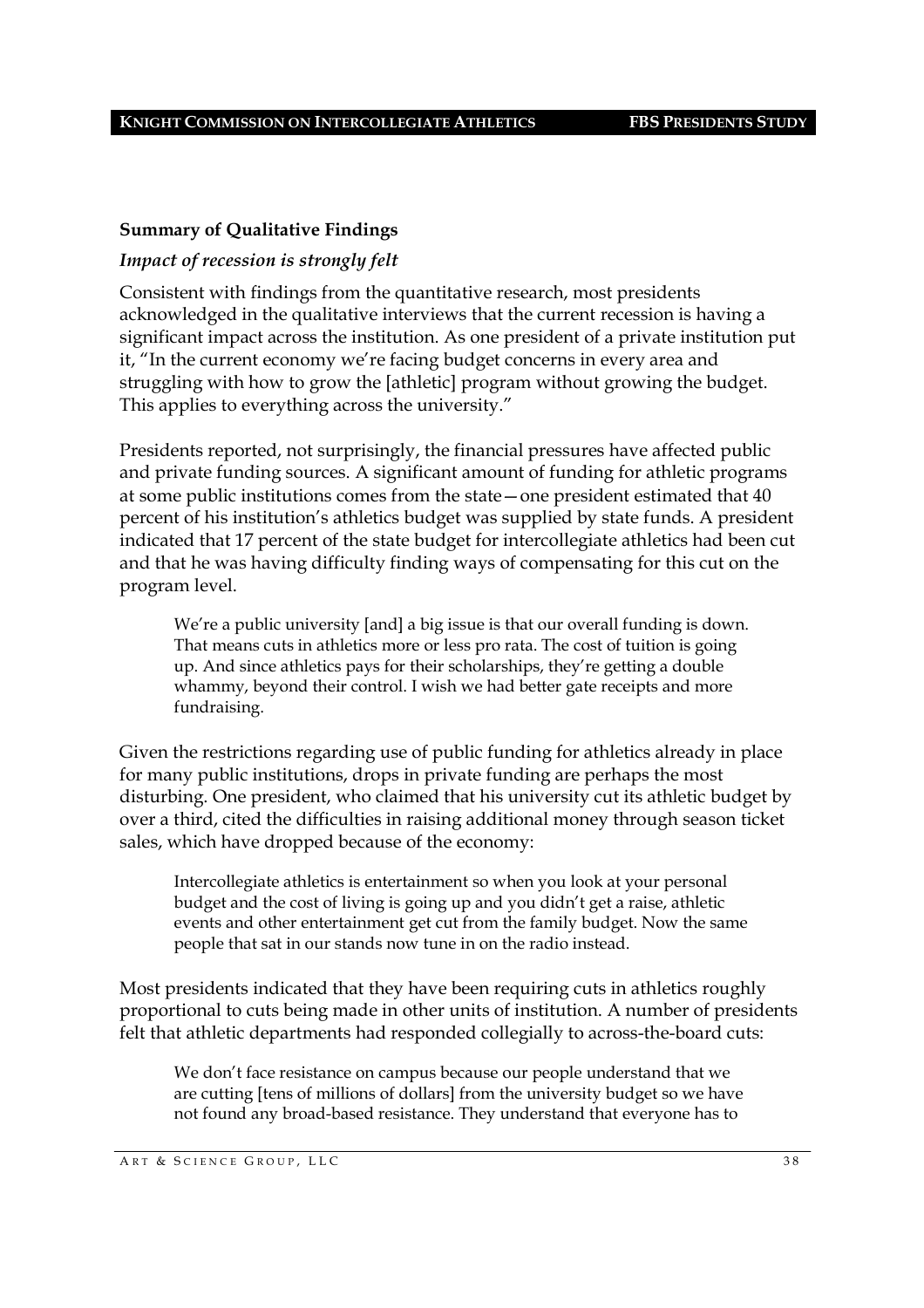**Summary of Qualitative Findings**

*Impact of recession is strongly felt*

Consistent with findings from the quantitative research, most presidents acknowledged in the qualitative interviews that the current recession is having a significant impact across the institution. As one president of a private institution put it, "In the current economy we're facing budget concerns in every area and struggling with how to grow the [athletic] program without growing the budget. This applies to everything across the university."

Presidents reported, not surprisingly, the financial pressures have affected public and private funding sources. A significant amount of funding for athletic programs at some public institutions comes from the state—one president estimated that 40 percent of his institution's athletics budget was supplied by state funds. A president indicated that 17 percent of the state budget for intercollegiate athletics had been cut and that he was having difficulty finding ways of compensating for this cut on the program level.

> We're a public university [and] a big issue is that our overall funding is down. That means cuts in athletics more or less pro rata. The cost of tuition is going up. And since athletics pays for their scholarships, they're getting a double whammy, beyond their control. I wish we had better gate receipts and more fundraising.

Given the restrictions regarding use of public funding for athletics already in place for many public institutions, drops in private funding are perhaps the most disturbing. One president, who claimed that his university cut its athletic budget by over a third, cited the difficulties in raising additional money through season ticket sales, which have dropped because of the economy:

> Intercollegiate athletics is entertainment so when you look at your personal budget and the cost of living is going up and you didn't get a raise, athletic events and other entertainment get cut from the family budget. Now the same people that sat in our stands now tune in on the radio instead.

Most presidents indicated that they have been requiring cuts in athletics roughly proportional to cuts being made in other units of institution. A number of presidents felt that athletic departments had responded collegially to across-the-board cuts:

> We don't face resistance on campus because our people understand that we are cutting [tens of millions of dollars] from the university budget so we have not found any broad-based resistance. They understand that everyone has to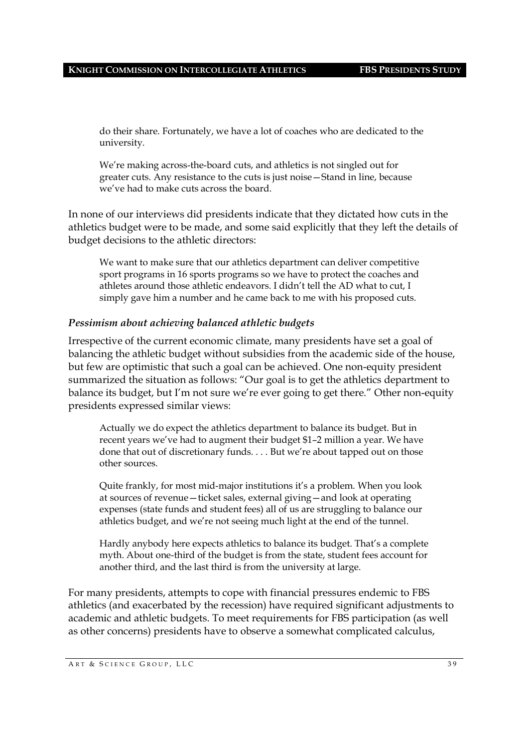> do their share. Fortunately, we have a lot of coaches who are dedicated to the university.
>
> We're making across-the-board cuts, and athletics is not singled out for greater cuts. Any resistance to the cuts is just noise—Stand in line, because we've had to make cuts across the board.

In none of our interviews did presidents indicate that they dictated how cuts in the athletics budget were to be made, and some said explicitly that they left the details of budget decisions to the athletic directors:

> We want to make sure that our athletics department can deliver competitive sport programs in 16 sports programs so we have to protect the coaches and athletes around those athletic endeavors. I didn't tell the AD what to cut, I simply gave him a number and he came back to me with his proposed cuts.

### *Pessimism about achieving balanced athletic budgets*

Irrespective of the current economic climate, many presidents have set a goal of balancing the athletic budget without subsidies from the academic side of the house, but few are optimistic that such a goal can be achieved. One non-equity president summarized the situation as follows: "Our goal is to get the athletics department to balance its budget, but I'm not sure we're ever going to get there." Other non-equity presidents expressed similar views:

> Actually we do expect the athletics department to balance its budget. But in recent years we've had to augment their budget $1–2 million a year. We have done that out of discretionary funds. . . . But we're about tapped out on those other sources.
>
> Quite frankly, for most mid-major institutions it's a problem. When you look at sources of revenue—ticket sales, external giving—and look at operating expenses (state funds and student fees) all of us are struggling to balance our athletics budget, and we're not seeing much light at the end of the tunnel.
>
> Hardly anybody here expects athletics to balance its budget. That's a complete myth. About one-third of the budget is from the state, student fees account for another third, and the last third is from the university at large.

For many presidents, attempts to cope with financial pressures endemic to FBS athletics (and exacerbated by the recession) have required significant adjustments to academic and athletic budgets. To meet requirements for FBS participation (as well as other concerns) presidents have to observe a somewhat complicated calculus,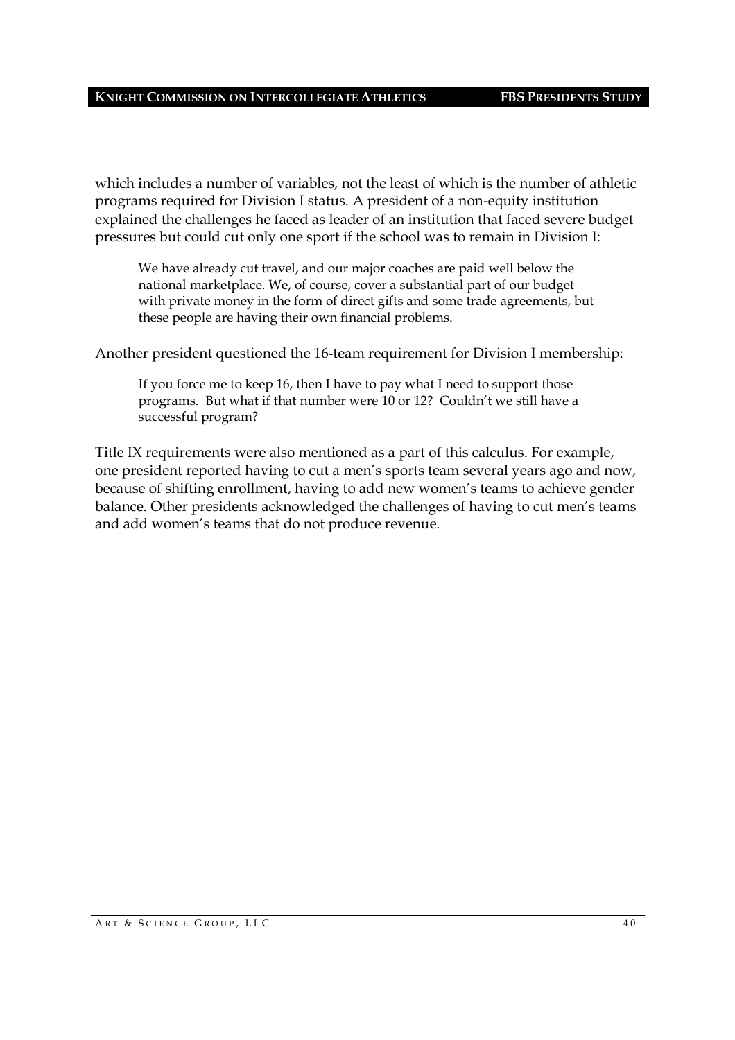which includes a number of variables, not the least of which is the number of athletic programs required for Division I status. A president of a non-equity institution explained the challenges he faced as leader of an institution that faced severe budget pressures but could cut only one sport if the school was to remain in Division I:

> We have already cut travel, and our major coaches are paid well below the national marketplace. We, of course, cover a substantial part of our budget with private money in the form of direct gifts and some trade agreements, but these people are having their own financial problems.

Another president questioned the 16-team requirement for Division I membership:

> If you force me to keep 16, then I have to pay what I need to support those programs. But what if that number were 10 or 12? Couldn't we still have a successful program?

Title IX requirements were also mentioned as a part of this calculus. For example, one president reported having to cut a men's sports team several years ago and now, because of shifting enrollment, having to add new women's teams to achieve gender balance. Other presidents acknowledged the challenges of having to cut men's teams and add women's teams that do not produce revenue.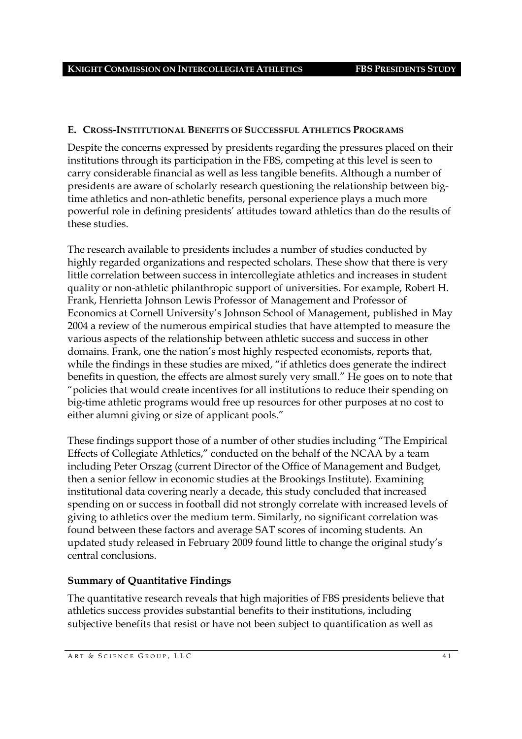## E. Cross-Institutional Benefits of Successful Athletics Programs

Despite the concerns expressed by presidents regarding the pressures placed on their institutions through its participation in the FBS, competing at this level is seen to carry considerable financial as well as less tangible benefits. Although a number of presidents are aware of scholarly research questioning the relationship between big-time athletics and non-athletic benefits, personal experience plays a much more powerful role in defining presidents' attitudes toward athletics than do the results of these studies.

The research available to presidents includes a number of studies conducted by highly regarded organizations and respected scholars. These show that there is very little correlation between success in intercollegiate athletics and increases in student quality or non-athletic philanthropic support of universities. For example, Robert H. Frank, Henrietta Johnson Lewis Professor of Management and Professor of Economics at Cornell University's Johnson School of Management, published in May 2004 a review of the numerous empirical studies that have attempted to measure the various aspects of the relationship between athletic success and success in other domains. Frank, one the nation's most highly respected economists, reports that, while the findings in these studies are mixed, "if athletics does generate the indirect benefits in question, the effects are almost surely very small." He goes on to note that "policies that would create incentives for all institutions to reduce their spending on big-time athletic programs would free up resources for other purposes at no cost to either alumni giving or size of applicant pools."

These findings support those of a number of other studies including "The Empirical Effects of Collegiate Athletics," conducted on the behalf of the NCAA by a team including Peter Orszag (current Director of the Office of Management and Budget, then a senior fellow in economic studies at the Brookings Institute). Examining institutional data covering nearly a decade, this study concluded that increased spending on or success in football did not strongly correlate with increased levels of giving to athletics over the medium term. Similarly, no significant correlation was found between these factors and average SAT scores of incoming students. An updated study released in February 2009 found little to change the original study's central conclusions.

### Summary of Quantitative Findings

The quantitative research reveals that high majorities of FBS presidents believe that athletics success provides substantial benefits to their institutions, including subjective benefits that resist or have not been subject to quantification as well as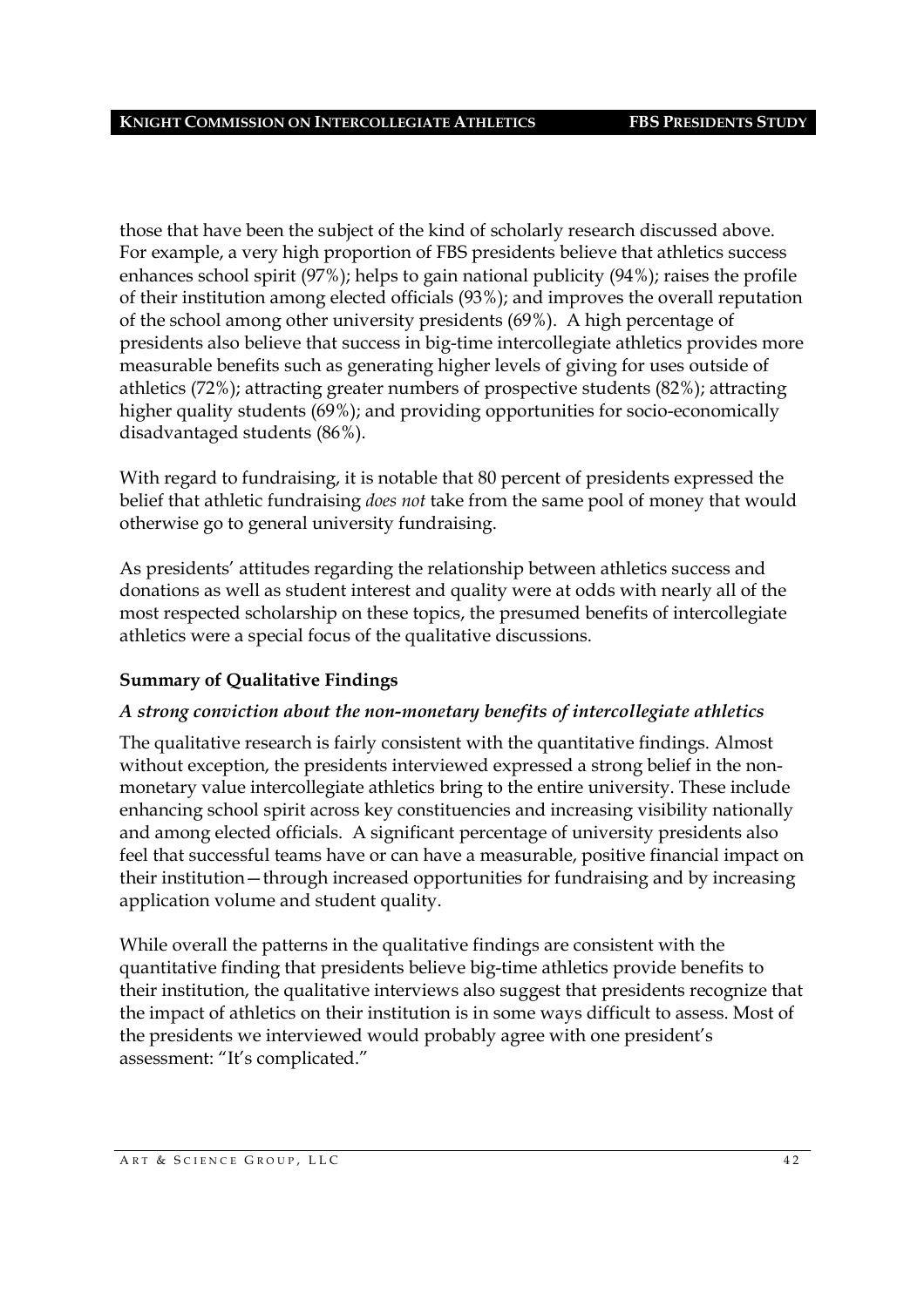those that have been the subject of the kind of scholarly research discussed above. For example, a very high proportion of FBS presidents believe that athletics success enhances school spirit (97%); helps to gain national publicity (94%); raises the profile of their institution among elected officials (93%); and improves the overall reputation of the school among other university presidents (69%). A high percentage of presidents also believe that success in big-time intercollegiate athletics provides more measurable benefits such as generating higher levels of giving for uses outside of athletics (72%); attracting greater numbers of prospective students (82%); attracting higher quality students (69%); and providing opportunities for socio-economically disadvantaged students (86%).

With regard to fundraising, it is notable that 80 percent of presidents expressed the belief that athletic fundraising *does not* take from the same pool of money that would otherwise go to general university fundraising.

As presidents' attitudes regarding the relationship between athletics success and donations as well as student interest and quality were at odds with nearly all of the most respected scholarship on these topics, the presumed benefits of intercollegiate athletics were a special focus of the qualitative discussions.

### Summary of Qualitative Findings

#### *A strong conviction about the non-monetary benefits of intercollegiate athletics*

The qualitative research is fairly consistent with the quantitative findings. Almost without exception, the presidents interviewed expressed a strong belief in the non-monetary value intercollegiate athletics bring to the entire university. These include enhancing school spirit across key constituencies and increasing visibility nationally and among elected officials. A significant percentage of university presidents also feel that successful teams have or can have a measurable, positive financial impact on their institution—through increased opportunities for fundraising and by increasing application volume and student quality.

While overall the patterns in the qualitative findings are consistent with the quantitative finding that presidents believe big-time athletics provide benefits to their institution, the qualitative interviews also suggest that presidents recognize that the impact of athletics on their institution is in some ways difficult to assess. Most of the presidents we interviewed would probably agree with one president's assessment: "It's complicated."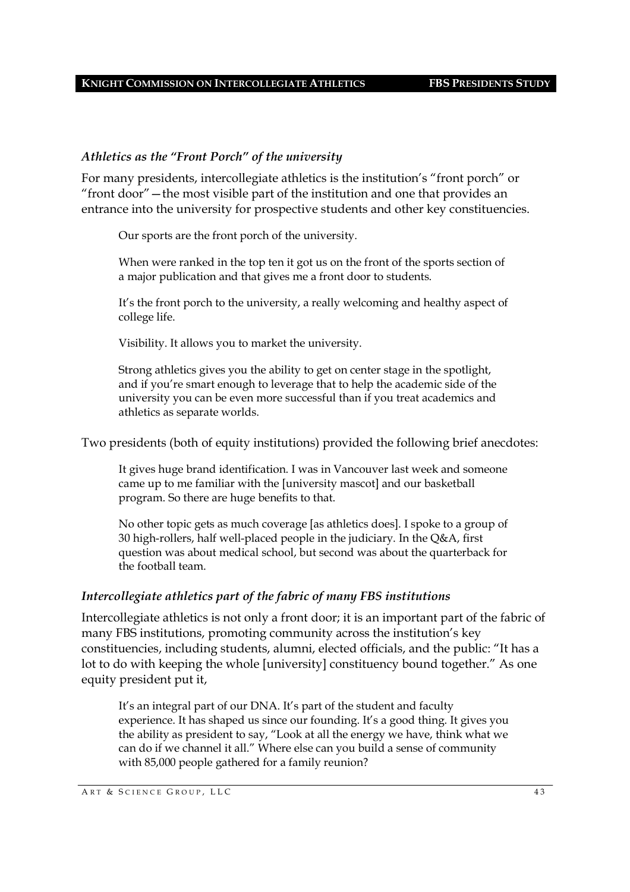### *Athletics as the "Front Porch" of the university*

For many presidents, intercollegiate athletics is the institution's "front porch" or "front door"—the most visible part of the institution and one that provides an entrance into the university for prospective students and other key constituencies.

> Our sports are the front porch of the university.
>
> When were ranked in the top ten it got us on the front of the sports section of a major publication and that gives me a front door to students.
>
> It's the front porch to the university, a really welcoming and healthy aspect of college life.
>
> Visibility. It allows you to market the university.
>
> Strong athletics gives you the ability to get on center stage in the spotlight, and if you're smart enough to leverage that to help the academic side of the university you can be even more successful than if you treat academics and athletics as separate worlds.

Two presidents (both of equity institutions) provided the following brief anecdotes:

> It gives huge brand identification. I was in Vancouver last week and someone came up to me familiar with the [university mascot] and our basketball program. So there are huge benefits to that.
>
> No other topic gets as much coverage [as athletics does]. I spoke to a group of 30 high-rollers, half well-placed people in the judiciary. In the Q&A, first question was about medical school, but second was about the quarterback for the football team.

### *Intercollegiate athletics part of the fabric of many FBS institutions*

Intercollegiate athletics is not only a front door; it is an important part of the fabric of many FBS institutions, promoting community across the institution's key constituencies, including students, alumni, elected officials, and the public: "It has a lot to do with keeping the whole [university] constituency bound together." As one equity president put it,

> It's an integral part of our DNA. It's part of the student and faculty experience. It has shaped us since our founding. It's a good thing. It gives you the ability as president to say, "Look at all the energy we have, think what we can do if we channel it all." Where else can you build a sense of community with 85,000 people gathered for a family reunion?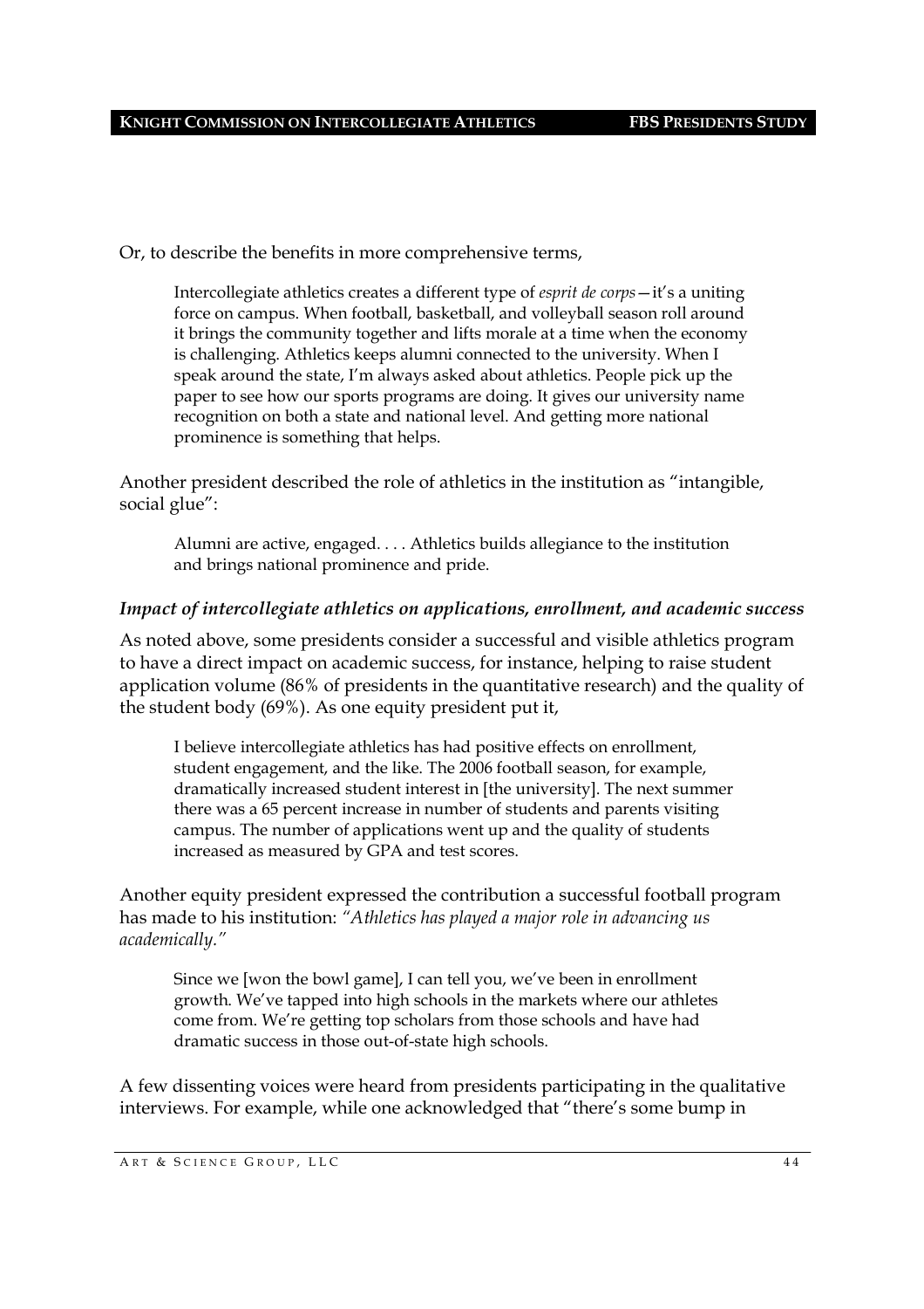Or, to describe the benefits in more comprehensive terms,

> Intercollegiate athletics creates a different type of *esprit de corps*—it's a uniting force on campus. When football, basketball, and volleyball season roll around it brings the community together and lifts morale at a time when the economy is challenging. Athletics keeps alumni connected to the university. When I speak around the state, I'm always asked about athletics. People pick up the paper to see how our sports programs are doing. It gives our university name recognition on both a state and national level. And getting more national prominence is something that helps.

Another president described the role of athletics in the institution as "intangible, social glue":

> Alumni are active, engaged. . . . Athletics builds allegiance to the institution and brings national prominence and pride.

### *Impact of intercollegiate athletics on applications, enrollment, and academic success*

As noted above, some presidents consider a successful and visible athletics program to have a direct impact on academic success, for instance, helping to raise student application volume (86% of presidents in the quantitative research) and the quality of the student body (69%). As one equity president put it,

> I believe intercollegiate athletics has had positive effects on enrollment, student engagement, and the like. The 2006 football season, for example, dramatically increased student interest in [the university]. The next summer there was a 65 percent increase in number of students and parents visiting campus. The number of applications went up and the quality of students increased as measured by GPA and test scores.

Another equity president expressed the contribution a successful football program has made to his institution: *"Athletics has played a major role in advancing us academically."*

> Since we [won the bowl game], I can tell you, we've been in enrollment growth. We've tapped into high schools in the markets where our athletes come from. We're getting top scholars from those schools and have had dramatic success in those out-of-state high schools.

A few dissenting voices were heard from presidents participating in the qualitative interviews. For example, while one acknowledged that "there's some bump in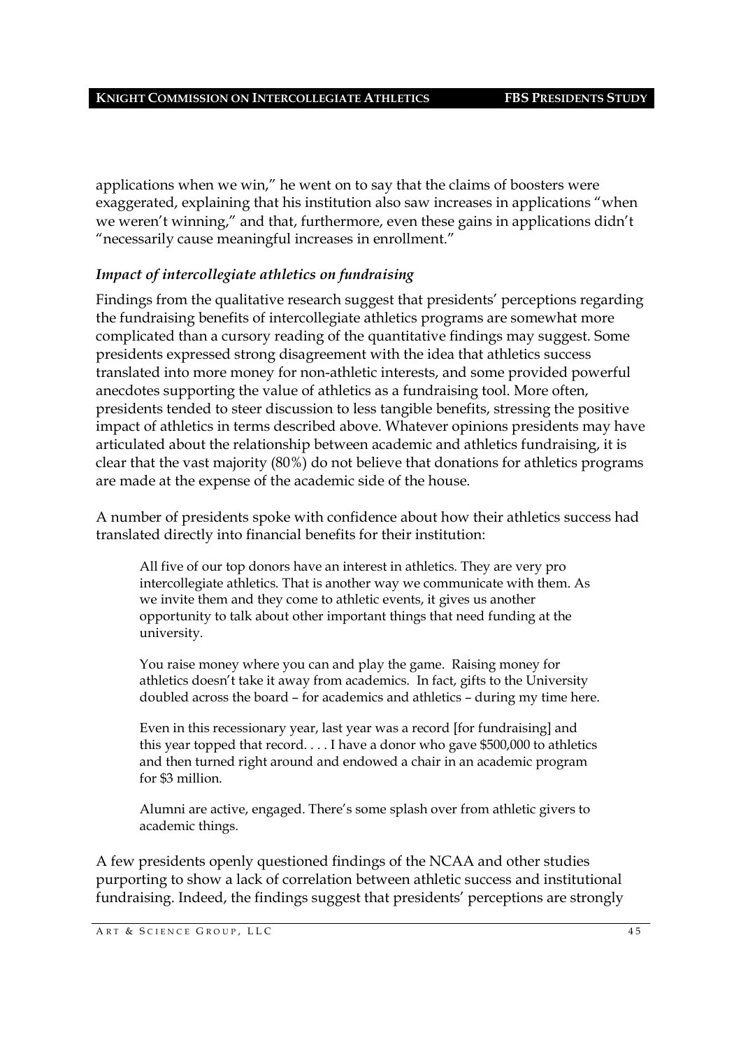applications when we win," he went on to say that the claims of boosters were exaggerated, explaining that his institution also saw increases in applications "when we weren't winning," and that, furthermore, even these gains in applications didn't "necessarily cause meaningful increases in enrollment."

### *Impact of intercollegiate athletics on fundraising*

Findings from the qualitative research suggest that presidents' perceptions regarding the fundraising benefits of intercollegiate athletics programs are somewhat more complicated than a cursory reading of the quantitative findings may suggest. Some presidents expressed strong disagreement with the idea that athletics success translated into more money for non-athletic interests, and some provided powerful anecdotes supporting the value of athletics as a fundraising tool. More often, presidents tended to steer discussion to less tangible benefits, stressing the positive impact of athletics in terms described above. Whatever opinions presidents may have articulated about the relationship between academic and athletics fundraising, it is clear that the vast majority (80%) do not believe that donations for athletics programs are made at the expense of the academic side of the house.

A number of presidents spoke with confidence about how their athletics success had translated directly into financial benefits for their institution:

> All five of our top donors have an interest in athletics. They are very pro intercollegiate athletics. That is another way we communicate with them. As we invite them and they come to athletic events, it gives us another opportunity to talk about other important things that need funding at the university.
>
> You raise money where you can and play the game. Raising money for athletics doesn't take it away from academics. In fact, gifts to the University doubled across the board – for academics and athletics – during my time here.
>
> Even in this recessionary year, last year was a record [for fundraising] and this year topped that record. . . . I have a donor who gave $500,000 to athletics and then turned right around and endowed a chair in an academic program for $3 million.
>
> Alumni are active, engaged. There's some splash over from athletic givers to academic things.

A few presidents openly questioned findings of the NCAA and other studies purporting to show a lack of correlation between athletic success and institutional fundraising. Indeed, the findings suggest that presidents' perceptions are strongly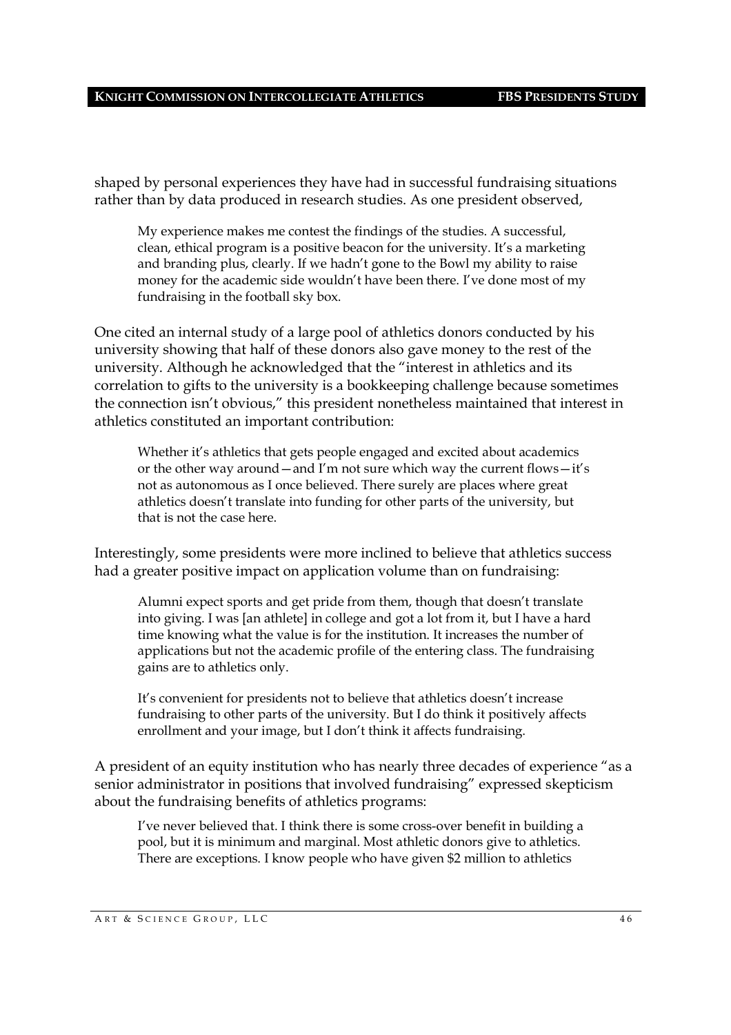shaped by personal experiences they have had in successful fundraising situations rather than by data produced in research studies. As one president observed,

> My experience makes me contest the findings of the studies. A successful, clean, ethical program is a positive beacon for the university. It's a marketing and branding plus, clearly. If we hadn't gone to the Bowl my ability to raise money for the academic side wouldn't have been there. I've done most of my fundraising in the football sky box.

One cited an internal study of a large pool of athletics donors conducted by his university showing that half of these donors also gave money to the rest of the university. Although he acknowledged that the "interest in athletics and its correlation to gifts to the university is a bookkeeping challenge because sometimes the connection isn't obvious," this president nonetheless maintained that interest in athletics constituted an important contribution:

> Whether it's athletics that gets people engaged and excited about academics or the other way around—and I'm not sure which way the current flows—it's not as autonomous as I once believed. There surely are places where great athletics doesn't translate into funding for other parts of the university, but that is not the case here.

Interestingly, some presidents were more inclined to believe that athletics success had a greater positive impact on application volume than on fundraising:

> Alumni expect sports and get pride from them, though that doesn't translate into giving. I was [an athlete] in college and got a lot from it, but I have a hard time knowing what the value is for the institution. It increases the number of applications but not the academic profile of the entering class. The fundraising gains are to athletics only.

> It's convenient for presidents not to believe that athletics doesn't increase fundraising to other parts of the university. But I do think it positively affects enrollment and your image, but I don't think it affects fundraising.

A president of an equity institution who has nearly three decades of experience "as a senior administrator in positions that involved fundraising" expressed skepticism about the fundraising benefits of athletics programs:

> I've never believed that. I think there is some cross-over benefit in building a pool, but it is minimum and marginal. Most athletic donors give to athletics. There are exceptions. I know people who have given $2 million to athletics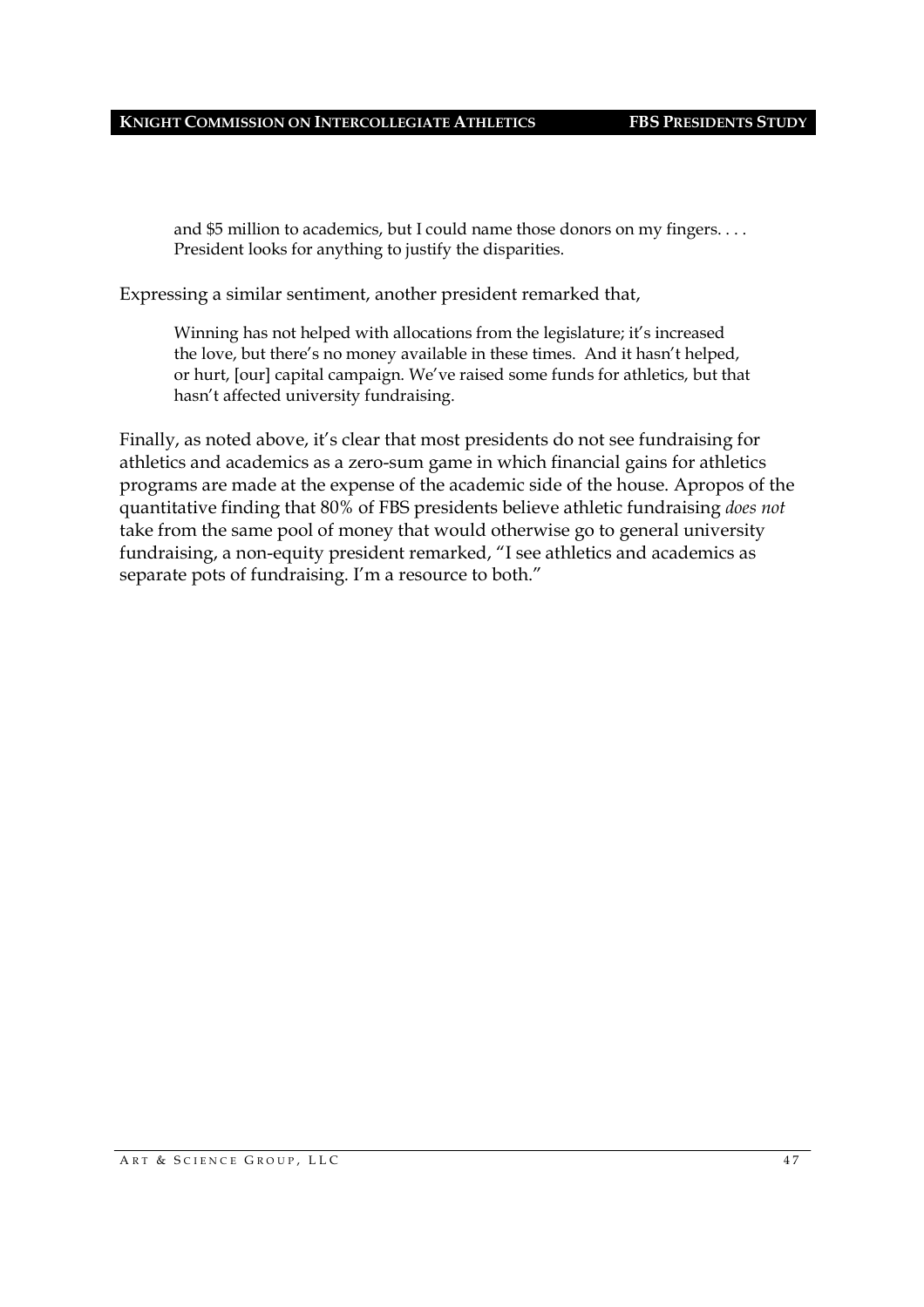> and $5 million to academics, but I could name those donors on my fingers. . . . President looks for anything to justify the disparities.

Expressing a similar sentiment, another president remarked that,

> Winning has not helped with allocations from the legislature; it's increased the love, but there's no money available in these times. And it hasn't helped, or hurt, [our] capital campaign. We've raised some funds for athletics, but that hasn't affected university fundraising.

Finally, as noted above, it's clear that most presidents do not see fundraising for athletics and academics as a zero-sum game in which financial gains for athletics programs are made at the expense of the academic side of the house. Apropos of the quantitative finding that 80% of FBS presidents believe athletic fundraising *does not* take from the same pool of money that would otherwise go to general university fundraising, a non-equity president remarked, "I see athletics and academics as separate pots of fundraising. I'm a resource to both."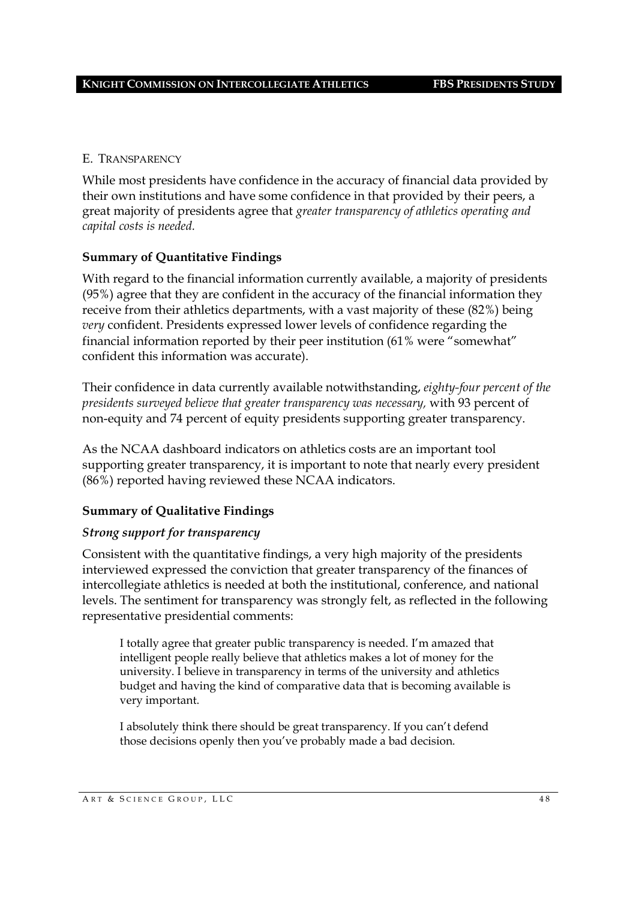## E. Transparency

While most presidents have confidence in the accuracy of financial data provided by their own institutions and have some confidence in that provided by their peers, a great majority of presidents agree that *greater transparency of athletics operating and capital costs is needed.*

### Summary of Quantitative Findings

With regard to the financial information currently available, a majority of presidents (95%) agree that they are confident in the accuracy of the financial information they receive from their athletics departments, with a vast majority of these (82%) being *very* confident. Presidents expressed lower levels of confidence regarding the financial information reported by their peer institution (61% were "somewhat" confident this information was accurate).

Their confidence in data currently available notwithstanding, *eighty-four percent of the presidents surveyed believe that greater transparency was necessary,* with 93 percent of non-equity and 74 percent of equity presidents supporting greater transparency.

As the NCAA dashboard indicators on athletics costs are an important tool supporting greater transparency, it is important to note that nearly every president (86%) reported having reviewed these NCAA indicators.

### Summary of Qualitative Findings

#### *Strong support for transparency*

Consistent with the quantitative findings, a very high majority of the presidents interviewed expressed the conviction that greater transparency of the finances of intercollegiate athletics is needed at both the institutional, conference, and national levels. The sentiment for transparency was strongly felt, as reflected in the following representative presidential comments:

> I totally agree that greater public transparency is needed. I'm amazed that intelligent people really believe that athletics makes a lot of money for the university. I believe in transparency in terms of the university and athletics budget and having the kind of comparative data that is becoming available is very important.

> I absolutely think there should be great transparency. If you can't defend those decisions openly then you've probably made a bad decision.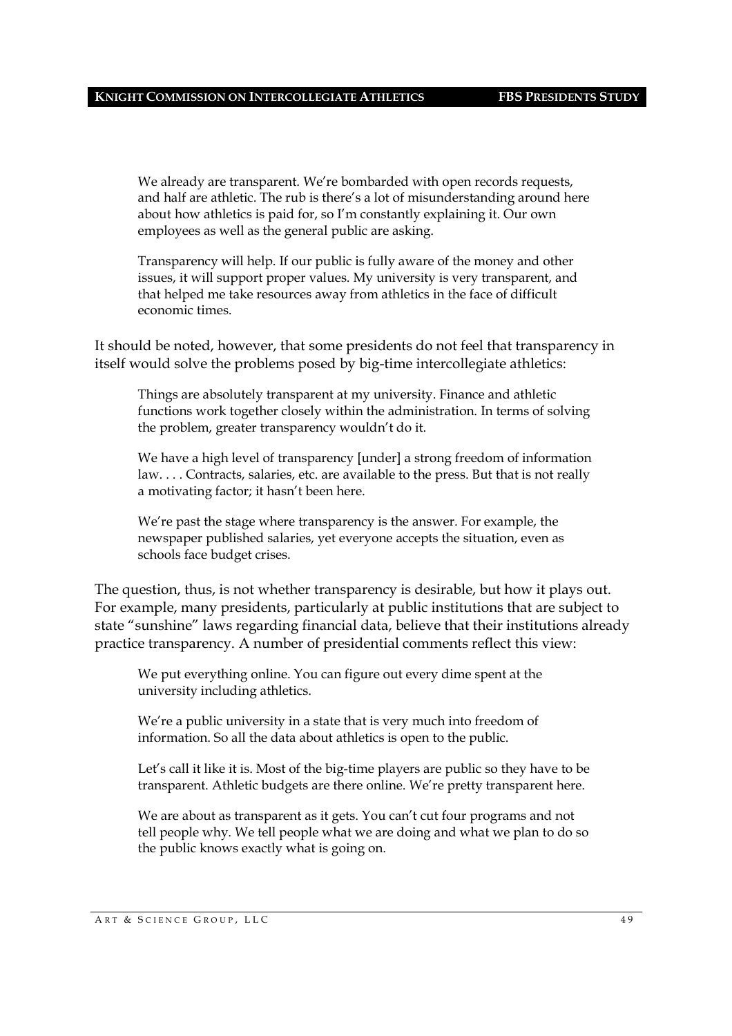> We already are transparent. We're bombarded with open records requests, and half are athletic. The rub is there's a lot of misunderstanding around here about how athletics is paid for, so I'm constantly explaining it. Our own employees as well as the general public are asking.

> Transparency will help. If our public is fully aware of the money and other issues, it will support proper values. My university is very transparent, and that helped me take resources away from athletics in the face of difficult economic times.

It should be noted, however, that some presidents do not feel that transparency in itself would solve the problems posed by big-time intercollegiate athletics:

> Things are absolutely transparent at my university. Finance and athletic functions work together closely within the administration. In terms of solving the problem, greater transparency wouldn't do it.

> We have a high level of transparency [under] a strong freedom of information law. . . . Contracts, salaries, etc. are available to the press. But that is not really a motivating factor; it hasn't been here.

> We're past the stage where transparency is the answer. For example, the newspaper published salaries, yet everyone accepts the situation, even as schools face budget crises.

The question, thus, is not whether transparency is desirable, but how it plays out. For example, many presidents, particularly at public institutions that are subject to state "sunshine" laws regarding financial data, believe that their institutions already practice transparency. A number of presidential comments reflect this view:

> We put everything online. You can figure out every dime spent at the university including athletics.

> We're a public university in a state that is very much into freedom of information. So all the data about athletics is open to the public.

> Let's call it like it is. Most of the big-time players are public so they have to be transparent. Athletic budgets are there online. We're pretty transparent here.

> We are about as transparent as it gets. You can't cut four programs and not tell people why. We tell people what we are doing and what we plan to do so the public knows exactly what is going on.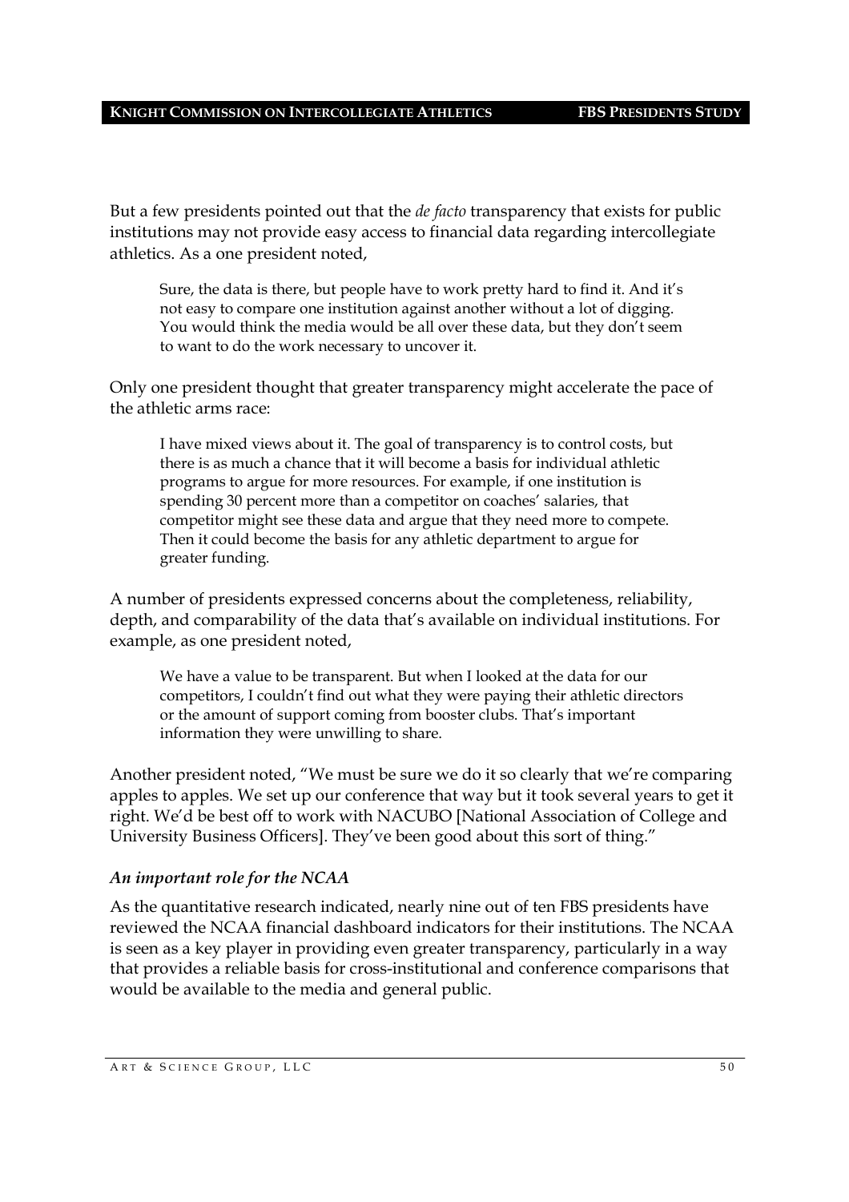But a few presidents pointed out that the *de facto* transparency that exists for public institutions may not provide easy access to financial data regarding intercollegiate athletics. As a one president noted,

> Sure, the data is there, but people have to work pretty hard to find it. And it's not easy to compare one institution against another without a lot of digging. You would think the media would be all over these data, but they don't seem to want to do the work necessary to uncover it.

Only one president thought that greater transparency might accelerate the pace of the athletic arms race:

> I have mixed views about it. The goal of transparency is to control costs, but there is as much a chance that it will become a basis for individual athletic programs to argue for more resources. For example, if one institution is spending 30 percent more than a competitor on coaches' salaries, that competitor might see these data and argue that they need more to compete. Then it could become the basis for any athletic department to argue for greater funding.

A number of presidents expressed concerns about the completeness, reliability, depth, and comparability of the data that's available on individual institutions. For example, as one president noted,

> We have a value to be transparent. But when I looked at the data for our competitors, I couldn't find out what they were paying their athletic directors or the amount of support coming from booster clubs. That's important information they were unwilling to share.

Another president noted, "We must be sure we do it so clearly that we're comparing apples to apples. We set up our conference that way but it took several years to get it right. We'd be best off to work with NACUBO [National Association of College and University Business Officers]. They've been good about this sort of thing."

### *An important role for the NCAA*

As the quantitative research indicated, nearly nine out of ten FBS presidents have reviewed the NCAA financial dashboard indicators for their institutions. The NCAA is seen as a key player in providing even greater transparency, particularly in a way that provides a reliable basis for cross-institutional and conference comparisons that would be available to the media and general public.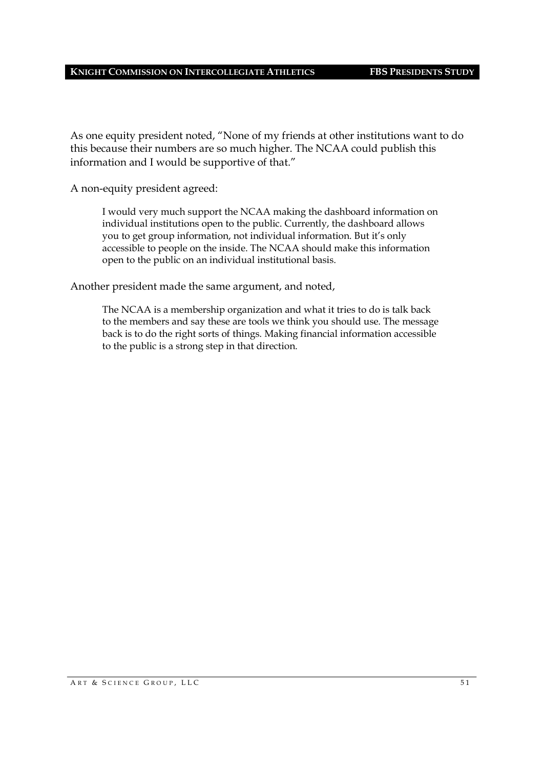As one equity president noted, "None of my friends at other institutions want to do this because their numbers are so much higher. The NCAA could publish this information and I would be supportive of that."

A non-equity president agreed:

> I would very much support the NCAA making the dashboard information on individual institutions open to the public. Currently, the dashboard allows you to get group information, not individual information. But it's only accessible to people on the inside. The NCAA should make this information open to the public on an individual institutional basis.

Another president made the same argument, and noted,

> The NCAA is a membership organization and what it tries to do is talk back to the members and say these are tools we think you should use. The message back is to do the right sorts of things. Making financial information accessible to the public is a strong step in that direction.